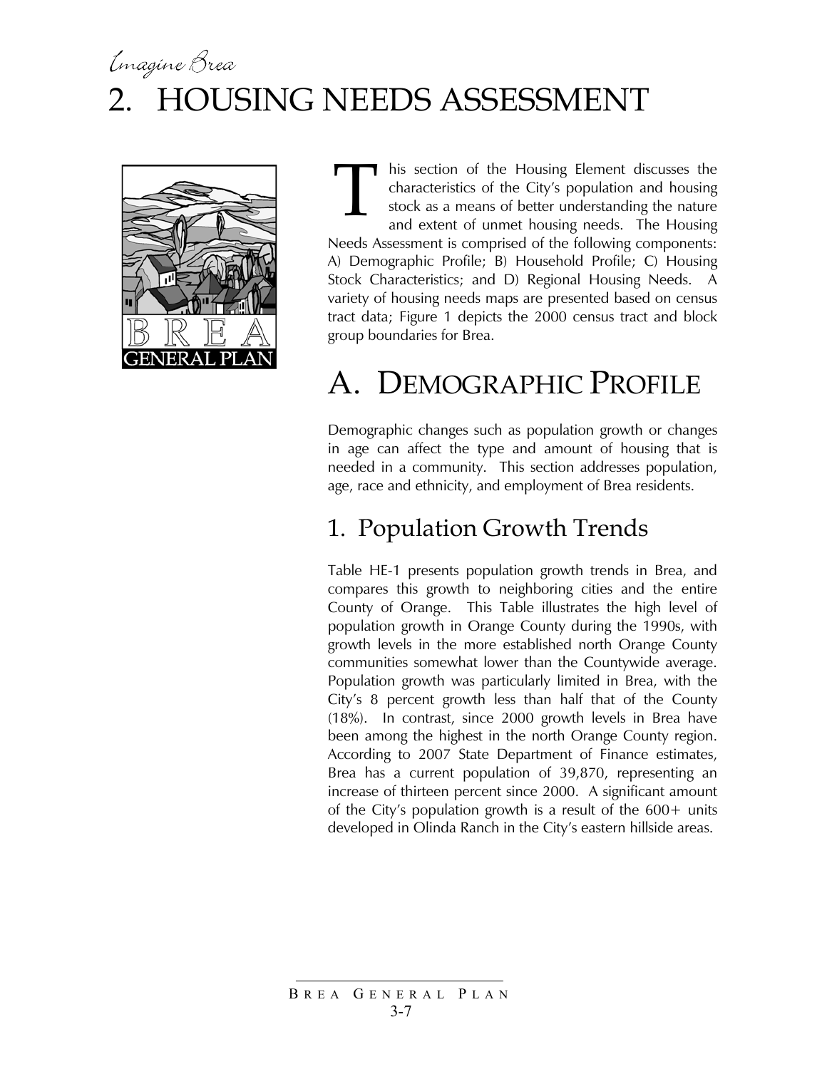# 2. HOUSING NEEDS ASSESSMENT

This section of the Housing Element discusses the characteristics of the City's population and housing stock as a means of better understanding the nature and extent of unmet housing needs. The Housing Needs Assessment is comprised of the following components: A) Demographic Profile; B) Household Profile; C) Housing Stock Characteristics; and D) Regional Housing Needs. A variety of housing needs maps are presented based on census tract data; Figure 1 depicts the 2000 census tract and block group boundaries for Brea.

## A. DEMOGRAPHIC PROFILE

Demographic changes such as population growth or changes in age can affect the type and amount of housing that is needed in a community. This section addresses population, age, race and ethnicity, and employment of Brea residents.

### 1. Population Growth Trends

Table HE-1 presents population growth trends in Brea, and compares this growth to neighboring cities and the entire County of Orange. This Table illustrates the high level of population growth in Orange County during the 1990s, with growth levels in the more established north Orange County communities somewhat lower than the Countywide average. Population growth was particularly limited in Brea, with the City's 8 percent growth less than half that of the County (18%). In contrast, since 2000 growth levels in Brea have been among the highest in the north Orange County region. According to 2007 State Department of Finance estimates, Brea has a current population of 39,870, representing an increase of thirteen percent since 2000. A significant amount of the City's population growth is a result of the 600+ units developed in Olinda Ranch in the City's eastern hillside areas.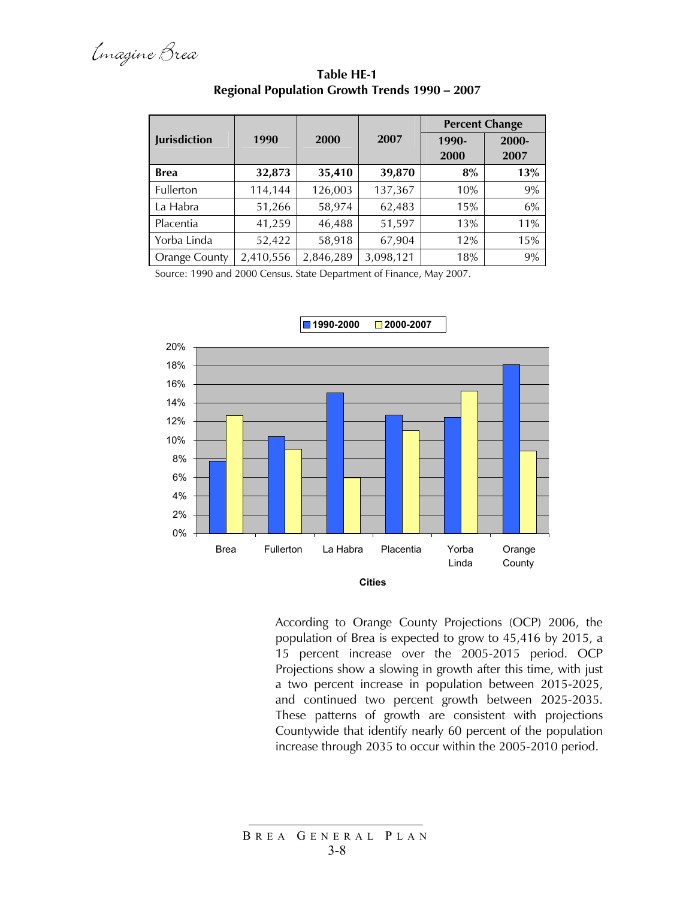**Table HE-1**
**Regional Population Growth Trends 1990 – 2007**

| Jurisdiction | 1990 | 2000 | 2007 | Percent Change | |
|---|---|---|---|---|---|
| | | | | 1990-2000 | 2000-2007 |
| **Brea** | **32,873** | **35,410** | **39,870** | **8%** | **13%** |
| Fullerton | 114,144 | 126,003 | 137,367 | 10% | 9% |
| La Habra | 51,266 | 58,974 | 62,483 | 15% | 6% |
| Placentia | 41,259 | 46,488 | 51,597 | 13% | 11% |
| Yorba Linda | 52,422 | 58,918 | 67,904 | 12% | 15% |
| Orange County | 2,410,556 | 2,846,289 | 3,098,121 | 18% | 9% |

Source: 1990 and 2000 Census. State Department of Finance, May 2007.

According to Orange County Projections (OCP) 2006, the population of Brea is expected to grow to 45,416 by 2015, a 15 percent increase over the 2005-2015 period. OCP Projections show a slowing in growth after this time, with just a two percent increase in population between 2015-2025, and continued two percent growth between 2025-2035. These patterns of growth are consistent with projections Countywide that identify nearly 60 percent of the population increase through 2035 to occur within the 2005-2010 period.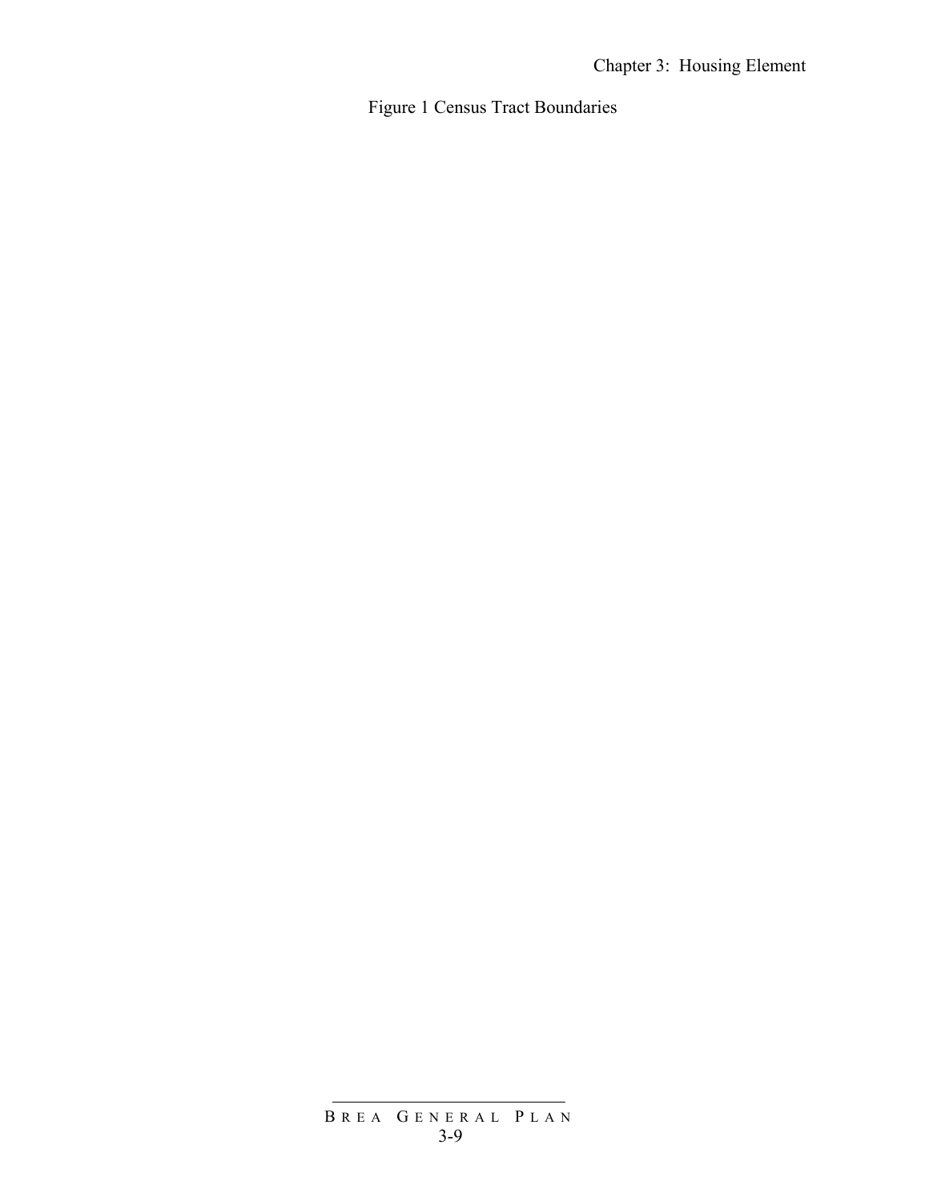Figure 1 Census Tract Boundaries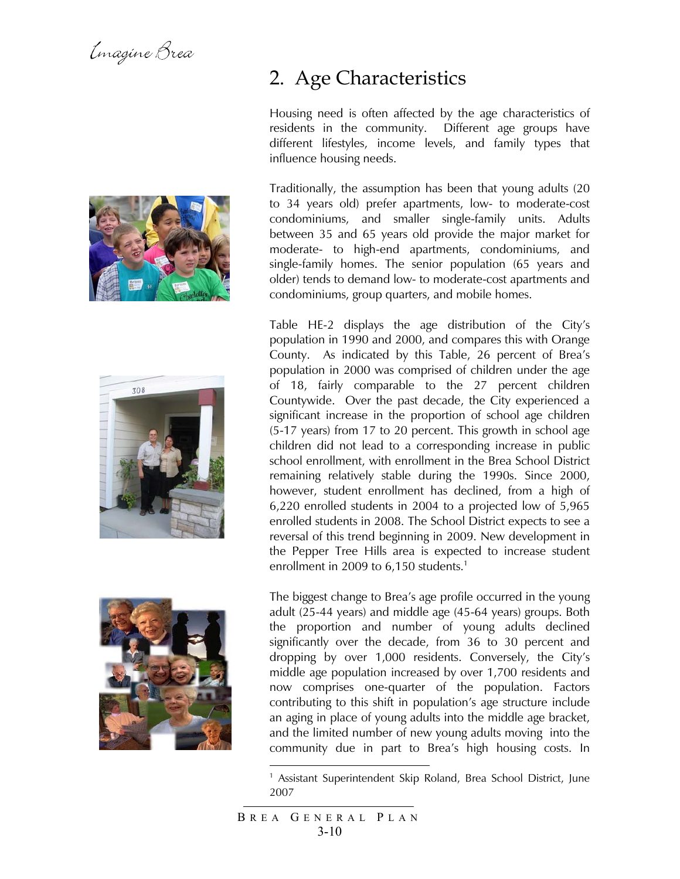## 2. Age Characteristics

Housing need is often affected by the age characteristics of residents in the community. Different age groups have different lifestyles, income levels, and family types that influence housing needs.

Traditionally, the assumption has been that young adults (20 to 34 years old) prefer apartments, low- to moderate-cost condominiums, and smaller single-family units. Adults between 35 and 65 years old provide the major market for moderate- to high-end apartments, condominiums, and single-family homes. The senior population (65 years and older) tends to demand low- to moderate-cost apartments and condominiums, group quarters, and mobile homes.

Table HE-2 displays the age distribution of the City's population in 1990 and 2000, and compares this with Orange County. As indicated by this Table, 26 percent of Brea's population in 2000 was comprised of children under the age of 18, fairly comparable to the 27 percent children Countywide. Over the past decade, the City experienced a significant increase in the proportion of school age children (5-17 years) from 17 to 20 percent. This growth in school age children did not lead to a corresponding increase in public school enrollment, with enrollment in the Brea School District remaining relatively stable during the 1990s. Since 2000, however, student enrollment has declined, from a high of 6,220 enrolled students in 2004 to a projected low of 5,965 enrolled students in 2008. The School District expects to see a reversal of this trend beginning in 2009. New development in the Pepper Tree Hills area is expected to increase student enrollment in 2009 to 6,150 students.[1]

The biggest change to Brea's age profile occurred in the young adult (25-44 years) and middle age (45-64 years) groups. Both the proportion and number of young adults declined significantly over the decade, from 36 to 30 percent and dropping by over 1,000 residents. Conversely, the City's middle age population increased by over 1,700 residents and now comprises one-quarter of the population. Factors contributing to this shift in population's age structure include an aging in place of young adults into the middle age bracket, and the limited number of new young adults moving into the community due in part to Brea's high housing costs. In

[1] Assistant Superintendent Skip Roland, Brea School District, June 2007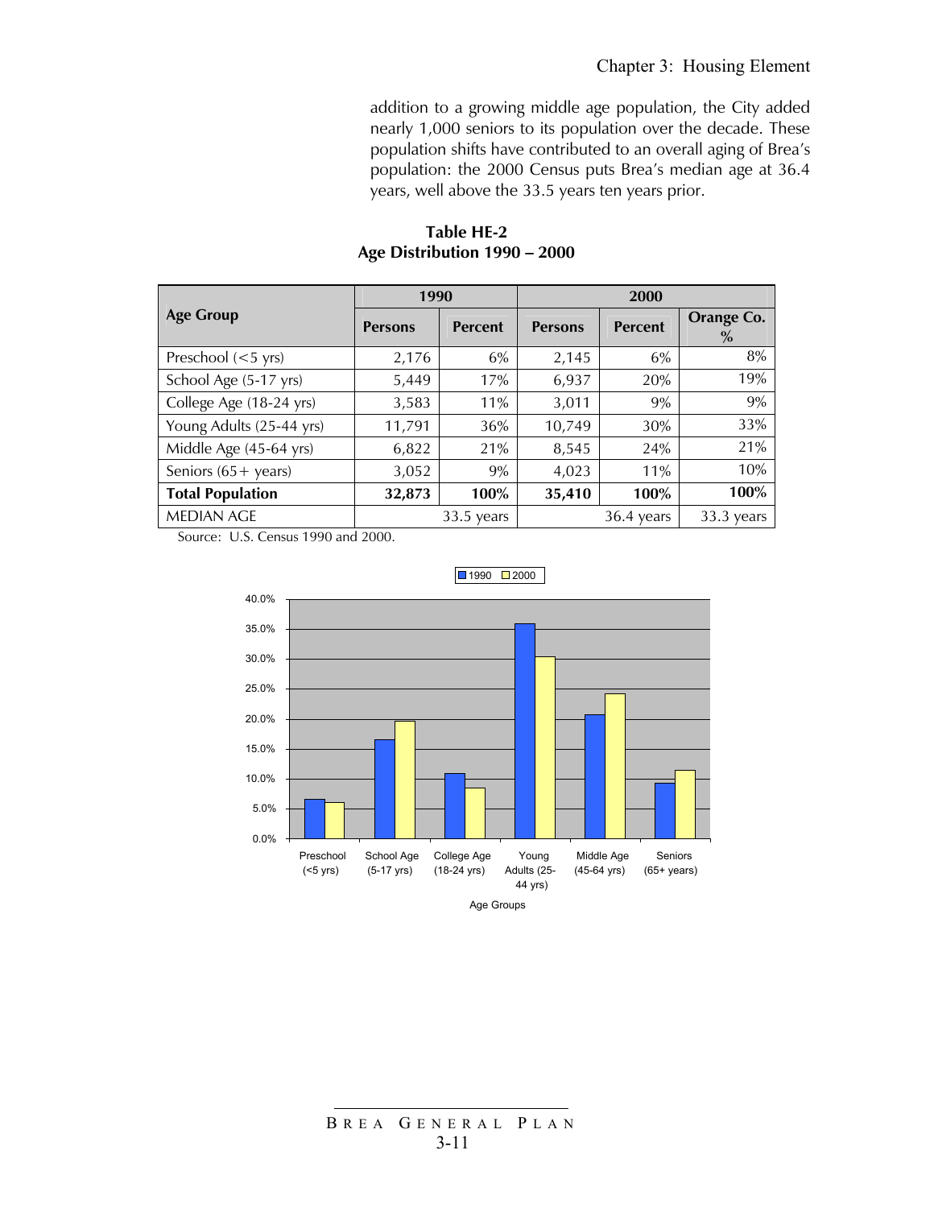addition to a growing middle age population, the City added nearly 1,000 seniors to its population over the decade. These population shifts have contributed to an overall aging of Brea's population: the 2000 Census puts Brea's median age at 36.4 years, well above the 33.5 years ten years prior.

**Table HE-2**
**Age Distribution 1990 – 2000**

| Age Group | 1990 | | 2000 | | |
|---|---|---|---|---|---|
| | Persons | Percent | Persons | Percent | Orange Co. % |
| Preschool (<5 yrs) | 2,176 | 6% | 2,145 | 6% | 8% |
| School Age (5-17 yrs) | 5,449 | 17% | 6,937 | 20% | 19% |
| College Age (18-24 yrs) | 3,583 | 11% | 3,011 | 9% | 9% |
| Young Adults (25-44 yrs) | 11,791 | 36% | 10,749 | 30% | 33% |
| Middle Age (45-64 yrs) | 6,822 | 21% | 8,545 | 24% | 21% |
| Seniors (65+ years) | 3,052 | 9% | 4,023 | 11% | 10% |
| **Total Population** | **32,873** | **100%** | **35,410** | **100%** | **100%** |
| MEDIAN AGE | 33.5 years | | 36.4 years | | 33.3 years |

Source: U.S. Census 1990 and 2000.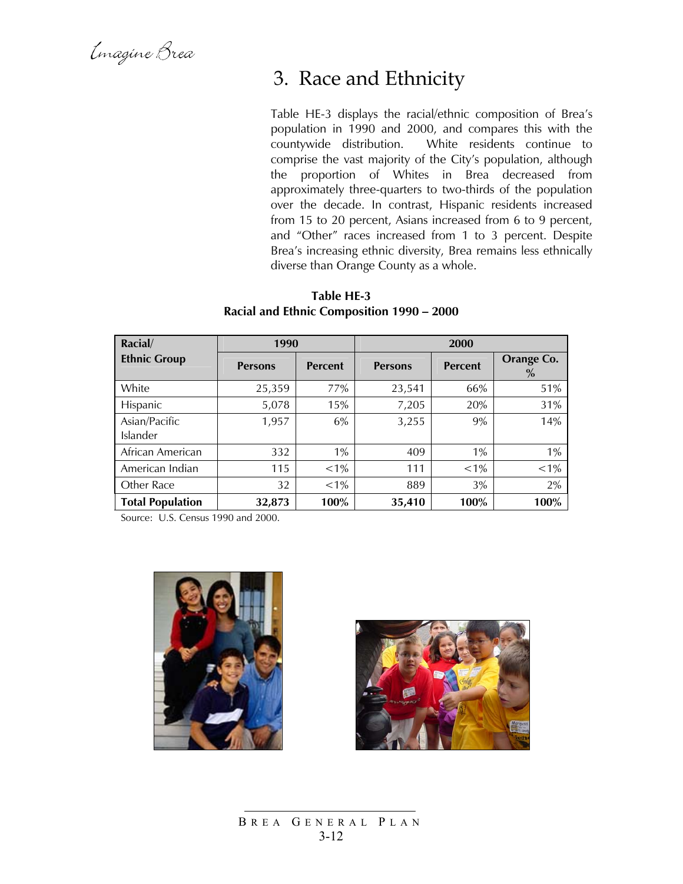## 3. Race and Ethnicity

Table HE-3 displays the racial/ethnic composition of Brea's population in 1990 and 2000, and compares this with the countywide distribution. White residents continue to comprise the vast majority of the City's population, although the proportion of Whites in Brea decreased from approximately three-quarters to two-thirds of the population over the decade. In contrast, Hispanic residents increased from 15 to 20 percent, Asians increased from 6 to 9 percent, and "Other" races increased from 1 to 3 percent. Despite Brea's increasing ethnic diversity, Brea remains less ethnically diverse than Orange County as a whole.

**Table HE-3**
**Racial and Ethnic Composition 1990 – 2000**

| Racial/ Ethnic Group | 1990 | | 2000 | | |
|---|---|---|---|---|---|
| | Persons | Percent | Persons | Percent | Orange Co. % |
| White | 25,359 | 77% | 23,541 | 66% | 51% |
| Hispanic | 5,078 | 15% | 7,205 | 20% | 31% |
| Asian/Pacific Islander | 1,957 | 6% | 3,255 | 9% | 14% |
| African American | 332 | 1% | 409 | 1% | 1% |
| American Indian | 115 | <1% | 111 | <1% | <1% |
| Other Race | 32 | <1% | 889 | 3% | 2% |
| **Total Population** | **32,873** | **100%** | **35,410** | **100%** | **100%** |

Source: U.S. Census 1990 and 2000.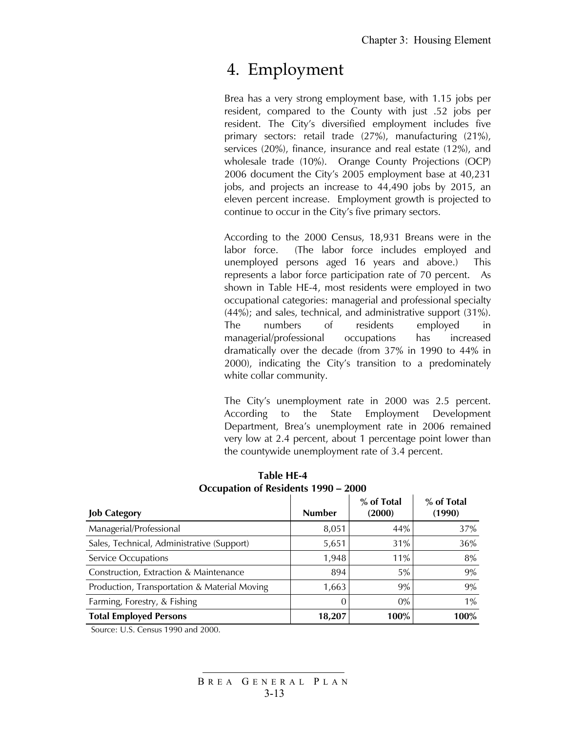# 4. Employment

Brea has a very strong employment base, with 1.15 jobs per resident, compared to the County with just .52 jobs per resident. The City's diversified employment includes five primary sectors: retail trade (27%), manufacturing (21%), services (20%), finance, insurance and real estate (12%), and wholesale trade (10%). Orange County Projections (OCP) 2006 document the City's 2005 employment base at 40,231 jobs, and projects an increase to 44,490 jobs by 2015, an eleven percent increase. Employment growth is projected to continue to occur in the City's five primary sectors.

According to the 2000 Census, 18,931 Breans were in the labor force. (The labor force includes employed and unemployed persons aged 16 years and above.) This represents a labor force participation rate of 70 percent. As shown in Table HE-4, most residents were employed in two occupational categories: managerial and professional specialty (44%); and sales, technical, and administrative support (31%). The numbers of residents employed in managerial/professional occupations has increased dramatically over the decade (from 37% in 1990 to 44% in 2000), indicating the City's transition to a predominately white collar community.

The City's unemployment rate in 2000 was 2.5 percent. According to the State Employment Development Department, Brea's unemployment rate in 2006 remained very low at 2.4 percent, about 1 percentage point lower than the countywide unemployment rate of 3.4 percent.

**Table HE-4**
**Occupation of Residents 1990 – 2000**

| Job Category | Number | % of Total (2000) | % of Total (1990) |
|---|---|---|---|
| Managerial/Professional | 8,051 | 44% | 37% |
| Sales, Technical, Administrative (Support) | 5,651 | 31% | 36% |
| Service Occupations | 1,948 | 11% | 8% |
| Construction, Extraction & Maintenance | 894 | 5% | 9% |
| Production, Transportation & Material Moving | 1,663 | 9% | 9% |
| Farming, Forestry, & Fishing | 0 | 0% | 1% |
| **Total Employed Persons** | **18,207** | **100%** | **100%** |

Source: U.S. Census 1990 and 2000.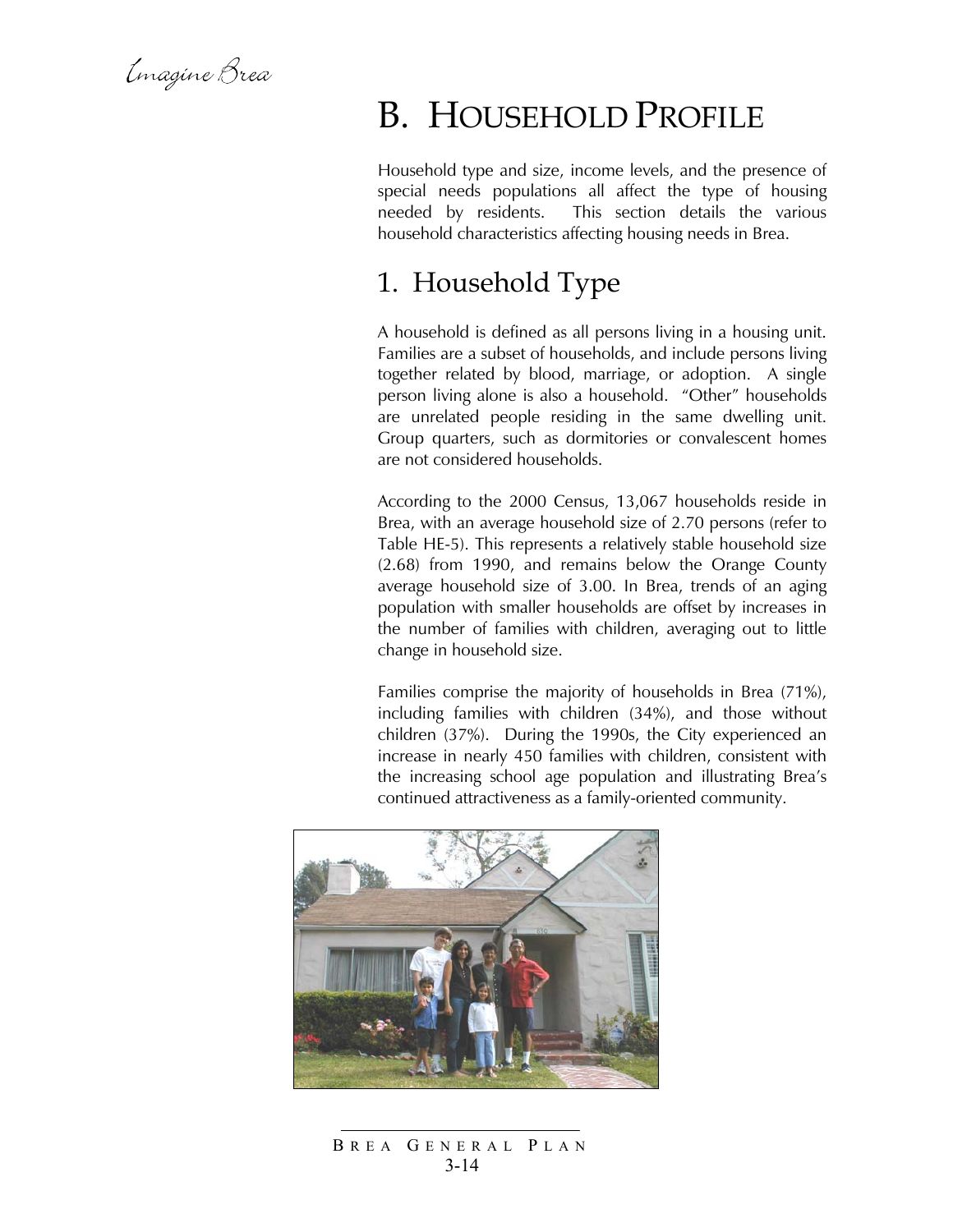# B. HOUSEHOLD PROFILE

Household type and size, income levels, and the presence of special needs populations all affect the type of housing needed by residents. This section details the various household characteristics affecting housing needs in Brea.

## 1. Household Type

A household is defined as all persons living in a housing unit. Families are a subset of households, and include persons living together related by blood, marriage, or adoption. A single person living alone is also a household. "Other" households are unrelated people residing in the same dwelling unit. Group quarters, such as dormitories or convalescent homes are not considered households.

According to the 2000 Census, 13,067 households reside in Brea, with an average household size of 2.70 persons (refer to Table HE-5). This represents a relatively stable household size (2.68) from 1990, and remains below the Orange County average household size of 3.00. In Brea, trends of an aging population with smaller households are offset by increases in the number of families with children, averaging out to little change in household size.

Families comprise the majority of households in Brea (71%), including families with children (34%), and those without children (37%). During the 1990s, the City experienced an increase in nearly 450 families with children, consistent with the increasing school age population and illustrating Brea's continued attractiveness as a family-oriented community.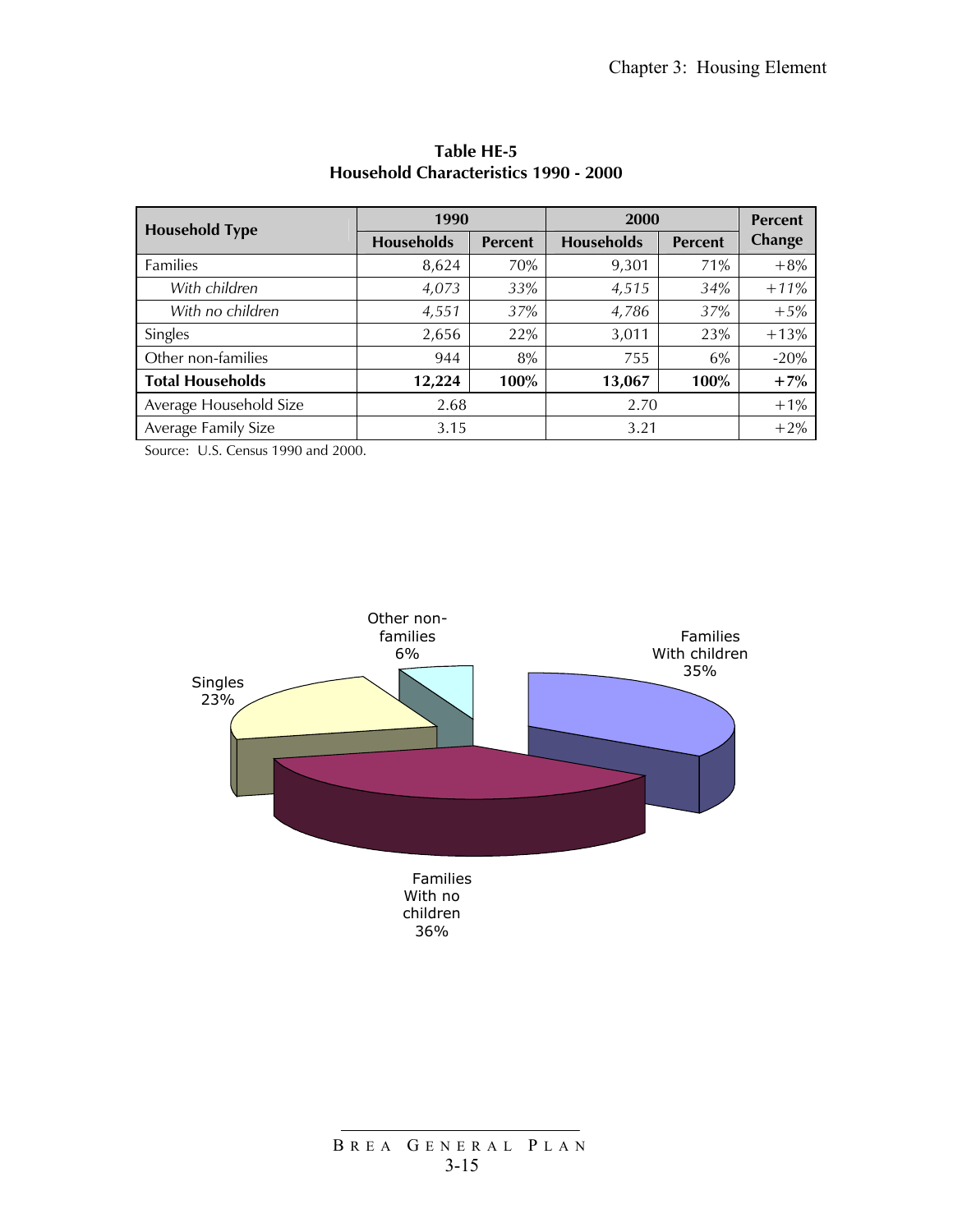**Table HE-5**
**Household Characteristics 1990 - 2000**

| Household Type | 1990 | | 2000 | | Percent Change |
|---|---|---|---|---|---|
| | Households | Percent | Households | Percent | |
| Families | 8,624 | 70% | 9,301 | 71% | +8% |
| *With children* | *4,073* | *33%* | *4,515* | *34%* | *+11%* |
| *With no children* | *4,551* | *37%* | *4,786* | *37%* | *+5%* |
| Singles | 2,656 | 22% | 3,011 | 23% | +13% |
| Other non-families | 944 | 8% | 755 | 6% | -20% |
| **Total Households** | **12,224** | **100%** | **13,067** | **100%** | **+7%** |
| Average Household Size | 2.68 | | 2.70 | | +1% |
| Average Family Size | 3.15 | | 3.21 | | +2% |

Source: U.S. Census 1990 and 2000.

Other non-families 6%

Families With children 35%

Singles 23%

Families With no children 36%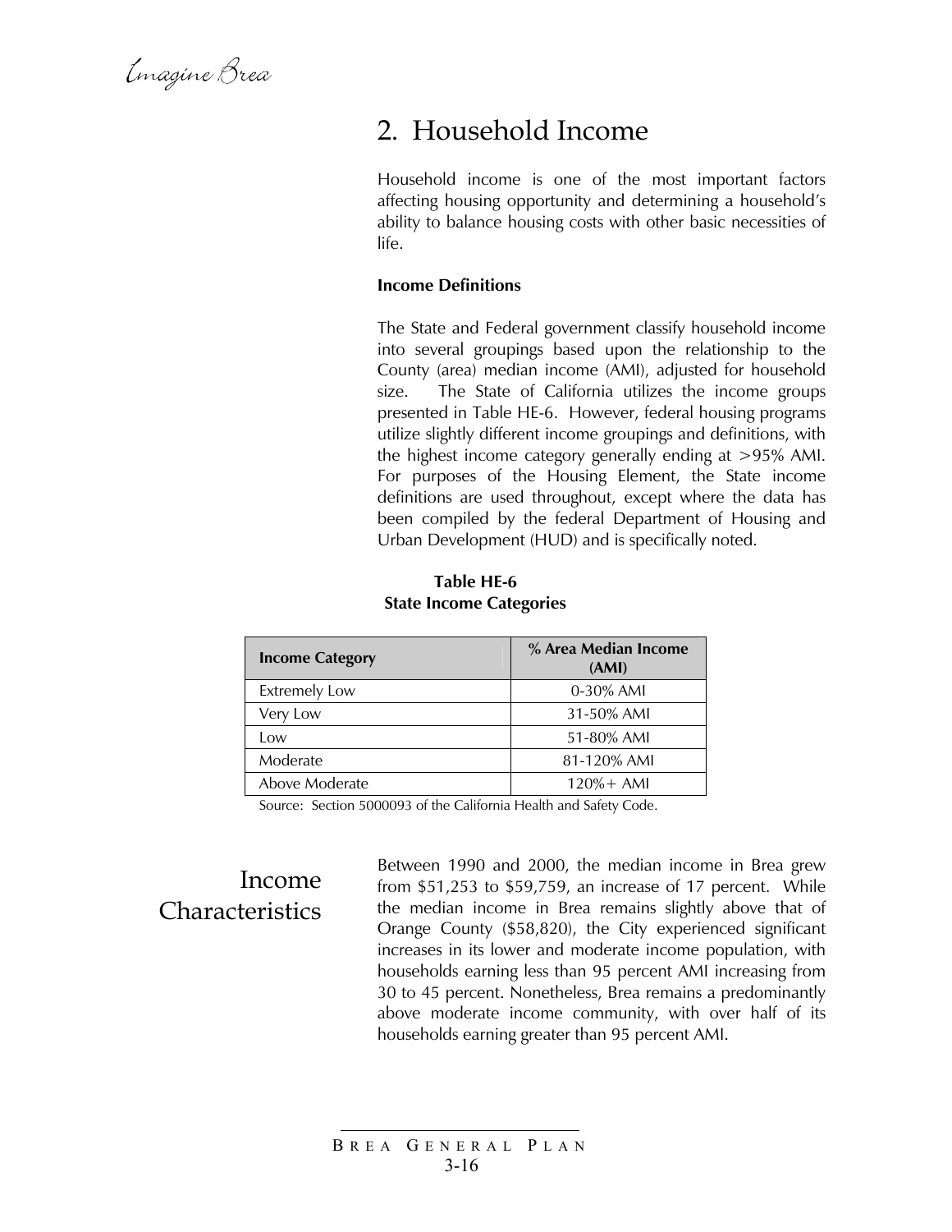## 2. Household Income

Household income is one of the most important factors affecting housing opportunity and determining a household's ability to balance housing costs with other basic necessities of life.

**Income Definitions**

The State and Federal government classify household income into several groupings based upon the relationship to the County (area) median income (AMI), adjusted for household size. The State of California utilizes the income groups presented in Table HE-6. However, federal housing programs utilize slightly different income groupings and definitions, with the highest income category generally ending at >95% AMI. For purposes of the Housing Element, the State income definitions are used throughout, except where the data has been compiled by the federal Department of Housing and Urban Development (HUD) and is specifically noted.

**Table HE-6**
**State Income Categories**

| Income Category | % Area Median Income (AMI) |
|---|---|
| Extremely Low | 0-30% AMI |
| Very Low | 31-50% AMI |
| Low | 51-80% AMI |
| Moderate | 81-120% AMI |
| Above Moderate | 120%+ AMI |

Source: Section 5000093 of the California Health and Safety Code.

### Income Characteristics

Between 1990 and 2000, the median income in Brea grew from $51,253 to $59,759, an increase of 17 percent. While the median income in Brea remains slightly above that of Orange County ($58,820), the City experienced significant increases in its lower and moderate income population, with households earning less than 95 percent AMI increasing from 30 to 45 percent. Nonetheless, Brea remains a predominantly above moderate income community, with over half of its households earning greater than 95 percent AMI.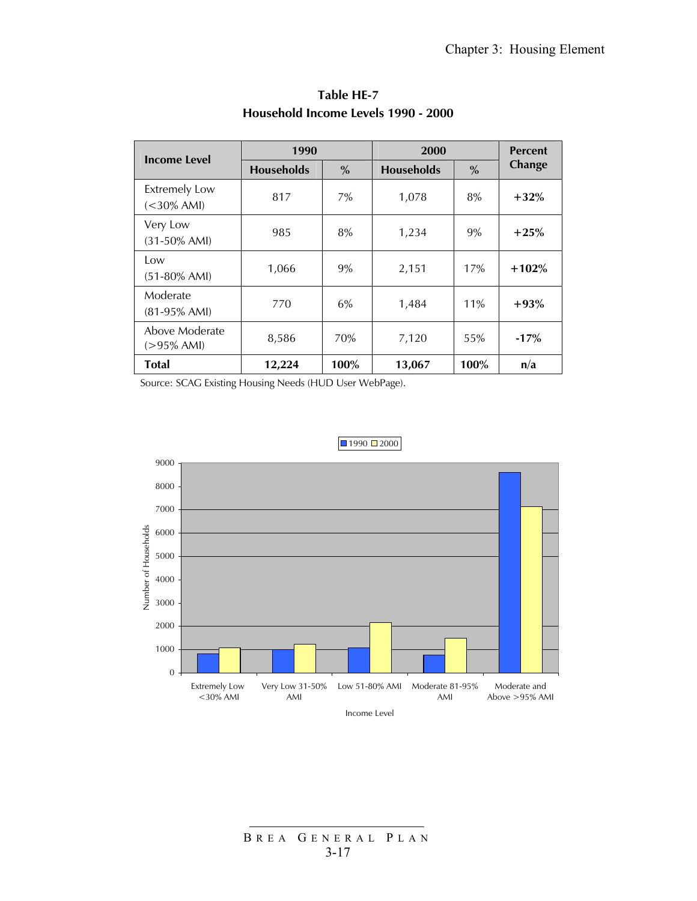**Table HE-7**
**Household Income Levels 1990 - 2000**

| Income Level | 1990 | | 2000 | | Percent Change |
|---|---|---|---|---|---|
| | Households | % | Households | % | |
| Extremely Low (<30% AMI) | 817 | 7% | 1,078 | 8% | **+32%** |
| Very Low (31-50% AMI) | 985 | 8% | 1,234 | 9% | **+25%** |
| Low (51-80% AMI) | 1,066 | 9% | 2,151 | 17% | **+102%** |
| Moderate (81-95% AMI) | 770 | 6% | 1,484 | 11% | **+93%** |
| Above Moderate (>95% AMI) | 8,586 | 70% | 7,120 | 55% | **-17%** |
| **Total** | **12,224** | **100%** | **13,067** | **100%** | **n/a** |

Source: SCAG Existing Housing Needs (HUD User WebPage).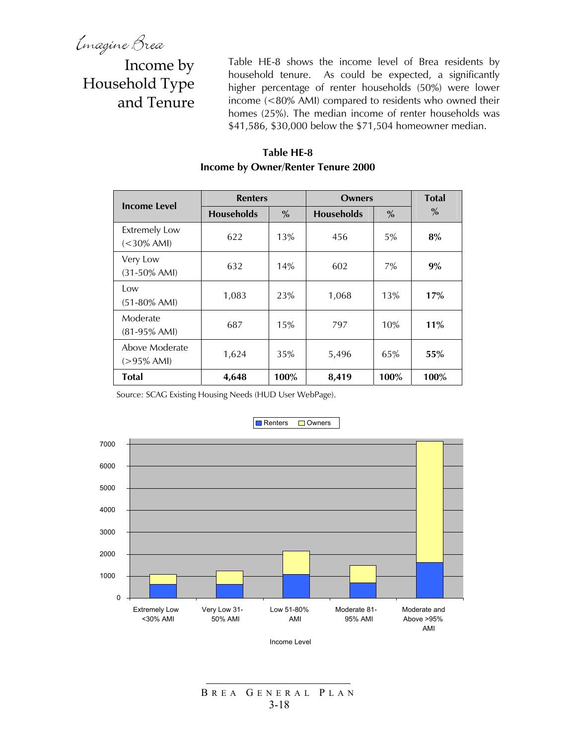## Income by Household Type and Tenure

Table HE-8 shows the income level of Brea residents by household tenure. As could be expected, a significantly higher percentage of renter households (50%) were lower income (<80% AMI) compared to residents who owned their homes (25%). The median income of renter households was $41,586, $30,000 below the $71,504 homeowner median.

**Table HE-8**
**Income by Owner/Renter Tenure 2000**

| Income Level | Renters | | Owners | | Total |
|---|---|---|---|---|---|
| | Households | % | Households | % | % |
| Extremely Low (<30% AMI) | 622 | 13% | 456 | 5% | **8%** |
| Very Low (31-50% AMI) | 632 | 14% | 602 | 7% | **9%** |
| Low (51-80% AMI) | 1,083 | 23% | 1,068 | 13% | **17%** |
| Moderate (81-95% AMI) | 687 | 15% | 797 | 10% | **11%** |
| Above Moderate (>95% AMI) | 1,624 | 35% | 5,496 | 65% | **55%** |
| **Total** | **4,648** | **100%** | **8,419** | **100%** | **100%** |

Source: SCAG Existing Housing Needs (HUD User WebPage).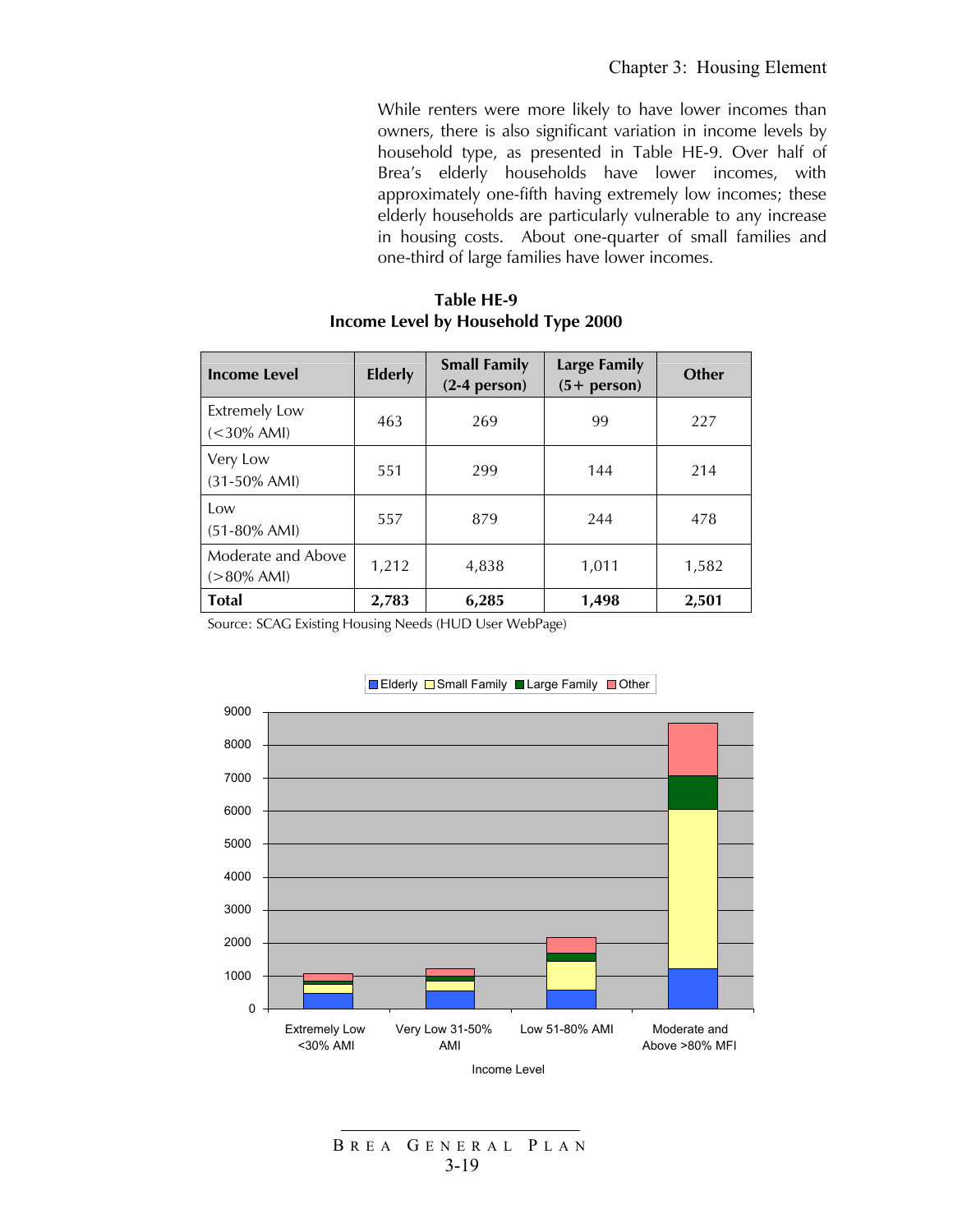While renters were more likely to have lower incomes than owners, there is also significant variation in income levels by household type, as presented in Table HE-9. Over half of Brea's elderly households have lower incomes, with approximately one-fifth having extremely low incomes; these elderly households are particularly vulnerable to any increase in housing costs. About one-quarter of small families and one-third of large families have lower incomes.

**Table HE-9**
**Income Level by Household Type 2000**

| Income Level | Elderly | Small Family (2-4 person) | Large Family (5+ person) | Other |
|---|---|---|---|---|
| Extremely Low (<30% AMI) | 463 | 269 | 99 | 227 |
| Very Low (31-50% AMI) | 551 | 299 | 144 | 214 |
| Low (51-80% AMI) | 557 | 879 | 244 | 478 |
| Moderate and Above (>80% AMI) | 1,212 | 4,838 | 1,011 | 1,582 |
| **Total** | **2,783** | **6,285** | **1,498** | **2,501** |

Source: SCAG Existing Housing Needs (HUD User WebPage)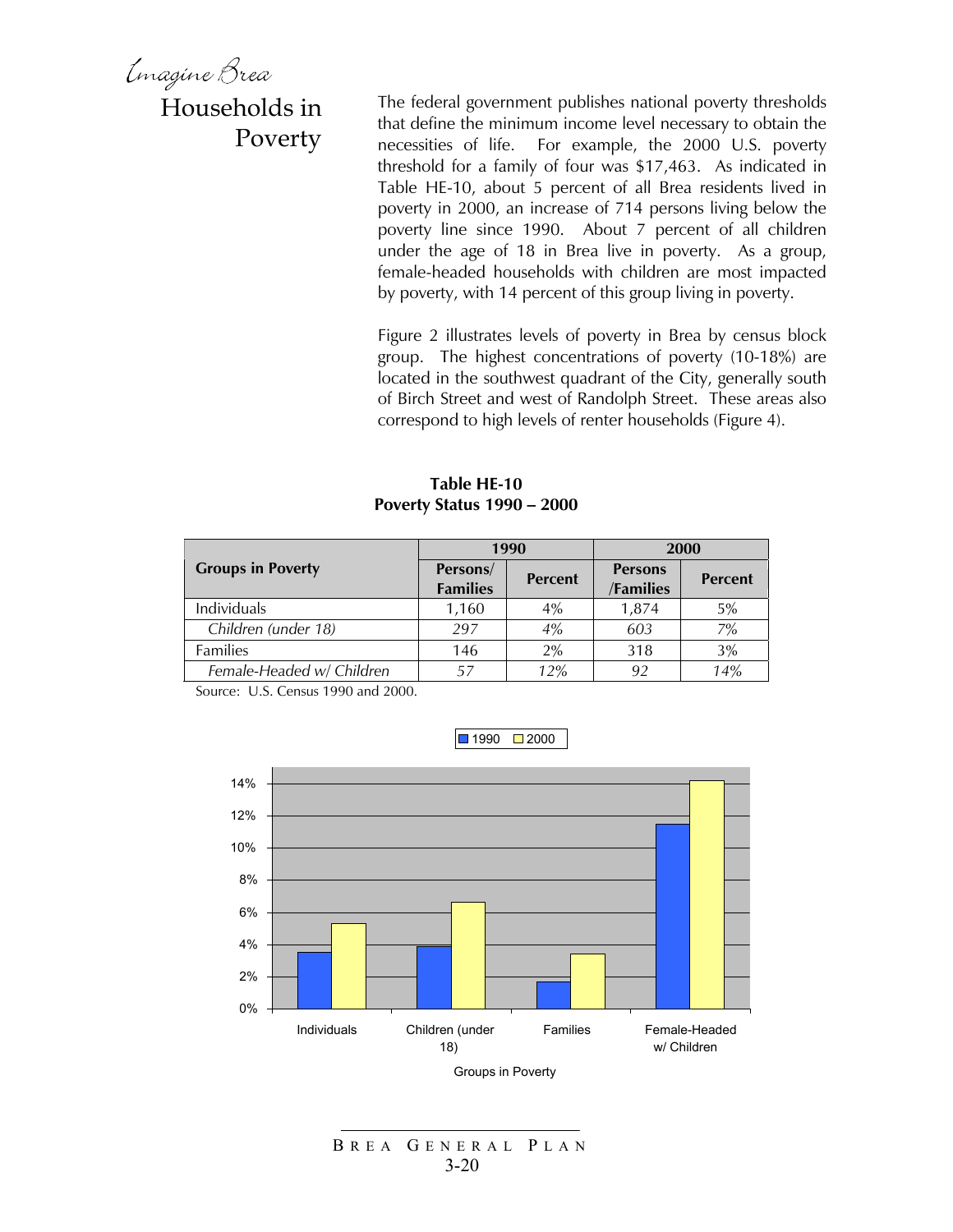## Households in Poverty

The federal government publishes national poverty thresholds that define the minimum income level necessary to obtain the necessities of life. For example, the 2000 U.S. poverty threshold for a family of four was $17,463. As indicated in Table HE-10, about 5 percent of all Brea residents lived in poverty in 2000, an increase of 714 persons living below the poverty line since 1990. About 7 percent of all children under the age of 18 in Brea live in poverty. As a group, female-headed households with children are most impacted by poverty, with 14 percent of this group living in poverty.

Figure 2 illustrates levels of poverty in Brea by census block group. The highest concentrations of poverty (10-18%) are located in the southwest quadrant of the City, generally south of Birch Street and west of Randolph Street. These areas also correspond to high levels of renter households (Figure 4).

**Table HE-10**
**Poverty Status 1990 – 2000**

| Groups in Poverty | 1990 | | 2000 | |
|---|---|---|---|---|
| | Persons/ Families | Percent | Persons /Families | Percent |
| Individuals | 1,160 | 4% | 1,874 | 5% |
| *Children (under 18)* | *297* | *4%* | *603* | *7%* |
| Families | 146 | 2% | 318 | 3% |
| *Female-Headed w/ Children* | *57* | *12%* | *92* | *14%* |

Source: U.S. Census 1990 and 2000.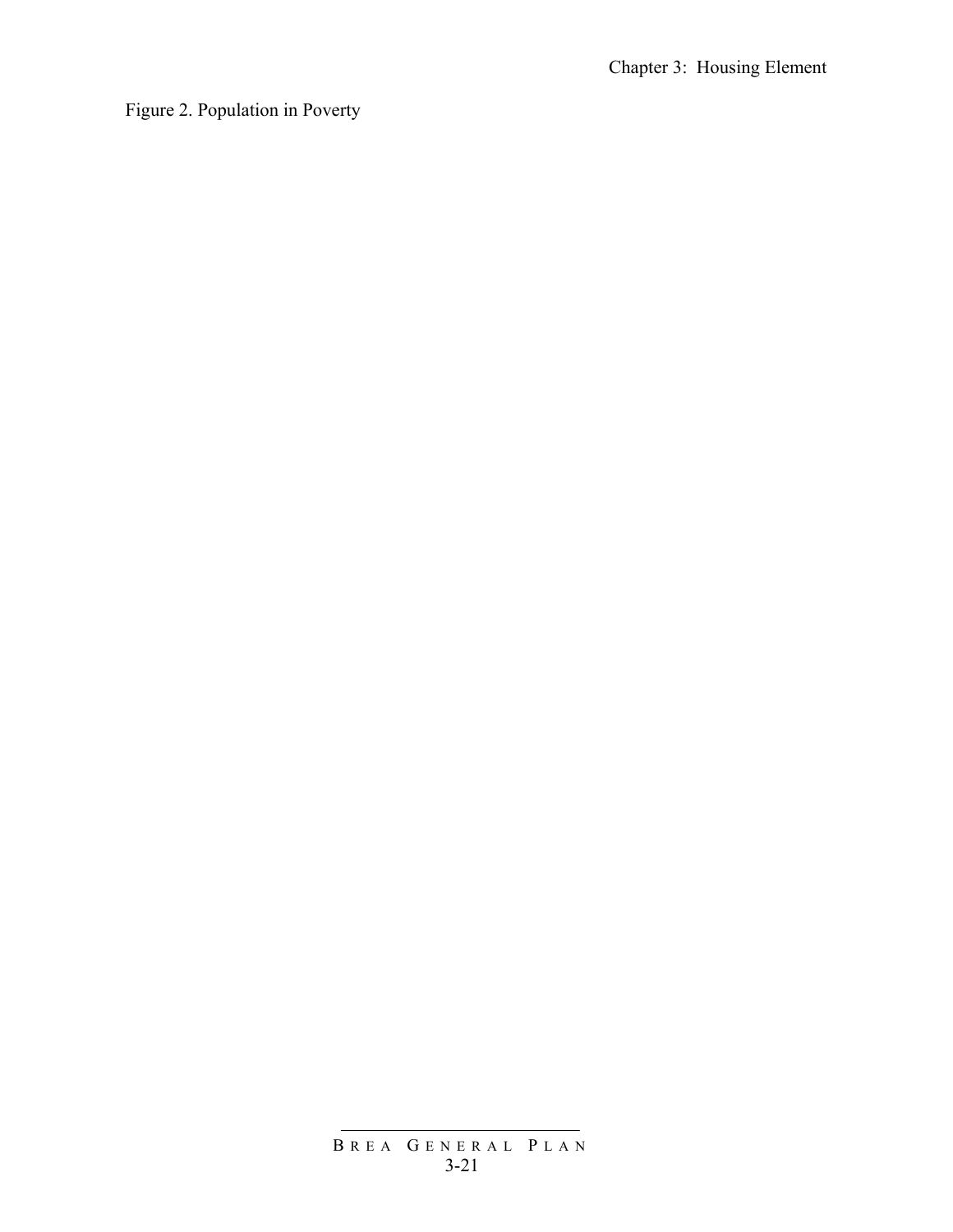Figure 2. Population in Poverty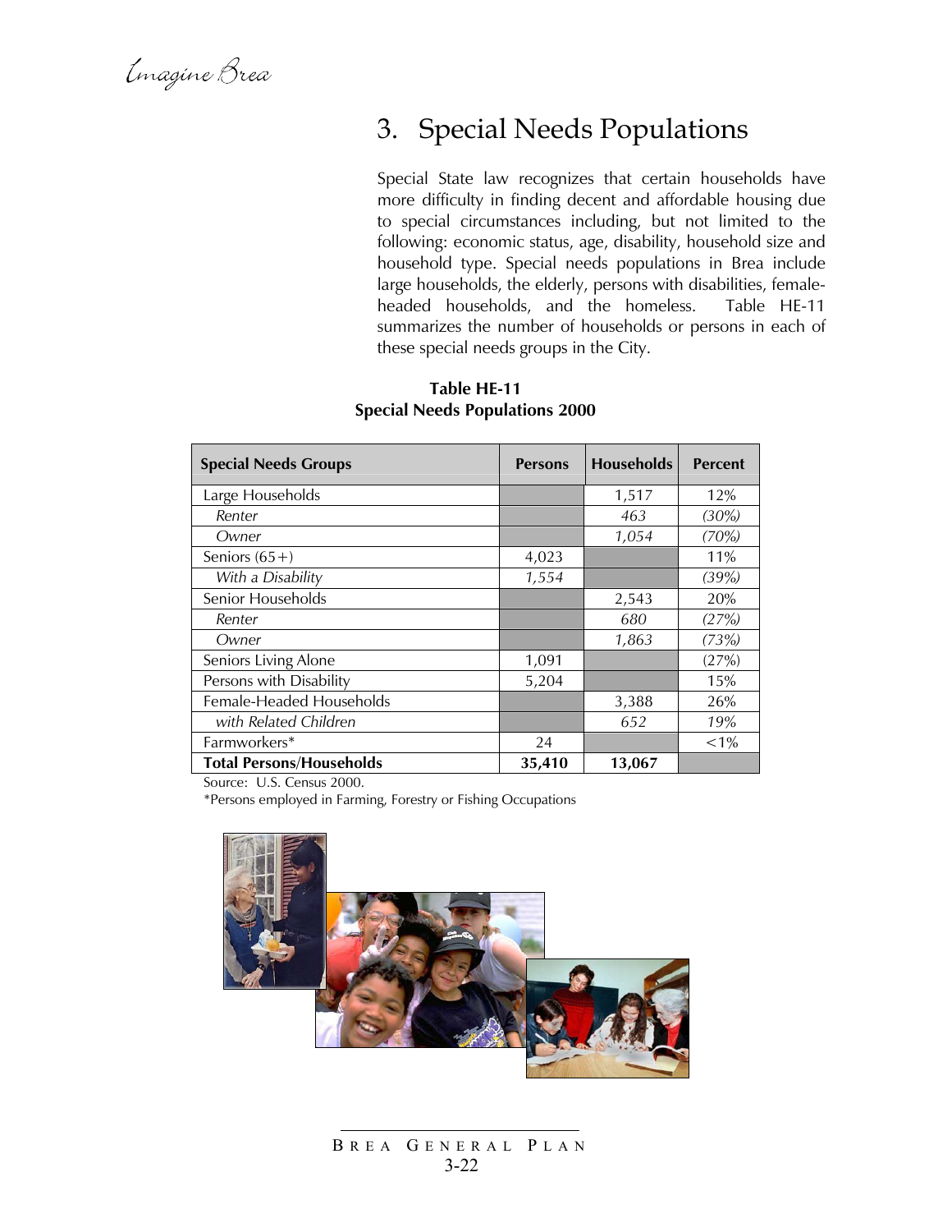## 3. Special Needs Populations

Special State law recognizes that certain households have more difficulty in finding decent and affordable housing due to special circumstances including, but not limited to the following: economic status, age, disability, household size and household type. Special needs populations in Brea include large households, the elderly, persons with disabilities, female-headed households, and the homeless. Table HE-11 summarizes the number of households or persons in each of these special needs groups in the City.

**Table HE-11**
**Special Needs Populations 2000**

| Special Needs Groups | Persons | Households | Percent |
|---|---|---|---|
| Large Households | | 1,517 | 12% |
| *Renter* | | *463* | *(30%)* |
| *Owner* | | *1,054* | *(70%)* |
| Seniors (65+) | 4,023 | | 11% |
| *With a Disability* | *1,554* | | *(39%)* |
| Senior Households | | 2,543 | 20% |
| *Renter* | | *680* | *(27%)* |
| *Owner* | | *1,863* | *(73%)* |
| Seniors Living Alone | 1,091 | | (27%) |
| Persons with Disability | 5,204 | | 15% |
| Female-Headed Households | | 3,388 | 26% |
| *with Related Children* | | *652* | *19%* |
| Farmworkers* | 24 | | <1% |
| **Total Persons/Households** | **35,410** | **13,067** | |

Source: U.S. Census 2000.
*Persons employed in Farming, Forestry or Fishing Occupations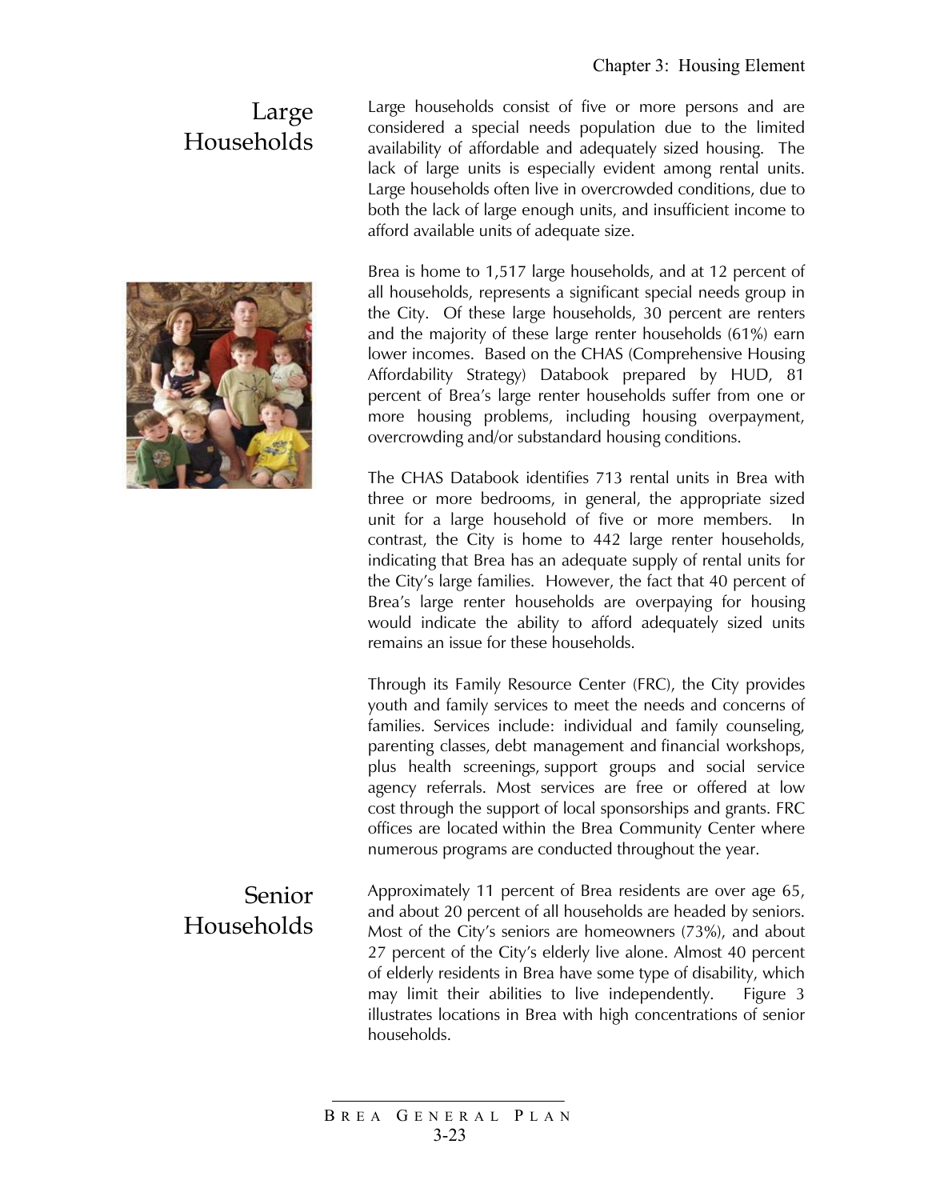## Large Households

Large households consist of five or more persons and are considered a special needs population due to the limited availability of affordable and adequately sized housing. The lack of large units is especially evident among rental units. Large households often live in overcrowded conditions, due to both the lack of large enough units, and insufficient income to afford available units of adequate size.

Brea is home to 1,517 large households, and at 12 percent of all households, represents a significant special needs group in the City. Of these large households, 30 percent are renters and the majority of these large renter households (61%) earn lower incomes. Based on the CHAS (Comprehensive Housing Affordability Strategy) Databook prepared by HUD, 81 percent of Brea's large renter households suffer from one or more housing problems, including housing overpayment, overcrowding and/or substandard housing conditions.

The CHAS Databook identifies 713 rental units in Brea with three or more bedrooms, in general, the appropriate sized unit for a large household of five or more members. In contrast, the City is home to 442 large renter households, indicating that Brea has an adequate supply of rental units for the City's large families. However, the fact that 40 percent of Brea's large renter households are overpaying for housing would indicate the ability to afford adequately sized units remains an issue for these households.

Through its Family Resource Center (FRC), the City provides youth and family services to meet the needs and concerns of families. Services include: individual and family counseling, parenting classes, debt management and financial workshops, plus health screenings, support groups and social service agency referrals. Most services are free or offered at low cost through the support of local sponsorships and grants. FRC offices are located within the Brea Community Center where numerous programs are conducted throughout the year.

## Senior Households

Approximately 11 percent of Brea residents are over age 65, and about 20 percent of all households are headed by seniors. Most of the City's seniors are homeowners (73%), and about 27 percent of the City's elderly live alone. Almost 40 percent of elderly residents in Brea have some type of disability, which may limit their abilities to live independently. Figure 3 illustrates locations in Brea with high concentrations of senior households.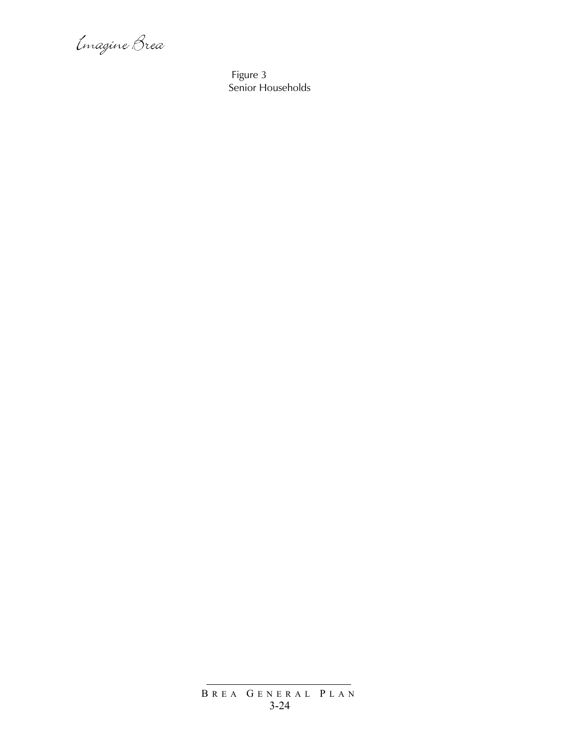Figure 3
Senior Households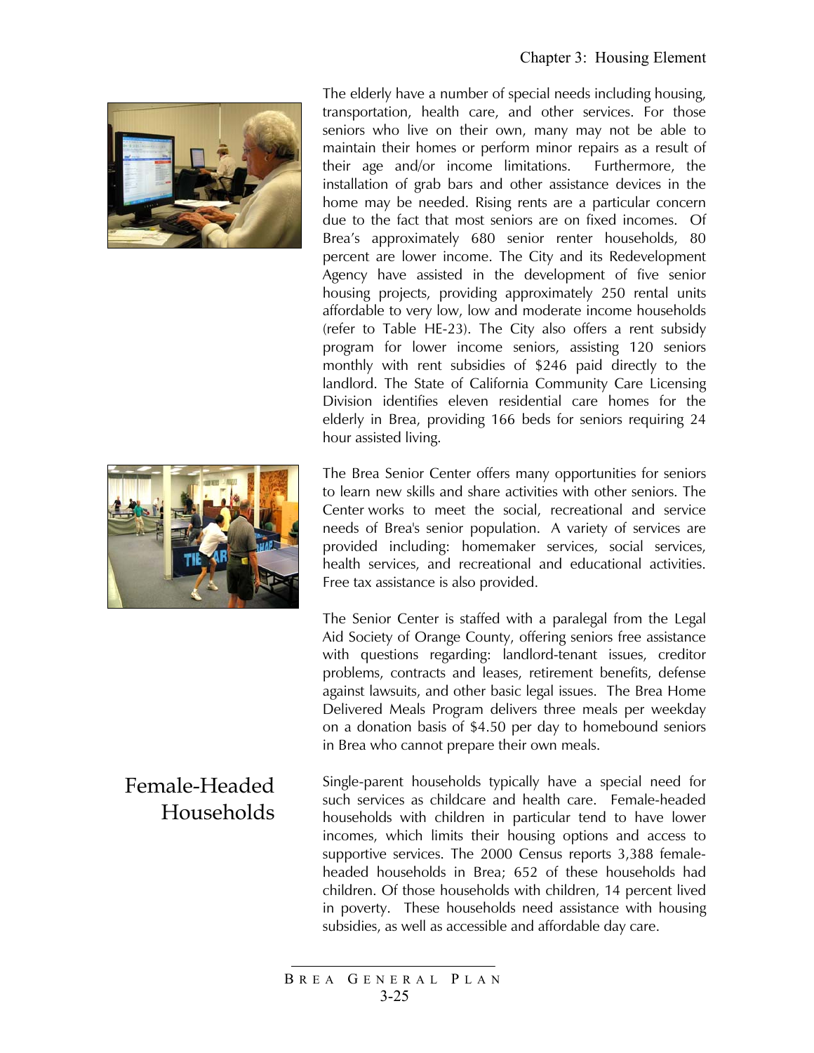The elderly have a number of special needs including housing, transportation, health care, and other services. For those seniors who live on their own, many may not be able to maintain their homes or perform minor repairs as a result of their age and/or income limitations. Furthermore, the installation of grab bars and other assistance devices in the home may be needed. Rising rents are a particular concern due to the fact that most seniors are on fixed incomes. Of Brea's approximately 680 senior renter households, 80 percent are lower income. The City and its Redevelopment Agency have assisted in the development of five senior housing projects, providing approximately 250 rental units affordable to very low, low and moderate income households (refer to Table HE-23). The City also offers a rent subsidy program for lower income seniors, assisting 120 seniors monthly with rent subsidies of $246 paid directly to the landlord. The State of California Community Care Licensing Division identifies eleven residential care homes for the elderly in Brea, providing 166 beds for seniors requiring 24 hour assisted living.

The Brea Senior Center offers many opportunities for seniors to learn new skills and share activities with other seniors. The Center works to meet the social, recreational and service needs of Brea's senior population. A variety of services are provided including: homemaker services, social services, health services, and recreational and educational activities. Free tax assistance is also provided.

The Senior Center is staffed with a paralegal from the Legal Aid Society of Orange County, offering seniors free assistance with questions regarding: landlord-tenant issues, creditor problems, contracts and leases, retirement benefits, defense against lawsuits, and other basic legal issues. The Brea Home Delivered Meals Program delivers three meals per weekday on a donation basis of $4.50 per day to homebound seniors in Brea who cannot prepare their own meals.

## Female-Headed Households

Single-parent households typically have a special need for such services as childcare and health care. Female-headed households with children in particular tend to have lower incomes, which limits their housing options and access to supportive services. The 2000 Census reports 3,388 female-headed households in Brea; 652 of these households had children. Of those households with children, 14 percent lived in poverty. These households need assistance with housing subsidies, as well as accessible and affordable day care.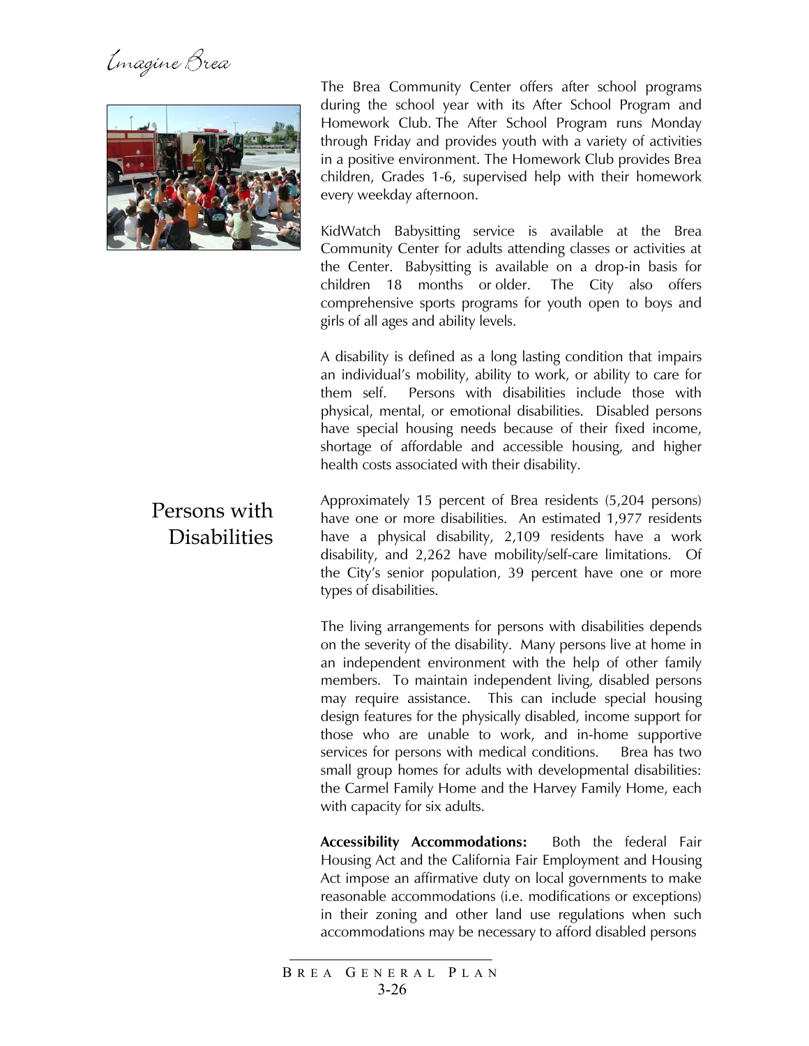The Brea Community Center offers after school programs during the school year with its After School Program and Homework Club. The After School Program runs Monday through Friday and provides youth with a variety of activities in a positive environment. The Homework Club provides Brea children, Grades 1-6, supervised help with their homework every weekday afternoon.

KidWatch Babysitting service is available at the Brea Community Center for adults attending classes or activities at the Center. Babysitting is available on a drop-in basis for children 18 months or older. The City also offers comprehensive sports programs for youth open to boys and girls of all ages and ability levels.

## Persons with Disabilities

A disability is defined as a long lasting condition that impairs an individual's mobility, ability to work, or ability to care for them self. Persons with disabilities include those with physical, mental, or emotional disabilities. Disabled persons have special housing needs because of their fixed income, shortage of affordable and accessible housing, and higher health costs associated with their disability.

Approximately 15 percent of Brea residents (5,204 persons) have one or more disabilities. An estimated 1,977 residents have a physical disability, 2,109 residents have a work disability, and 2,262 have mobility/self-care limitations. Of the City's senior population, 39 percent have one or more types of disabilities.

The living arrangements for persons with disabilities depends on the severity of the disability. Many persons live at home in an independent environment with the help of other family members. To maintain independent living, disabled persons may require assistance. This can include special housing design features for the physically disabled, income support for those who are unable to work, and in-home supportive services for persons with medical conditions. Brea has two small group homes for adults with developmental disabilities: the Carmel Family Home and the Harvey Family Home, each with capacity for six adults.

**Accessibility Accommodations:** Both the federal Fair Housing Act and the California Fair Employment and Housing Act impose an affirmative duty on local governments to make reasonable accommodations (i.e. modifications or exceptions) in their zoning and other land use regulations when such accommodations may be necessary to afford disabled persons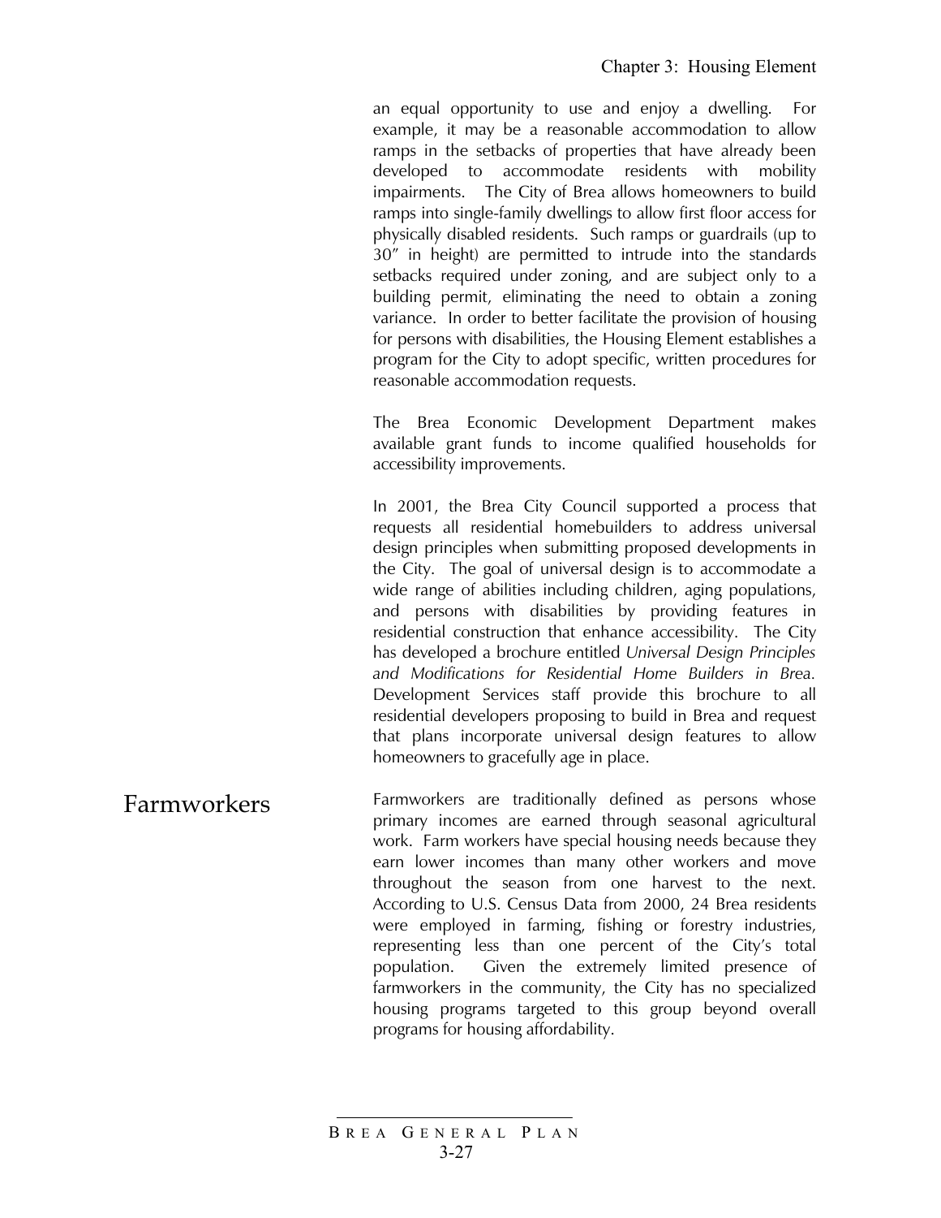an equal opportunity to use and enjoy a dwelling. For example, it may be a reasonable accommodation to allow ramps in the setbacks of properties that have already been developed to accommodate residents with mobility impairments. The City of Brea allows homeowners to build ramps into single-family dwellings to allow first floor access for physically disabled residents. Such ramps or guardrails (up to 30" in height) are permitted to intrude into the standards setbacks required under zoning, and are subject only to a building permit, eliminating the need to obtain a zoning variance. In order to better facilitate the provision of housing for persons with disabilities, the Housing Element establishes a program for the City to adopt specific, written procedures for reasonable accommodation requests.

The Brea Economic Development Department makes available grant funds to income qualified households for accessibility improvements.

In 2001, the Brea City Council supported a process that requests all residential homebuilders to address universal design principles when submitting proposed developments in the City. The goal of universal design is to accommodate a wide range of abilities including children, aging populations, and persons with disabilities by providing features in residential construction that enhance accessibility. The City has developed a brochure entitled *Universal Design Principles and Modifications for Residential Home Builders in Brea.* Development Services staff provide this brochure to all residential developers proposing to build in Brea and request that plans incorporate universal design features to allow homeowners to gracefully age in place.

## Farmworkers

Farmworkers are traditionally defined as persons whose primary incomes are earned through seasonal agricultural work. Farm workers have special housing needs because they earn lower incomes than many other workers and move throughout the season from one harvest to the next. According to U.S. Census Data from 2000, 24 Brea residents were employed in farming, fishing or forestry industries, representing less than one percent of the City's total population. Given the extremely limited presence of farmworkers in the community, the City has no specialized housing programs targeted to this group beyond overall programs for housing affordability.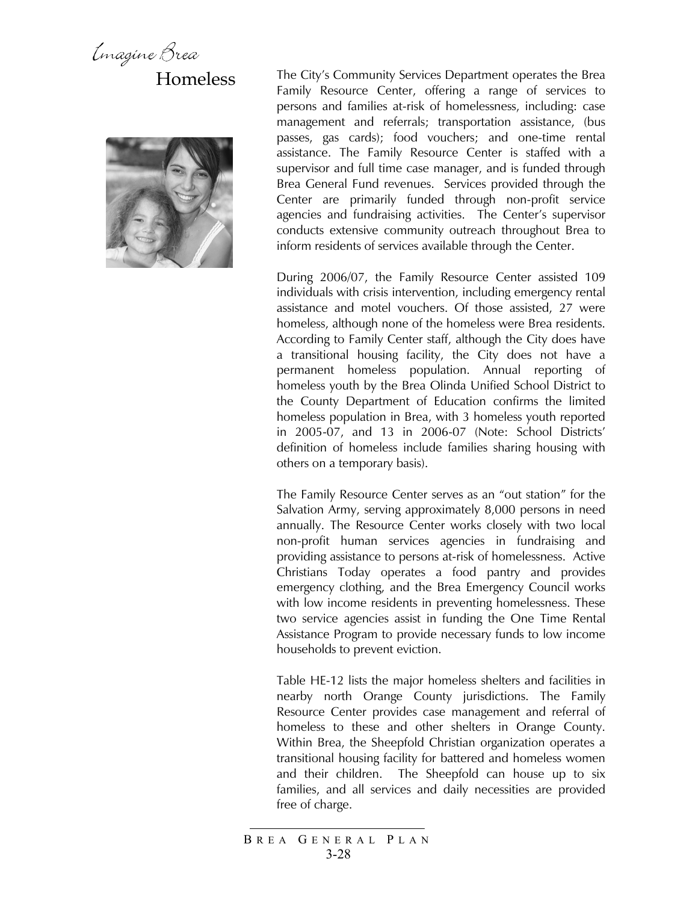## Homeless

The City's Community Services Department operates the Brea Family Resource Center, offering a range of services to persons and families at-risk of homelessness, including: case management and referrals; transportation assistance, (bus passes, gas cards); food vouchers; and one-time rental assistance. The Family Resource Center is staffed with a supervisor and full time case manager, and is funded through Brea General Fund revenues. Services provided through the Center are primarily funded through non-profit service agencies and fundraising activities. The Center's supervisor conducts extensive community outreach throughout Brea to inform residents of services available through the Center.

During 2006/07, the Family Resource Center assisted 109 individuals with crisis intervention, including emergency rental assistance and motel vouchers. Of those assisted, 27 were homeless, although none of the homeless were Brea residents. According to Family Center staff, although the City does have a transitional housing facility, the City does not have a permanent homeless population. Annual reporting of homeless youth by the Brea Olinda Unified School District to the County Department of Education confirms the limited homeless population in Brea, with 3 homeless youth reported in 2005-07, and 13 in 2006-07 (Note: School Districts' definition of homeless include families sharing housing with others on a temporary basis).

The Family Resource Center serves as an "out station" for the Salvation Army, serving approximately 8,000 persons in need annually. The Resource Center works closely with two local non-profit human services agencies in fundraising and providing assistance to persons at-risk of homelessness. Active Christians Today operates a food pantry and provides emergency clothing, and the Brea Emergency Council works with low income residents in preventing homelessness. These two service agencies assist in funding the One Time Rental Assistance Program to provide necessary funds to low income households to prevent eviction.

Table HE-12 lists the major homeless shelters and facilities in nearby north Orange County jurisdictions. The Family Resource Center provides case management and referral of homeless to these and other shelters in Orange County. Within Brea, the Sheepfold Christian organization operates a transitional housing facility for battered and homeless women and their children. The Sheepfold can house up to six families, and all services and daily necessities are provided free of charge.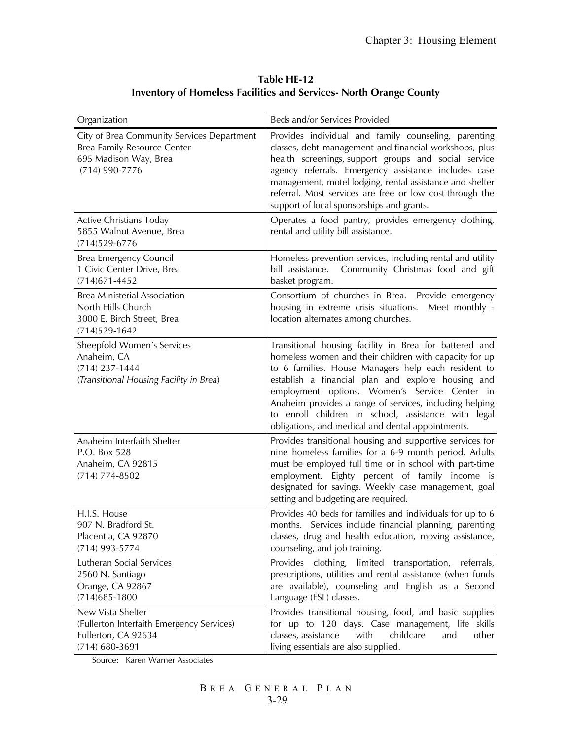**Table HE-12**
**Inventory of Homeless Facilities and Services- North Orange County**

| Organization | Beds and/or Services Provided |
|---|---|
| City of Brea Community Services Department<br>Brea Family Resource Center<br>695 Madison Way, Brea<br>(714) 990-7776 | Provides individual and family counseling, parenting classes, debt management and financial workshops, plus health screenings, support groups and social service agency referrals. Emergency assistance includes case management, motel lodging, rental assistance and shelter referral. Most services are free or low cost through the support of local sponsorships and grants. |
| Active Christians Today<br>5855 Walnut Avenue, Brea<br>(714)529-6776 | Operates a food pantry, provides emergency clothing, rental and utility bill assistance. |
| Brea Emergency Council<br>1 Civic Center Drive, Brea<br>(714)671-4452 | Homeless prevention services, including rental and utility bill assistance. Community Christmas food and gift basket program. |
| Brea Ministerial Association<br>North Hills Church<br>3000 E. Birch Street, Brea<br>(714)529-1642 | Consortium of churches in Brea. Provide emergency housing in extreme crisis situations. Meet monthly - location alternates among churches. |
| Sheepfold Women's Services<br>Anaheim, CA<br>(714) 237-1444<br>*(Transitional Housing Facility in Brea)* | Transitional housing facility in Brea for battered and homeless women and their children with capacity for up to 6 families. House Managers help each resident to establish a financial plan and explore housing and employment options. Women's Service Center in Anaheim provides a range of services, including helping to enroll children in school, assistance with legal obligations, and medical and dental appointments. |
| Anaheim Interfaith Shelter<br>P.O. Box 528<br>Anaheim, CA 92815<br>(714) 774-8502 | Provides transitional housing and supportive services for nine homeless families for a 6-9 month period. Adults must be employed full time or in school with part-time employment. Eighty percent of family income is designated for savings. Weekly case management, goal setting and budgeting are required. |
| H.I.S. House<br>907 N. Bradford St.<br>Placentia, CA 92870<br>(714) 993-5774 | Provides 40 beds for families and individuals for up to 6 months. Services include financial planning, parenting classes, drug and health education, moving assistance, counseling, and job training. |
| Lutheran Social Services<br>2560 N. Santiago<br>Orange, CA 92867<br>(714)685-1800 | Provides clothing, limited transportation, referrals, prescriptions, utilities and rental assistance (when funds are available), counseling and English as a Second Language (ESL) classes. |
| New Vista Shelter<br>(Fullerton Interfaith Emergency Services)<br>Fullerton, CA 92634<br>(714) 680-3691 | Provides transitional housing, food, and basic supplies for up to 120 days. Case management, life skills classes, assistance with childcare and other living essentials are also supplied. |

Source: Karen Warner Associates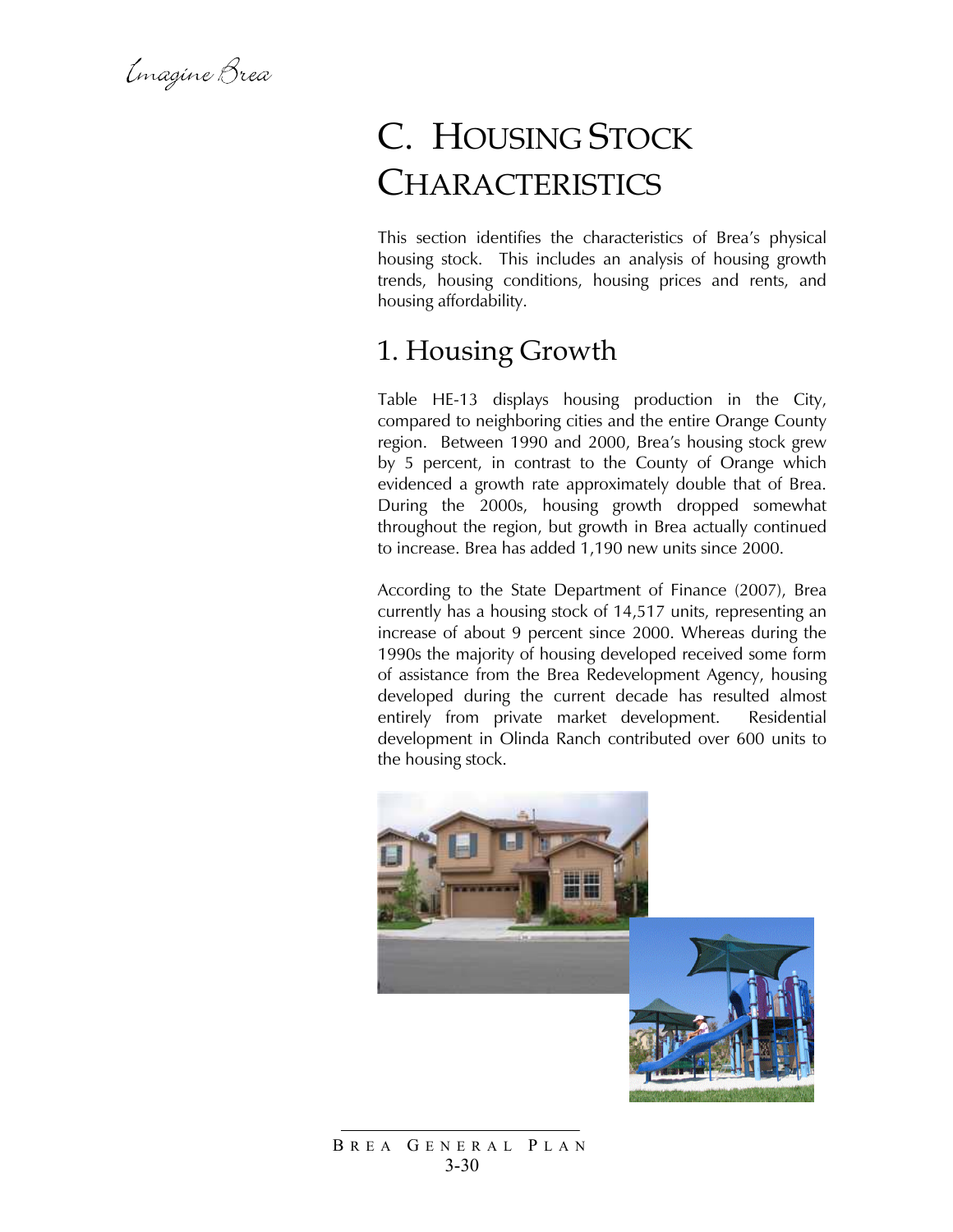# C. HOUSING STOCK CHARACTERISTICS

This section identifies the characteristics of Brea's physical housing stock. This includes an analysis of housing growth trends, housing conditions, housing prices and rents, and housing affordability.

## 1. Housing Growth

Table HE-13 displays housing production in the City, compared to neighboring cities and the entire Orange County region. Between 1990 and 2000, Brea's housing stock grew by 5 percent, in contrast to the County of Orange which evidenced a growth rate approximately double that of Brea. During the 2000s, housing growth dropped somewhat throughout the region, but growth in Brea actually continued to increase. Brea has added 1,190 new units since 2000.

According to the State Department of Finance (2007), Brea currently has a housing stock of 14,517 units, representing an increase of about 9 percent since 2000. Whereas during the 1990s the majority of housing developed received some form of assistance from the Brea Redevelopment Agency, housing developed during the current decade has resulted almost entirely from private market development. Residential development in Olinda Ranch contributed over 600 units to the housing stock.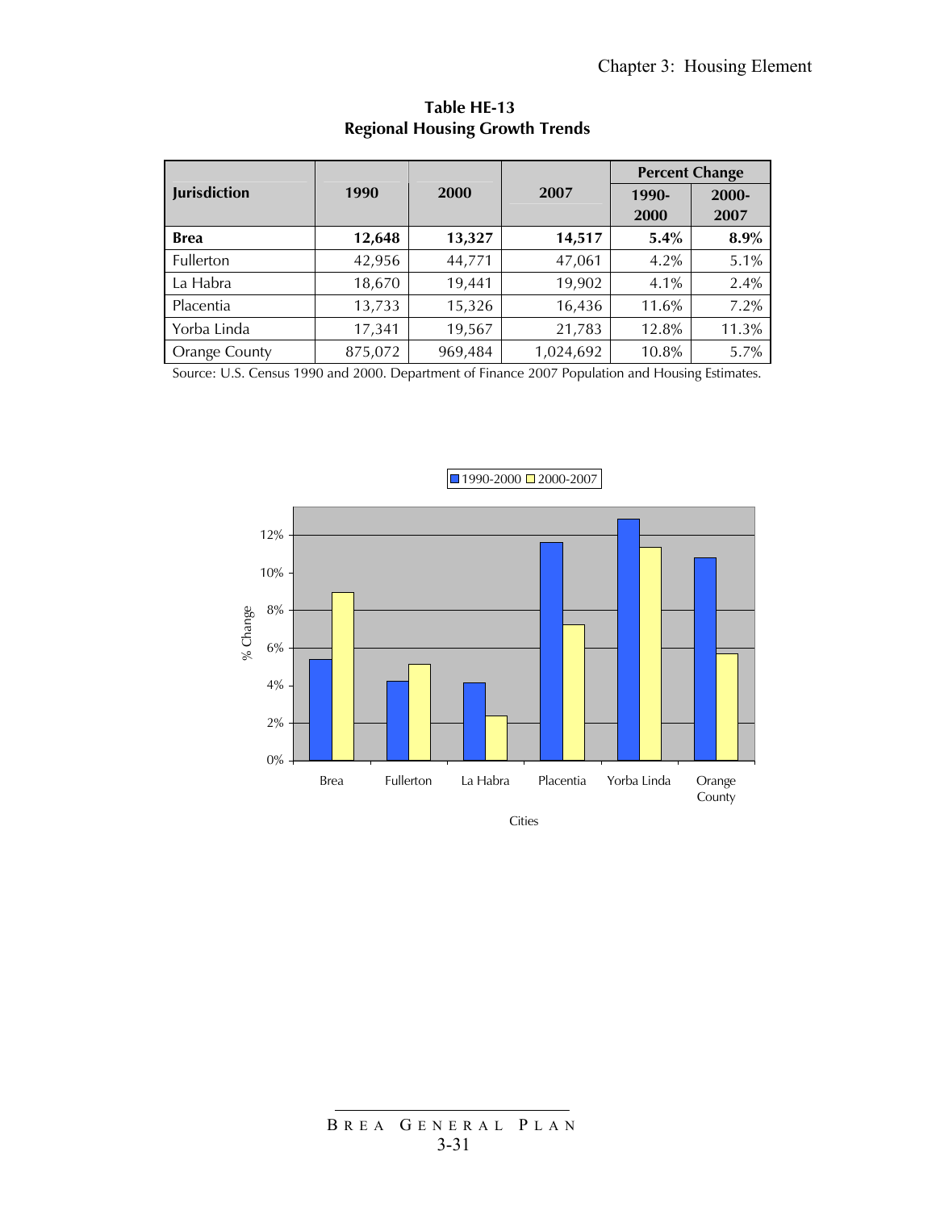**Table HE-13**
**Regional Housing Growth Trends**

| Jurisdiction | 1990 | 2000 | 2007 | Percent Change | |
|---|---|---|---|---|---|
| | | | | 1990-2000 | 2000-2007 |
| **Brea** | **12,648** | **13,327** | **14,517** | **5.4%** | **8.9%** |
| Fullerton | 42,956 | 44,771 | 47,061 | 4.2% | 5.1% |
| La Habra | 18,670 | 19,441 | 19,902 | 4.1% | 2.4% |
| Placentia | 13,733 | 15,326 | 16,436 | 11.6% | 7.2% |
| Yorba Linda | 17,341 | 19,567 | 21,783 | 12.8% | 11.3% |
| Orange County | 875,072 | 969,484 | 1,024,692 | 10.8% | 5.7% |

Source: U.S. Census 1990 and 2000. Department of Finance 2007 Population and Housing Estimates.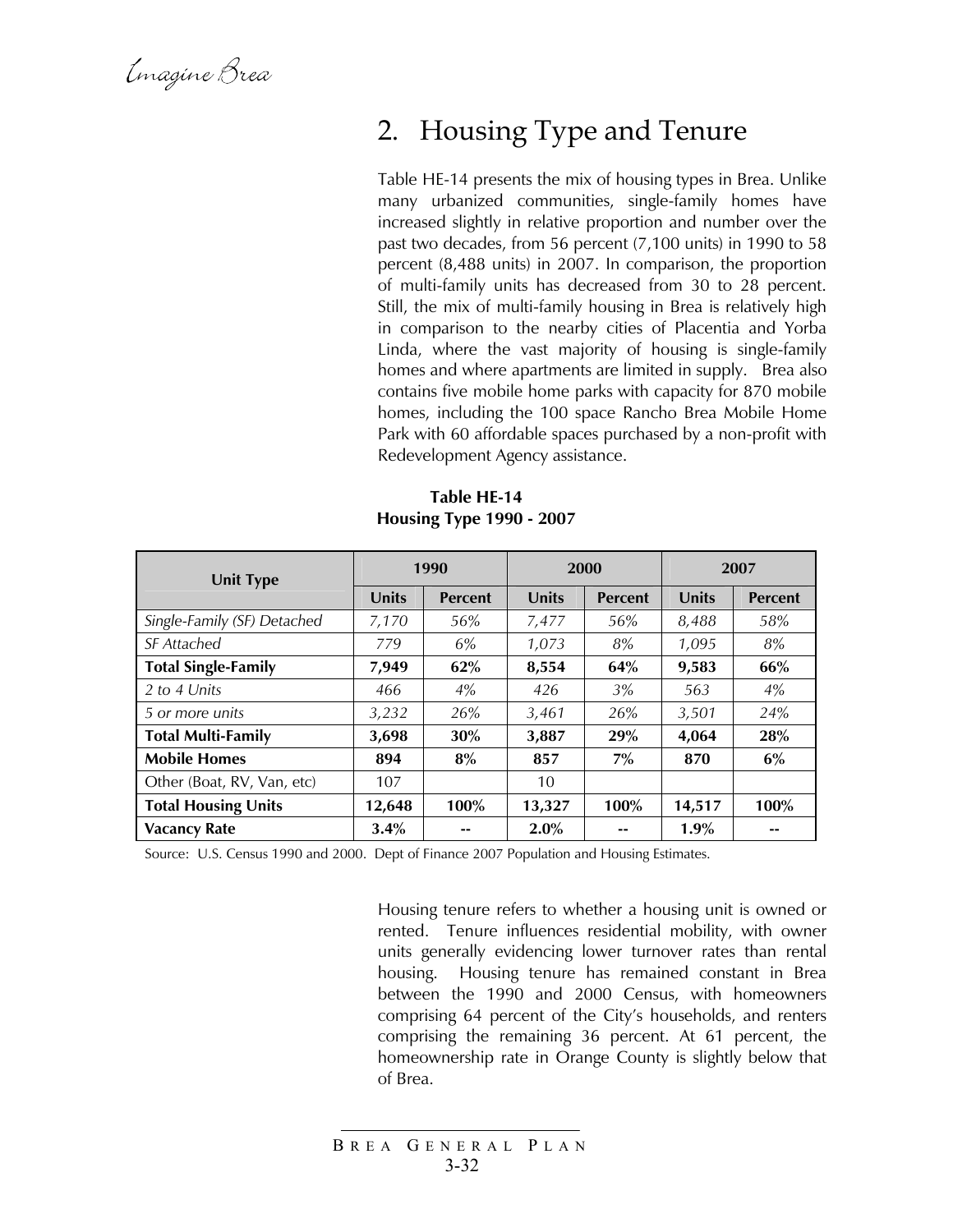## 2. Housing Type and Tenure

Table HE-14 presents the mix of housing types in Brea. Unlike many urbanized communities, single-family homes have increased slightly in relative proportion and number over the past two decades, from 56 percent (7,100 units) in 1990 to 58 percent (8,488 units) in 2007. In comparison, the proportion of multi-family units has decreased from 30 to 28 percent. Still, the mix of multi-family housing in Brea is relatively high in comparison to the nearby cities of Placentia and Yorba Linda, where the vast majority of housing is single-family homes and where apartments are limited in supply. Brea also contains five mobile home parks with capacity for 870 mobile homes, including the 100 space Rancho Brea Mobile Home Park with 60 affordable spaces purchased by a non-profit with Redevelopment Agency assistance.

**Table HE-14**
**Housing Type 1990 - 2007**

| Unit Type | 1990 | | 2000 | | 2007 | |
|---|---|---|---|---|---|---|
| | Units | Percent | Units | Percent | Units | Percent |
| *Single-Family (SF) Detached* | *7,170* | *56%* | *7,477* | *56%* | *8,488* | *58%* |
| *SF Attached* | *779* | *6%* | *1,073* | *8%* | *1,095* | *8%* |
| **Total Single-Family** | **7,949** | **62%** | **8,554** | **64%** | **9,583** | **66%** |
| *2 to 4 Units* | *466* | *4%* | *426* | *3%* | *563* | *4%* |
| *5 or more units* | *3,232* | *26%* | *3,461* | *26%* | *3,501* | *24%* |
| **Total Multi-Family** | **3,698** | **30%** | **3,887** | **29%** | **4,064** | **28%** |
| **Mobile Homes** | **894** | **8%** | **857** | **7%** | **870** | **6%** |
| Other (Boat, RV, Van, etc) | 107 | | 10 | | | |
| **Total Housing Units** | **12,648** | **100%** | **13,327** | **100%** | **14,517** | **100%** |
| **Vacancy Rate** | **3.4%** | **--** | **2.0%** | **--** | **1.9%** | **--** |

Source: U.S. Census 1990 and 2000. Dept of Finance 2007 Population and Housing Estimates.

Housing tenure refers to whether a housing unit is owned or rented. Tenure influences residential mobility, with owner units generally evidencing lower turnover rates than rental housing. Housing tenure has remained constant in Brea between the 1990 and 2000 Census, with homeowners comprising 64 percent of the City's households, and renters comprising the remaining 36 percent. At 61 percent, the homeownership rate in Orange County is slightly below that of Brea.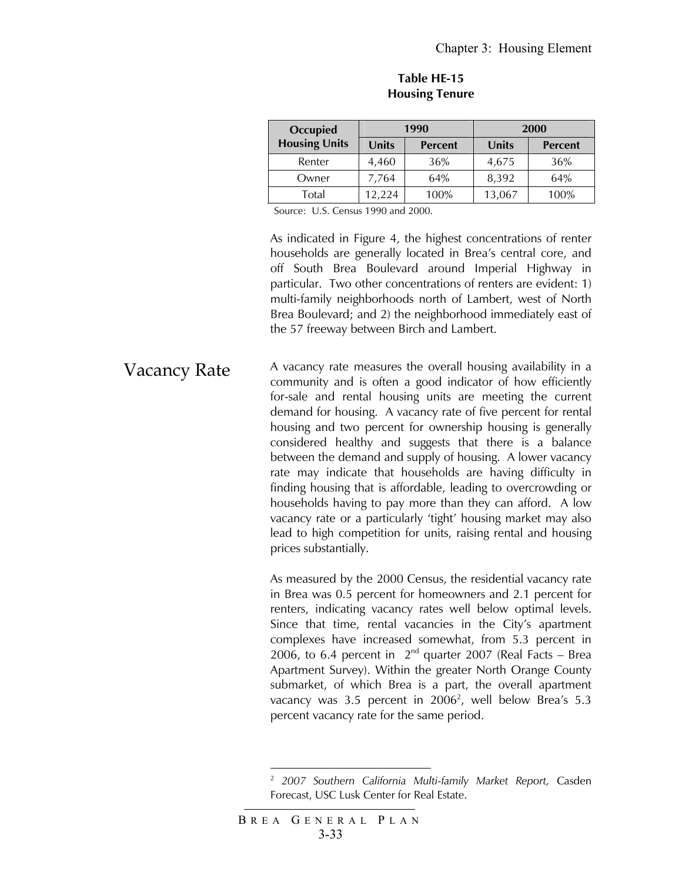**Table HE-15**
**Housing Tenure**

| Occupied Housing Units | 1990 | | 2000 | |
|---|---|---|---|---|
| | Units | Percent | Units | Percent |
| Renter | 4,460 | 36% | 4,675 | 36% |
| Owner | 7,764 | 64% | 8,392 | 64% |
| Total | 12,224 | 100% | 13,067 | 100% |

Source: U.S. Census 1990 and 2000.

As indicated in Figure 4, the highest concentrations of renter households are generally located in Brea's central core, and off South Brea Boulevard around Imperial Highway in particular. Two other concentrations of renters are evident: 1) multi-family neighborhoods north of Lambert, west of North Brea Boulevard; and 2) the neighborhood immediately east of the 57 freeway between Birch and Lambert.

## Vacancy Rate

A vacancy rate measures the overall housing availability in a community and is often a good indicator of how efficiently for-sale and rental housing units are meeting the current demand for housing. A vacancy rate of five percent for rental housing and two percent for ownership housing is generally considered healthy and suggests that there is a balance between the demand and supply of housing. A lower vacancy rate may indicate that households are having difficulty in finding housing that is affordable, leading to overcrowding or households having to pay more than they can afford. A low vacancy rate or a particularly 'tight' housing market may also lead to high competition for units, raising rental and housing prices substantially.

As measured by the 2000 Census, the residential vacancy rate in Brea was 0.5 percent for homeowners and 2.1 percent for renters, indicating vacancy rates well below optimal levels. Since that time, rental vacancies in the City's apartment complexes have increased somewhat, from 5.3 percent in 2006, to 6.4 percent in 2nd quarter 2007 (Real Facts – Brea Apartment Survey). Within the greater North Orange County submarket, of which Brea is a part, the overall apartment vacancy was 3.5 percent in 2006[2], well below Brea's 5.3 percent vacancy rate for the same period.

---

[2] *2007 Southern California Multi-family Market Report,* Casden Forecast, USC Lusk Center for Real Estate.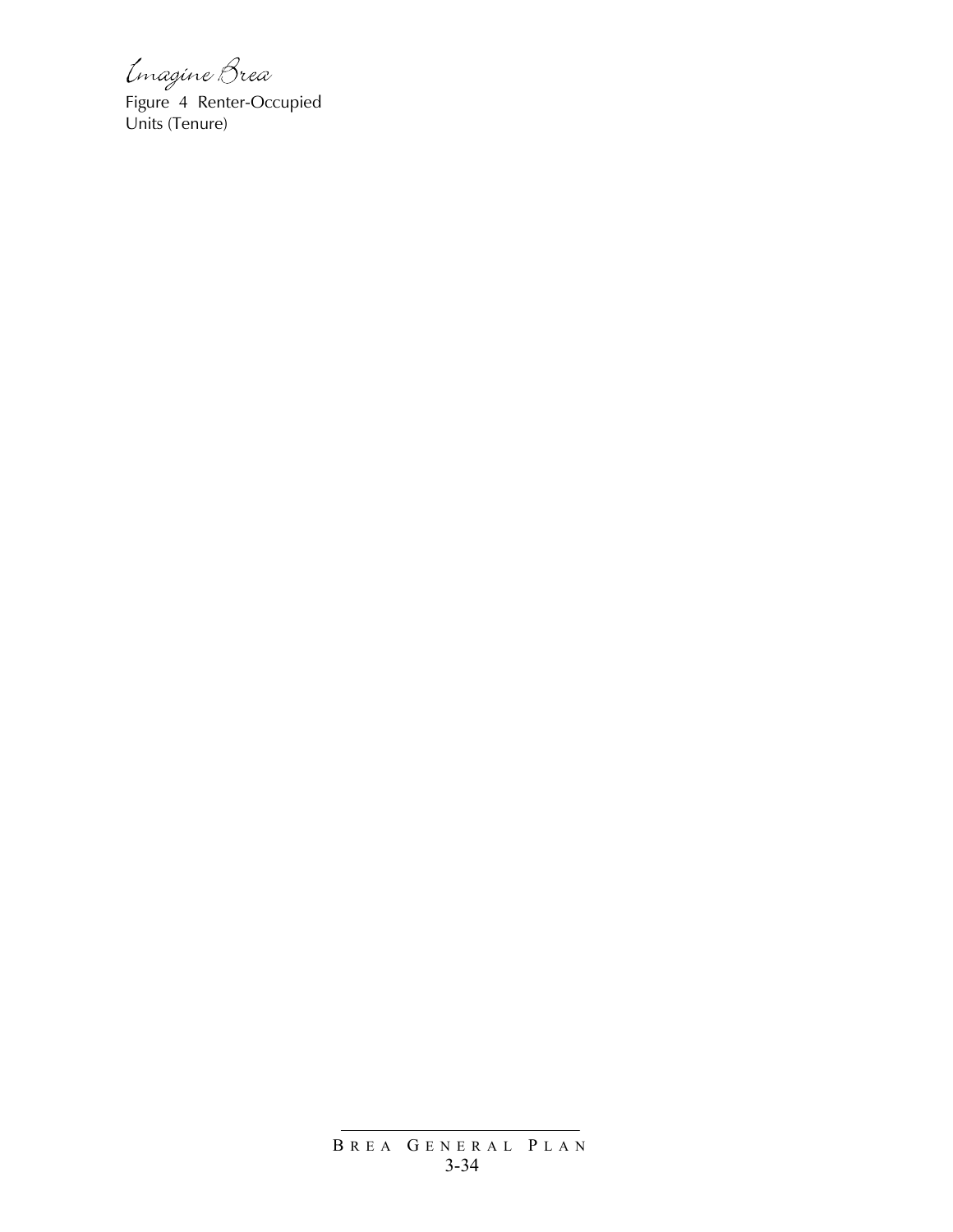Figure 4 Renter-Occupied Units (Tenure)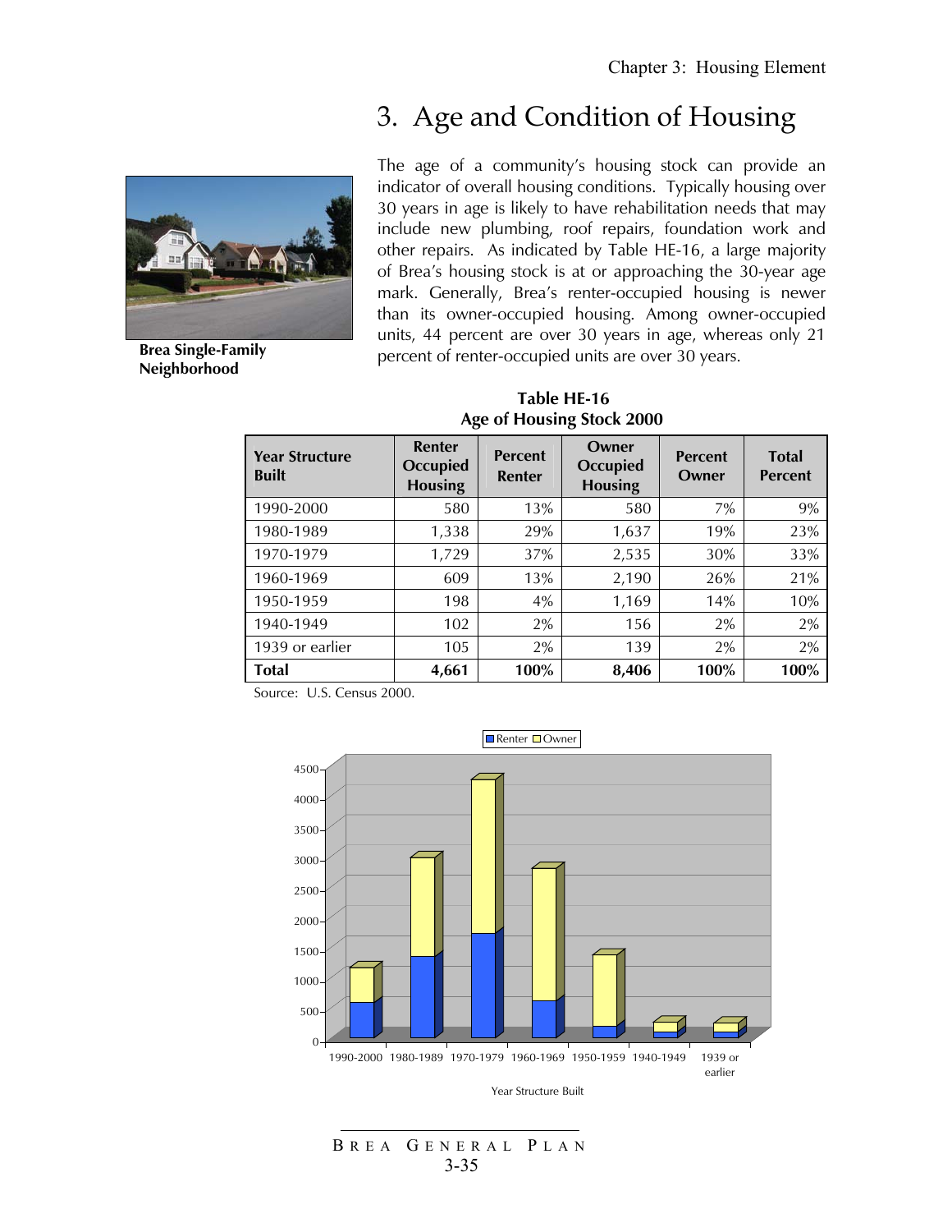# 3. Age and Condition of Housing

Brea Single-Family Neighborhood

The age of a community's housing stock can provide an indicator of overall housing conditions. Typically housing over 30 years in age is likely to have rehabilitation needs that may include new plumbing, roof repairs, foundation work and other repairs. As indicated by Table HE-16, a large majority of Brea's housing stock is at or approaching the 30-year age mark. Generally, Brea's renter-occupied housing is newer than its owner-occupied housing. Among owner-occupied units, 44 percent are over 30 years in age, whereas only 21 percent of renter-occupied units are over 30 years.

**Table HE-16**
**Age of Housing Stock 2000**

| Year Structure Built | Renter Occupied Housing | Percent Renter | Owner Occupied Housing | Percent Owner | Total Percent |
|---|---|---|---|---|---|
| 1990-2000 | 580 | 13% | 580 | 7% | 9% |
| 1980-1989 | 1,338 | 29% | 1,637 | 19% | 23% |
| 1970-1979 | 1,729 | 37% | 2,535 | 30% | 33% |
| 1960-1969 | 609 | 13% | 2,190 | 26% | 21% |
| 1950-1959 | 198 | 4% | 1,169 | 14% | 10% |
| 1940-1949 | 102 | 2% | 156 | 2% | 2% |
| 1939 or earlier | 105 | 2% | 139 | 2% | 2% |
| **Total** | **4,661** | **100%** | **8,406** | **100%** | **100%** |

Source: U.S. Census 2000.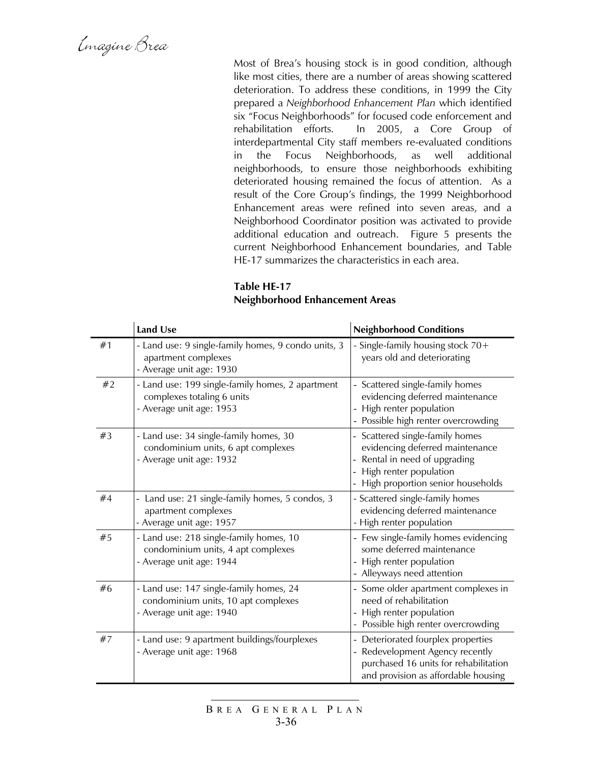Most of Brea's housing stock is in good condition, although like most cities, there are a number of areas showing scattered deterioration. To address these conditions, in 1999 the City prepared a *Neighborhood Enhancement Plan* which identified six "Focus Neighborhoods" for focused code enforcement and rehabilitation efforts. In 2005, a Core Group of interdepartmental City staff members re-evaluated conditions in the Focus Neighborhoods, as well additional neighborhoods, to ensure those neighborhoods exhibiting deteriorated housing remained the focus of attention. As a result of the Core Group's findings, the 1999 Neighborhood Enhancement areas were refined into seven areas, and a Neighborhood Coordinator position was activated to provide additional education and outreach. Figure 5 presents the current Neighborhood Enhancement boundaries, and Table HE-17 summarizes the characteristics in each area.

**Table HE-17**
**Neighborhood Enhancement Areas**

| | Land Use | Neighborhood Conditions |
|---|---|---|
| #1 | - Land use: 9 single-family homes, 9 condo units, 3 apartment complexes<br>- Average unit age: 1930 | - Single-family housing stock 70+ years old and deteriorating |
| #2 | - Land use: 199 single-family homes, 2 apartment complexes totaling 6 units<br>- Average unit age: 1953 | - Scattered single-family homes evidencing deferred maintenance<br>- High renter population<br>- Possible high renter overcrowding |
| #3 | - Land use: 34 single-family homes, 30 condominium units, 6 apt complexes<br>- Average unit age: 1932 | - Scattered single-family homes evidencing deferred maintenance<br>- Rental in need of upgrading<br>- High renter population<br>- High proportion senior households |
| #4 | - Land use: 21 single-family homes, 5 condos, 3 apartment complexes<br>- Average unit age: 1957 | - Scattered single-family homes evidencing deferred maintenance<br>- High renter population |
| #5 | - Land use: 218 single-family homes, 10 condominium units, 4 apt complexes<br>- Average unit age: 1944 | - Few single-family homes evidencing some deferred maintenance<br>- High renter population<br>- Alleyways need attention |
| #6 | - Land use: 147 single-family homes, 24 condominium units, 10 apt complexes<br>- Average unit age: 1940 | - Some older apartment complexes in need of rehabilitation<br>- High renter population<br>- Possible high renter overcrowding |
| #7 | - Land use: 9 apartment buildings/fourplexes<br>- Average unit age: 1968 | - Deteriorated fourplex properties<br>- Redevelopment Agency recently purchased 16 units for rehabilitation and provision as affordable housing |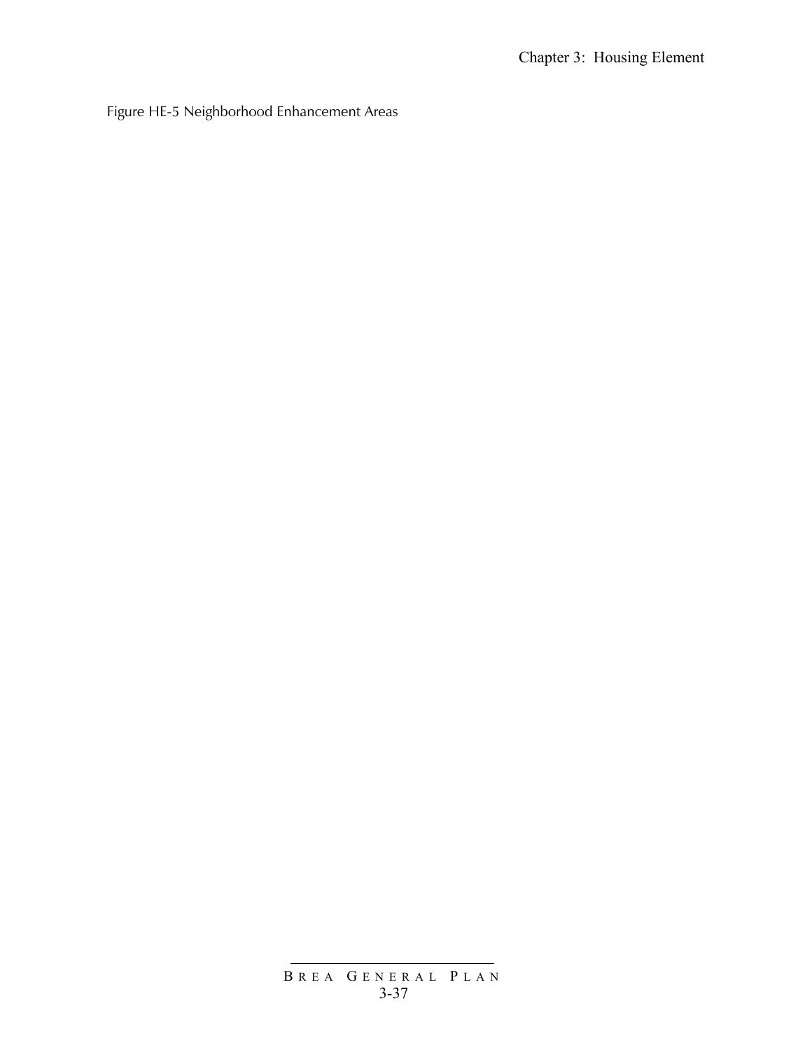Figure HE-5 Neighborhood Enhancement Areas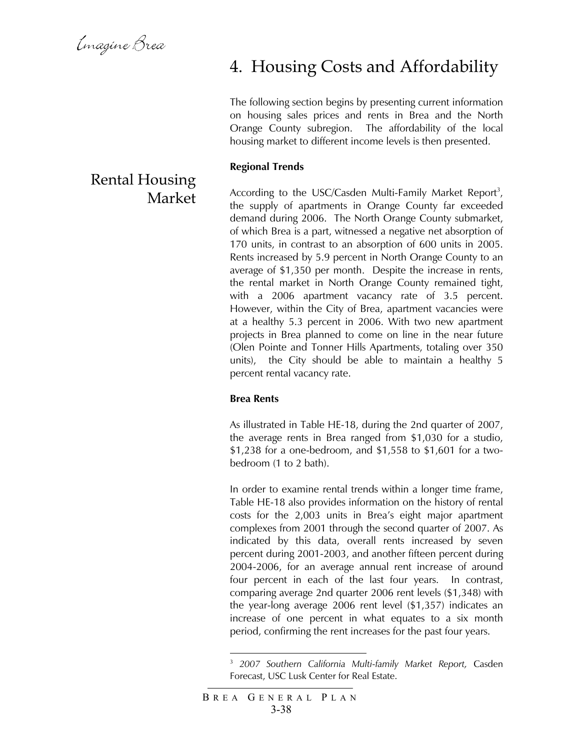# 4. Housing Costs and Affordability

The following section begins by presenting current information on housing sales prices and rents in Brea and the North Orange County subregion. The affordability of the local housing market to different income levels is then presented.

## Rental Housing Market

**Regional Trends**

According to the USC/Casden Multi-Family Market Report[3], the supply of apartments in Orange County far exceeded demand during 2006. The North Orange County submarket, of which Brea is a part, witnessed a negative net absorption of 170 units, in contrast to an absorption of 600 units in 2005. Rents increased by 5.9 percent in North Orange County to an average of $1,350 per month. Despite the increase in rents, the rental market in North Orange County remained tight, with a 2006 apartment vacancy rate of 3.5 percent. However, within the City of Brea, apartment vacancies were at a healthy 5.3 percent in 2006. With two new apartment projects in Brea planned to come on line in the near future (Olen Pointe and Tonner Hills Apartments, totaling over 350 units), the City should be able to maintain a healthy 5 percent rental vacancy rate.

**Brea Rents**

As illustrated in Table HE-18, during the 2nd quarter of 2007, the average rents in Brea ranged from $1,030 for a studio, $1,238 for a one-bedroom, and $1,558 to $1,601 for a two-bedroom (1 to 2 bath).

In order to examine rental trends within a longer time frame, Table HE-18 also provides information on the history of rental costs for the 2,003 units in Brea's eight major apartment complexes from 2001 through the second quarter of 2007. As indicated by this data, overall rents increased by seven percent during 2001-2003, and another fifteen percent during 2004-2006, for an average annual rent increase of around four percent in each of the last four years. In contrast, comparing average 2nd quarter 2006 rent levels ($1,348) with the year-long average 2006 rent level ($1,357) indicates an increase of one percent in what equates to a six month period, confirming the rent increases for the past four years.

---

[3] *2007 Southern California Multi-family Market Report,* Casden Forecast, USC Lusk Center for Real Estate.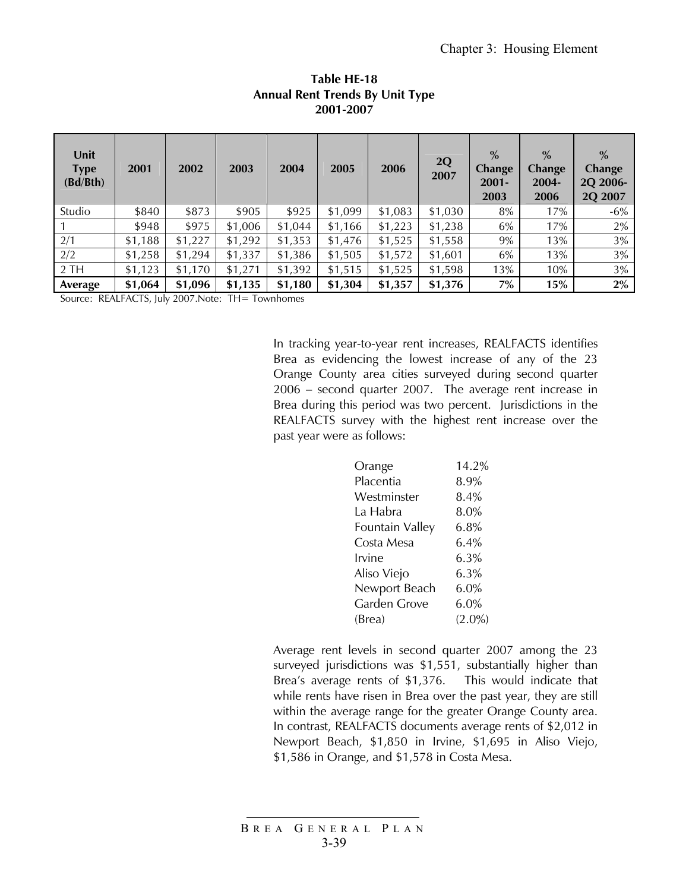**Table HE-18**
**Annual Rent Trends By Unit Type**
**2001-2007**

| Unit Type (Bd/Bth) | 2001 | 2002 | 2003 | 2004 | 2005 | 2006 | 2Q 2007 | % Change 2001-2003 | % Change 2004-2006 | % Change 2Q 2006-2Q 2007 |
|---|---|---|---|---|---|---|---|---|---|---|
| Studio | $840 | $873 | $905 | $925 | $1,099 | $1,083 | $1,030 | 8% | 17% | -6% |
| 1 | $948 | $975 | $1,006 | $1,044 | $1,166 | $1,223 | $1,238 | 6% | 17% | 2% |
| 2/1 | $1,188 | $1,227 | $1,292 | $1,353 | $1,476 | $1,525 | $1,558 | 9% | 13% | 3% |
| 2/2 | $1,258 | $1,294 | $1,337 | $1,386 | $1,505 | $1,572 | $1,601 | 6% | 13% | 3% |
| 2 TH | $1,123 | $1,170 | $1,271 | $1,392 | $1,515 | $1,525 | $1,598 | 13% | 10% | 3% |
| **Average** | **$1,064** | **$1,096** | **$1,135** | **$1,180** | **$1,304** | **$1,357** | **$1,376** | **7%** | **15%** | **2%** |

Source: REALFACTS, July 2007.Note: TH= Townhomes

In tracking year-to-year rent increases, REALFACTS identifies Brea as evidencing the lowest increase of any of the 23 Orange County area cities surveyed during second quarter 2006 – second quarter 2007. The average rent increase in Brea during this period was two percent. Jurisdictions in the REALFACTS survey with the highest rent increase over the past year were as follows:

| | |
|---|---|
| Orange | 14.2% |
| Placentia | 8.9% |
| Westminster | 8.4% |
| La Habra | 8.0% |
| Fountain Valley | 6.8% |
| Costa Mesa | 6.4% |
| Irvine | 6.3% |
| Aliso Viejo | 6.3% |
| Newport Beach | 6.0% |
| Garden Grove | 6.0% |
| (Brea) | (2.0%) |

Average rent levels in second quarter 2007 among the 23 surveyed jurisdictions was $1,551, substantially higher than Brea's average rents of $1,376. This would indicate that while rents have risen in Brea over the past year, they are still within the average range for the greater Orange County area. In contrast, REALFACTS documents average rents of $2,012 in Newport Beach, $1,850 in Irvine, $1,695 in Aliso Viejo, $1,586 in Orange, and $1,578 in Costa Mesa.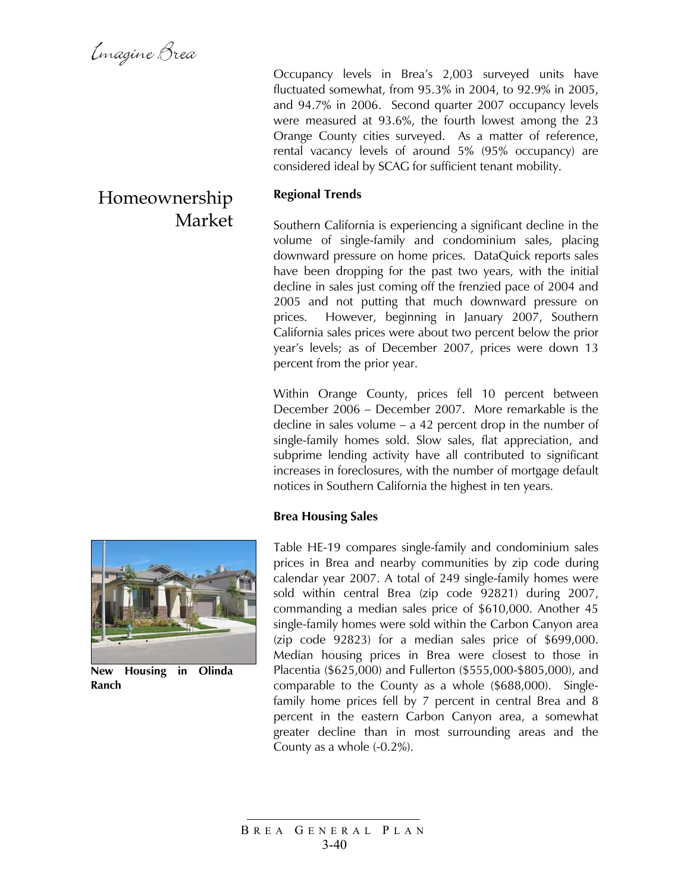Occupancy levels in Brea's 2,003 surveyed units have fluctuated somewhat, from 95.3% in 2004, to 92.9% in 2005, and 94.7% in 2006. Second quarter 2007 occupancy levels were measured at 93.6%, the fourth lowest among the 23 Orange County cities surveyed. As a matter of reference, rental vacancy levels of around 5% (95% occupancy) are considered ideal by SCAG for sufficient tenant mobility.

## Homeownership Market

**Regional Trends**

Southern California is experiencing a significant decline in the volume of single-family and condominium sales, placing downward pressure on home prices. DataQuick reports sales have been dropping for the past two years, with the initial decline in sales just coming off the frenzied pace of 2004 and 2005 and not putting that much downward pressure on prices. However, beginning in January 2007, Southern California sales prices were about two percent below the prior year's levels; as of December 2007, prices were down 13 percent from the prior year.

Within Orange County, prices fell 10 percent between December 2006 – December 2007. More remarkable is the decline in sales volume – a 42 percent drop in the number of single-family homes sold. Slow sales, flat appreciation, and subprime lending activity have all contributed to significant increases in foreclosures, with the number of mortgage default notices in Southern California the highest in ten years.

**Brea Housing Sales**

**New Housing in Olinda Ranch**

Table HE-19 compares single-family and condominium sales prices in Brea and nearby communities by zip code during calendar year 2007. A total of 249 single-family homes were sold within central Brea (zip code 92821) during 2007, commanding a median sales price of $610,000. Another 45 single-family homes were sold within the Carbon Canyon area (zip code 92823) for a median sales price of $699,000. Median housing prices in Brea were closest to those in Placentia ($625,000) and Fullerton ($555,000-$805,000), and comparable to the County as a whole ($688,000). Single-family home prices fell by 7 percent in central Brea and 8 percent in the eastern Carbon Canyon area, a somewhat greater decline than in most surrounding areas and the County as a whole (-0.2%).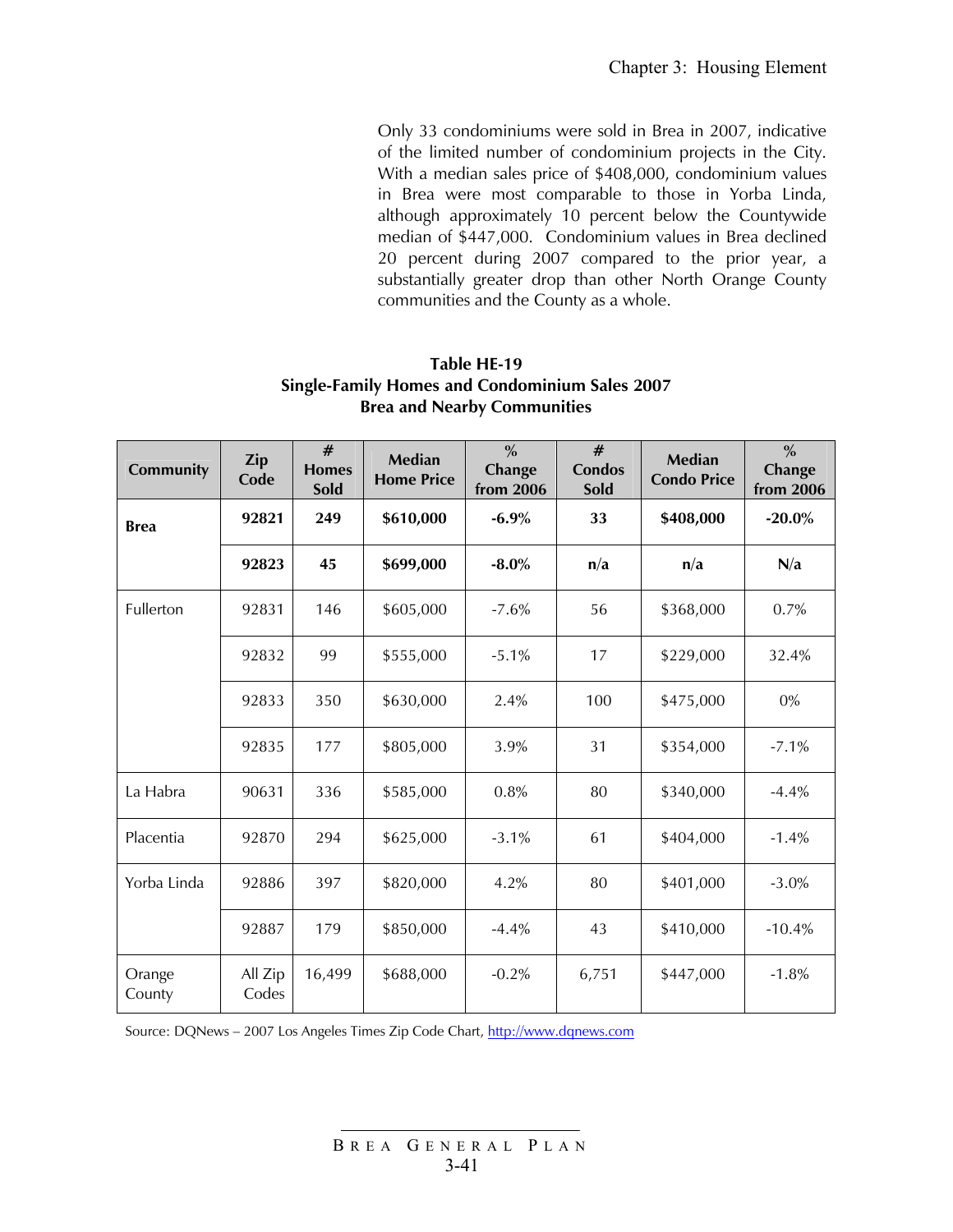Only 33 condominiums were sold in Brea in 2007, indicative of the limited number of condominium projects in the City. With a median sales price of $408,000, condominium values in Brea were most comparable to those in Yorba Linda, although approximately 10 percent below the Countywide median of $447,000. Condominium values in Brea declined 20 percent during 2007 compared to the prior year, a substantially greater drop than other North Orange County communities and the County as a whole.

**Table HE-19**
**Single-Family Homes and Condominium Sales 2007**
**Brea and Nearby Communities**

| Community | Zip Code | # Homes Sold | Median Home Price | % Change from 2006 | # Condos Sold | Median Condo Price | % Change from 2006 |
|---|---|---|---|---|---|---|---|
| **Brea** | **92821** | **249** | **$610,000** | **-6.9%** | **33** | **$408,000** | **-20.0%** |
| | **92823** | **45** | **$699,000** | **-8.0%** | **n/a** | **n/a** | **N/a** |
| Fullerton | 92831 | 146 | $605,000 | -7.6% | 56 | $368,000 | 0.7% |
| | 92832 | 99 | $555,000 | -5.1% | 17 | $229,000 | 32.4% |
| | 92833 | 350 | $630,000 | 2.4% | 100 | $475,000 | 0% |
| | 92835 | 177 | $805,000 | 3.9% | 31 | $354,000 | -7.1% |
| La Habra | 90631 | 336 | $585,000 | 0.8% | 80 | $340,000 | -4.4% |
| Placentia | 92870 | 294 | $625,000 | -3.1% | 61 | $404,000 | -1.4% |
| Yorba Linda | 92886 | 397 | $820,000 | 4.2% | 80 | $401,000 | -3.0% |
| | 92887 | 179 | $850,000 | -4.4% | 43 | $410,000 | -10.4% |
| Orange County | All Zip Codes | 16,499 | $688,000 | -0.2% | 6,751 | $447,000 | -1.8% |

Source: DQNews – 2007 Los Angeles Times Zip Code Chart, http://www.dqnews.com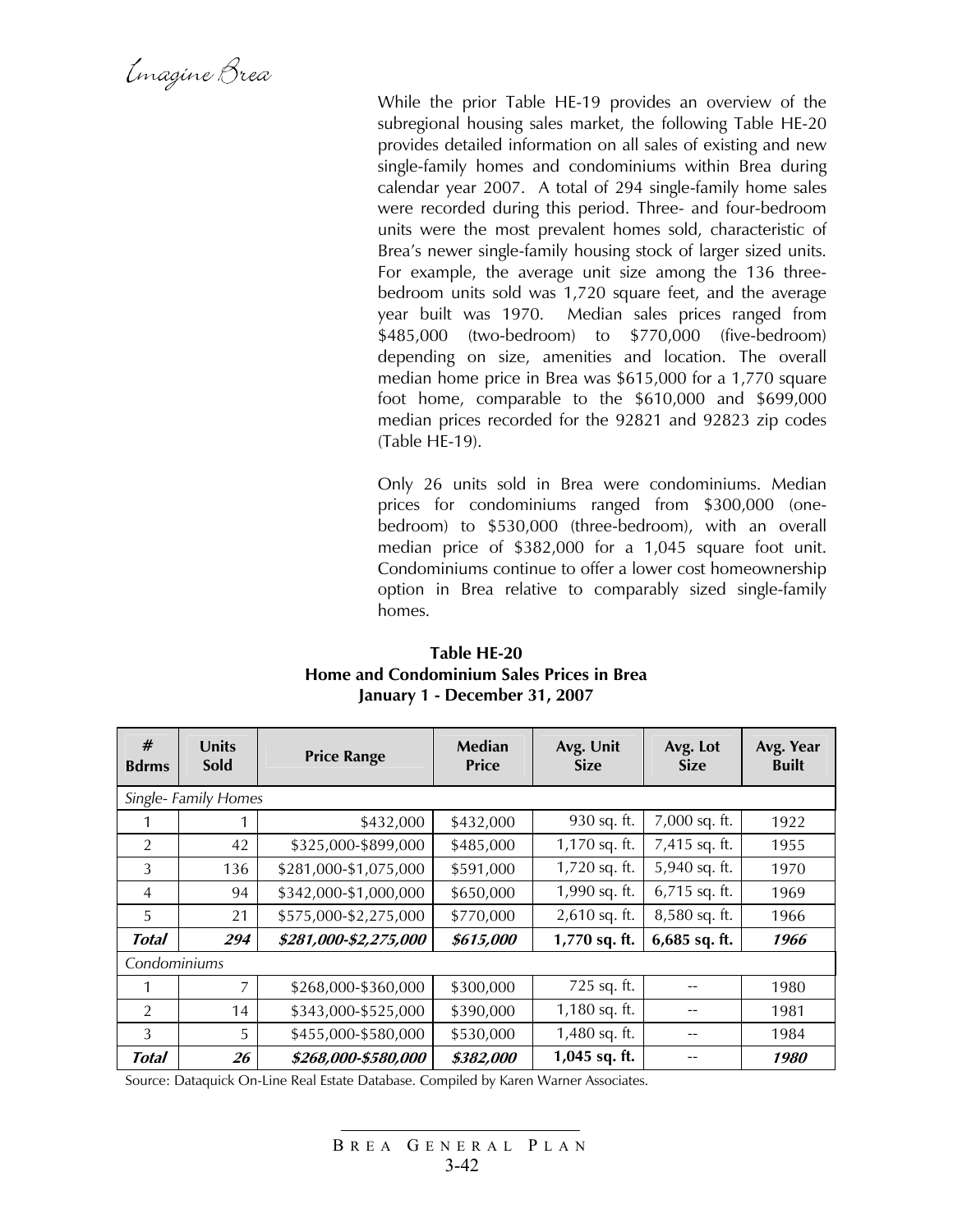While the prior Table HE-19 provides an overview of the subregional housing sales market, the following Table HE-20 provides detailed information on all sales of existing and new single-family homes and condominiums within Brea during calendar year 2007. A total of 294 single-family home sales were recorded during this period. Three- and four-bedroom units were the most prevalent homes sold, characteristic of Brea's newer single-family housing stock of larger sized units. For example, the average unit size among the 136 three-bedroom units sold was 1,720 square feet, and the average year built was 1970. Median sales prices ranged from $485,000 (two-bedroom) to $770,000 (five-bedroom) depending on size, amenities and location. The overall median home price in Brea was $615,000 for a 1,770 square foot home, comparable to the $610,000 and $699,000 median prices recorded for the 92821 and 92823 zip codes (Table HE-19).

Only 26 units sold in Brea were condominiums. Median prices for condominiums ranged from $300,000 (one-bedroom) to $530,000 (three-bedroom), with an overall median price of $382,000 for a 1,045 square foot unit. Condominiums continue to offer a lower cost homeownership option in Brea relative to comparably sized single-family homes.

**Table HE-20**
**Home and Condominium Sales Prices in Brea**
**January 1 - December 31, 2007**

| # Bdrms | Units Sold | Price Range | Median Price | Avg. Unit Size | Avg. Lot Size | Avg. Year Built |
|---|---|---|---|---|---|---|
| *Single- Family Homes* | | | | | | |
| 1 | 1 | $432,000 | $432,000 | 930 sq. ft. | 7,000 sq. ft. | 1922 |
| 2 | 42 | $325,000-$899,000 | $485,000 | 1,170 sq. ft. | 7,415 sq. ft. | 1955 |
| 3 | 136 | $281,000-$1,075,000 | $591,000 | 1,720 sq. ft. | 5,940 sq. ft. | 1970 |
| 4 | 94 | $342,000-$1,000,000 | $650,000 | 1,990 sq. ft. | 6,715 sq. ft. | 1969 |
| 5 | 21 | $575,000-$2,275,000 | $770,000 | 2,610 sq. ft. | 8,580 sq. ft. | 1966 |
| ***Total*** | ***294*** | ***$281,000-$2,275,000*** | ***$615,000*** | **1,770 sq. ft.** | **6,685 sq. ft.** | ***1966*** |
| *Condominiums* | | | | | | |
| 1 | 7 | $268,000-$360,000 | $300,000 | 725 sq. ft. | -- | 1980 |
| 2 | 14 | $343,000-$525,000 | $390,000 | 1,180 sq. ft. | -- | 1981 |
| 3 | 5 | $455,000-$580,000 | $530,000 | 1,480 sq. ft. | -- | 1984 |
| ***Total*** | ***26*** | ***$268,000-$580,000*** | ***$382,000*** | **1,045 sq. ft.** | -- | ***1980*** |

Source: Dataquick On-Line Real Estate Database. Compiled by Karen Warner Associates.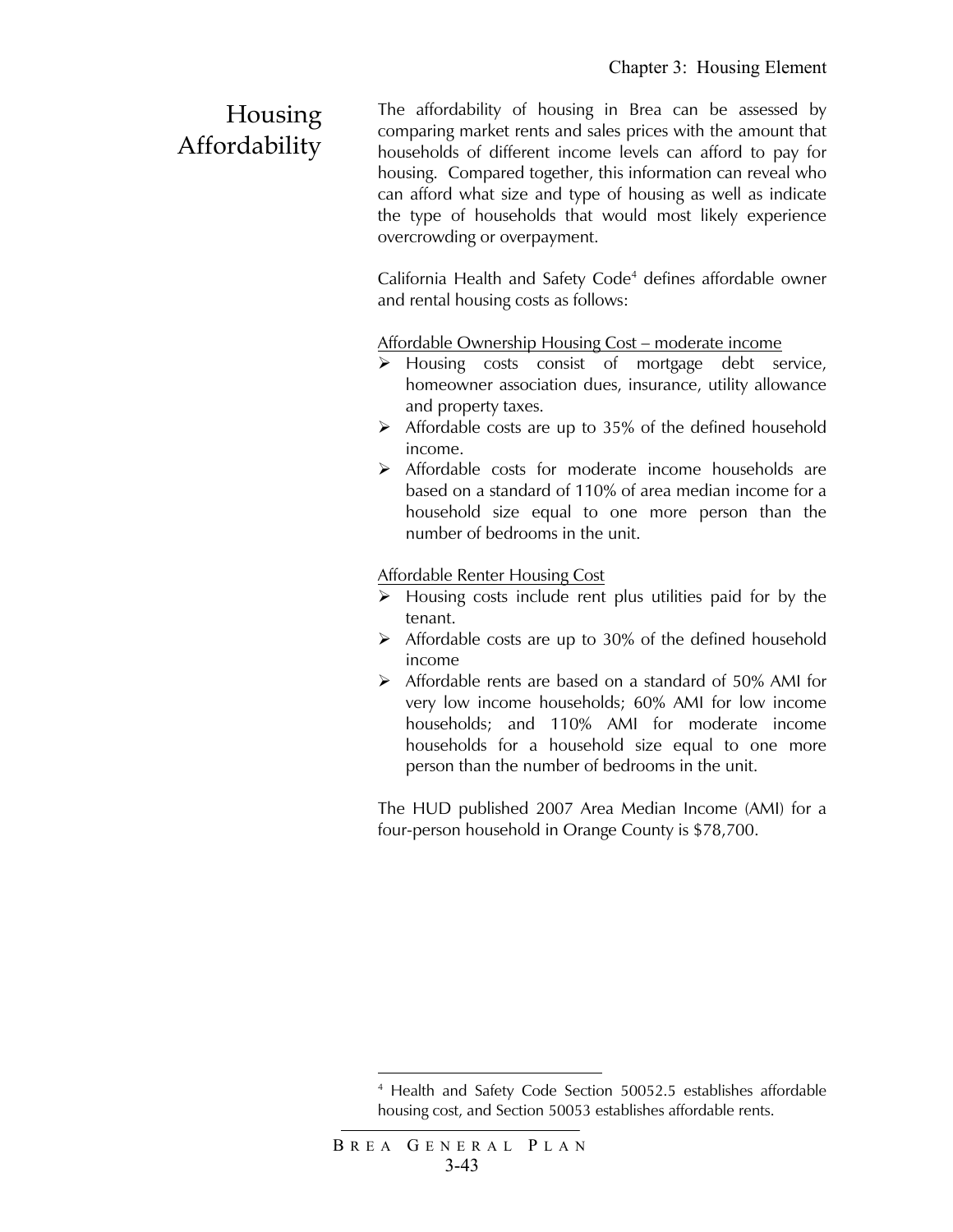## Housing Affordability

The affordability of housing in Brea can be assessed by comparing market rents and sales prices with the amount that households of different income levels can afford to pay for housing. Compared together, this information can reveal who can afford what size and type of housing as well as indicate the type of households that would most likely experience overcrowding or overpayment.

California Health and Safety Code[4] defines affordable owner and rental housing costs as follows:

Affordable Ownership Housing Cost – moderate income

- Housing costs consist of mortgage debt service, homeowner association dues, insurance, utility allowance and property taxes.
- Affordable costs are up to 35% of the defined household income.
- Affordable costs for moderate income households are based on a standard of 110% of area median income for a household size equal to one more person than the number of bedrooms in the unit.

Affordable Renter Housing Cost

- Housing costs include rent plus utilities paid for by the tenant.
- Affordable costs are up to 30% of the defined household income
- Affordable rents are based on a standard of 50% AMI for very low income households; 60% AMI for low income households; and 110% AMI for moderate income households for a household size equal to one more person than the number of bedrooms in the unit.

The HUD published 2007 Area Median Income (AMI) for a four-person household in Orange County is $78,700.

---

[4] Health and Safety Code Section 50052.5 establishes affordable housing cost, and Section 50053 establishes affordable rents.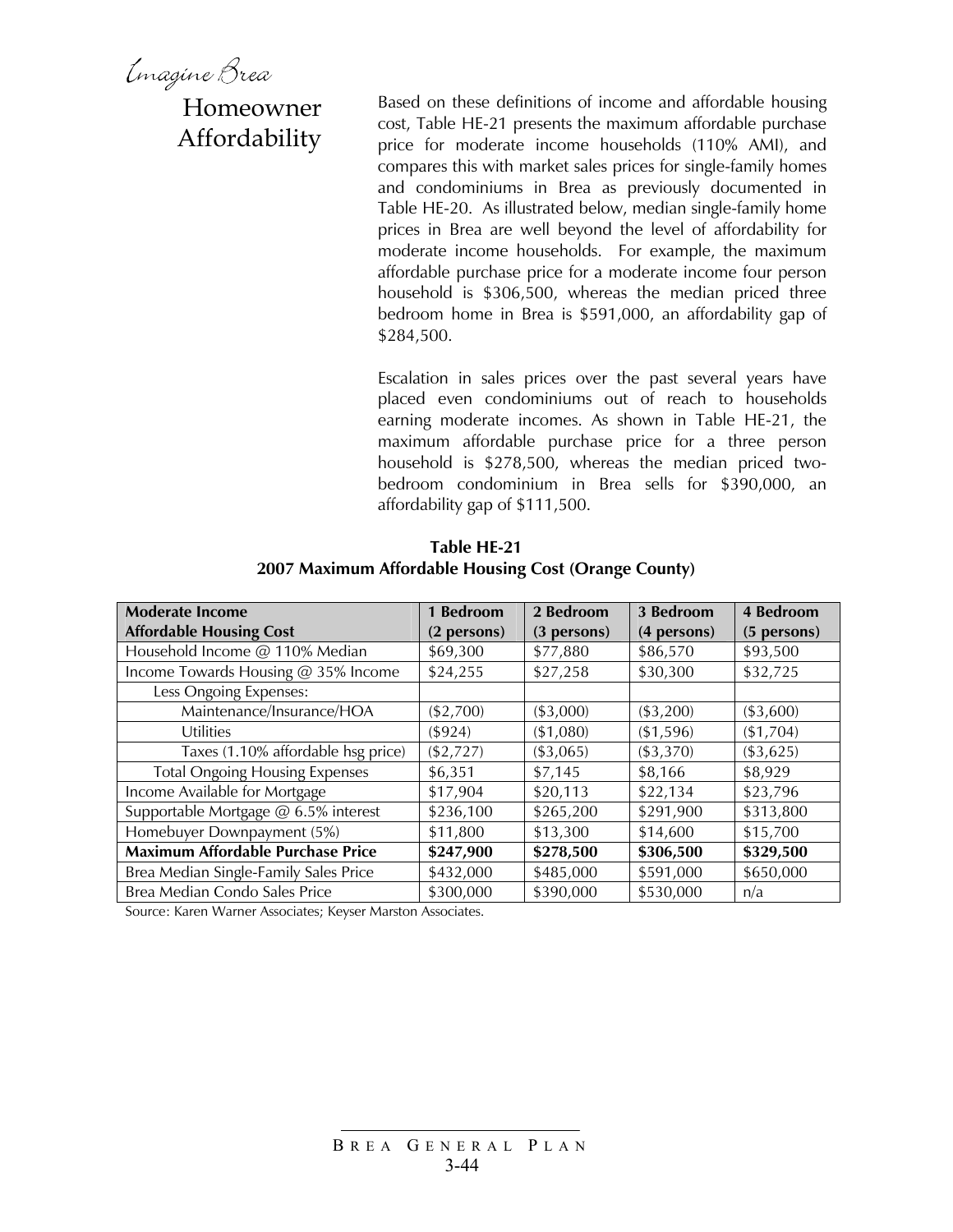## Homeowner Affordability

Based on these definitions of income and affordable housing cost, Table HE-21 presents the maximum affordable purchase price for moderate income households (110% AMI), and compares this with market sales prices for single-family homes and condominiums in Brea as previously documented in Table HE-20. As illustrated below, median single-family home prices in Brea are well beyond the level of affordability for moderate income households. For example, the maximum affordable purchase price for a moderate income four person household is $306,500, whereas the median priced three bedroom home in Brea is $591,000, an affordability gap of $284,500.

Escalation in sales prices over the past several years have placed even condominiums out of reach to households earning moderate incomes. As shown in Table HE-21, the maximum affordable purchase price for a three person household is $278,500, whereas the median priced two-bedroom condominium in Brea sells for $390,000, an affordability gap of $111,500.

**Table HE-21**
**2007 Maximum Affordable Housing Cost (Orange County)**

| Moderate Income Affordable Housing Cost | 1 Bedroom (2 persons) | 2 Bedroom (3 persons) | 3 Bedroom (4 persons) | 4 Bedroom (5 persons) |
|---|---|---|---|---|
| Household Income @ 110% Median | $69,300 | $77,880 | $86,570 | $93,500 |
| Income Towards Housing @ 35% Income | $24,255 | $27,258 | $30,300 | $32,725 |
| Less Ongoing Expenses: | | | | |
| Maintenance/Insurance/HOA | ($2,700) | ($3,000) | ($3,200) | ($3,600) |
| Utilities | ($924) | ($1,080) | ($1,596) | ($1,704) |
| Taxes (1.10% affordable hsg price) | ($2,727) | ($3,065) | ($3,370) | ($3,625) |
| Total Ongoing Housing Expenses | $6,351 | $7,145 | $8,166 | $8,929 |
| Income Available for Mortgage | $17,904 | $20,113 | $22,134 | $23,796 |
| Supportable Mortgage @ 6.5% interest | $236,100 | $265,200 | $291,900 | $313,800 |
| Homebuyer Downpayment (5%) | $11,800 | $13,300 | $14,600 | $15,700 |
| **Maximum Affordable Purchase Price** | **$247,900** | **$278,500** | **$306,500** | **$329,500** |
| Brea Median Single-Family Sales Price | $432,000 | $485,000 | $591,000 | $650,000 |
| Brea Median Condo Sales Price | $300,000 | $390,000 | $530,000 | n/a |

Source: Karen Warner Associates; Keyser Marston Associates.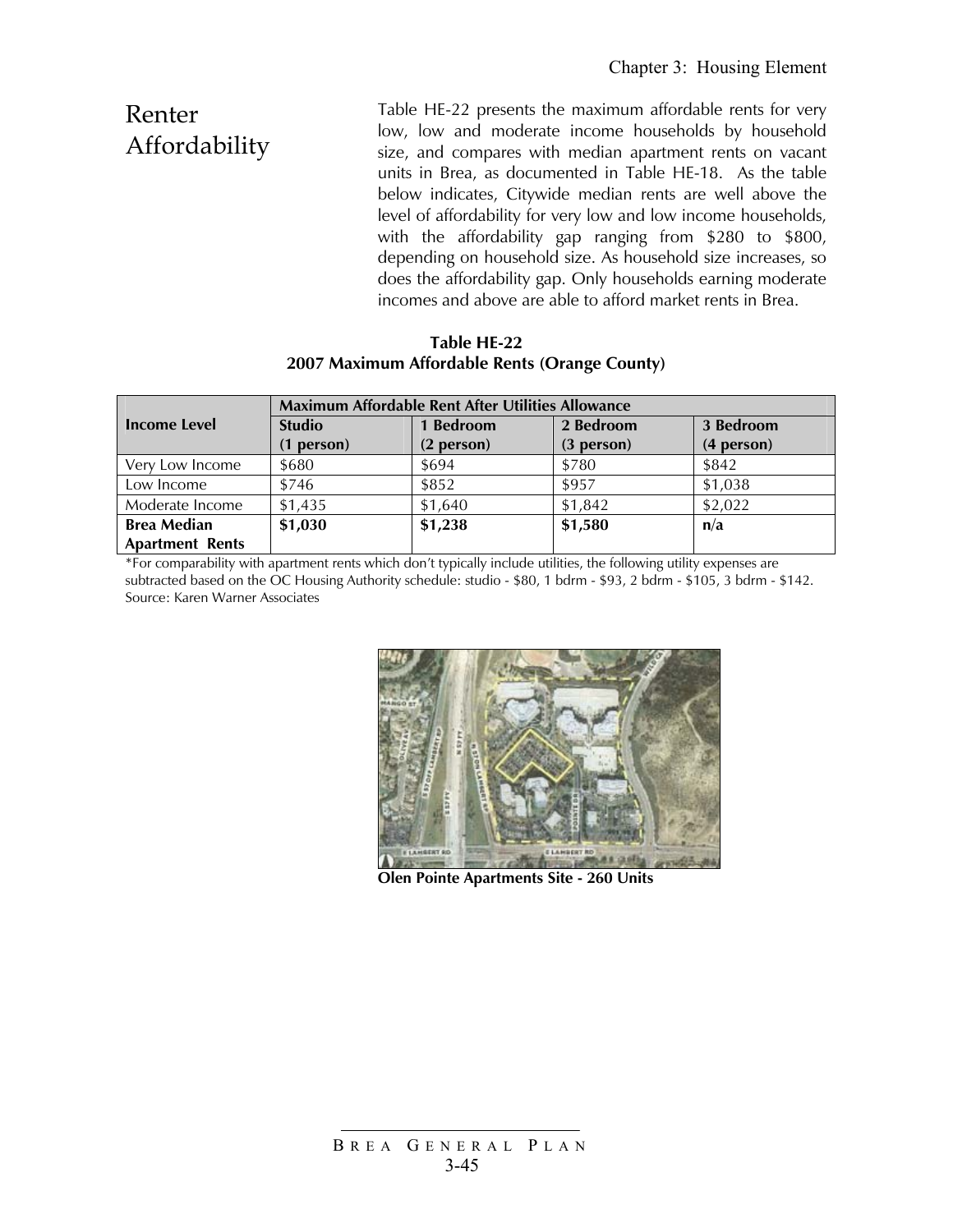## Renter Affordability

Table HE-22 presents the maximum affordable rents for very low, low and moderate income households by household size, and compares with median apartment rents on vacant units in Brea, as documented in Table HE-18. As the table below indicates, Citywide median rents are well above the level of affordability for very low and low income households, with the affordability gap ranging from $280 to $800, depending on household size. As household size increases, so does the affordability gap. Only households earning moderate incomes and above are able to afford market rents in Brea.

**Table HE-22**
**2007 Maximum Affordable Rents (Orange County)**

| Income Level | Maximum Affordable Rent After Utilities Allowance | | | |
|---|---|---|---|---|
| | **Studio (1 person)** | **1 Bedroom (2 person)** | **2 Bedroom (3 person)** | **3 Bedroom (4 person)** |
| Very Low Income | $680 | $694 | $780 | $842 |
| Low Income | $746 | $852 | $957 | $1,038 |
| Moderate Income | $1,435 | $1,640 | $1,842 | $2,022 |
| **Brea Median Apartment Rents** | **$1,030** | **$1,238** | **$1,580** | **n/a** |

*For comparability with apartment rents which don't typically include utilities, the following utility expenses are subtracted based on the OC Housing Authority schedule: studio - $80, 1 bdrm - $93, 2 bdrm - $105, 3 bdrm - $142.
Source: Karen Warner Associates

**Olen Pointe Apartments Site - 260 Units**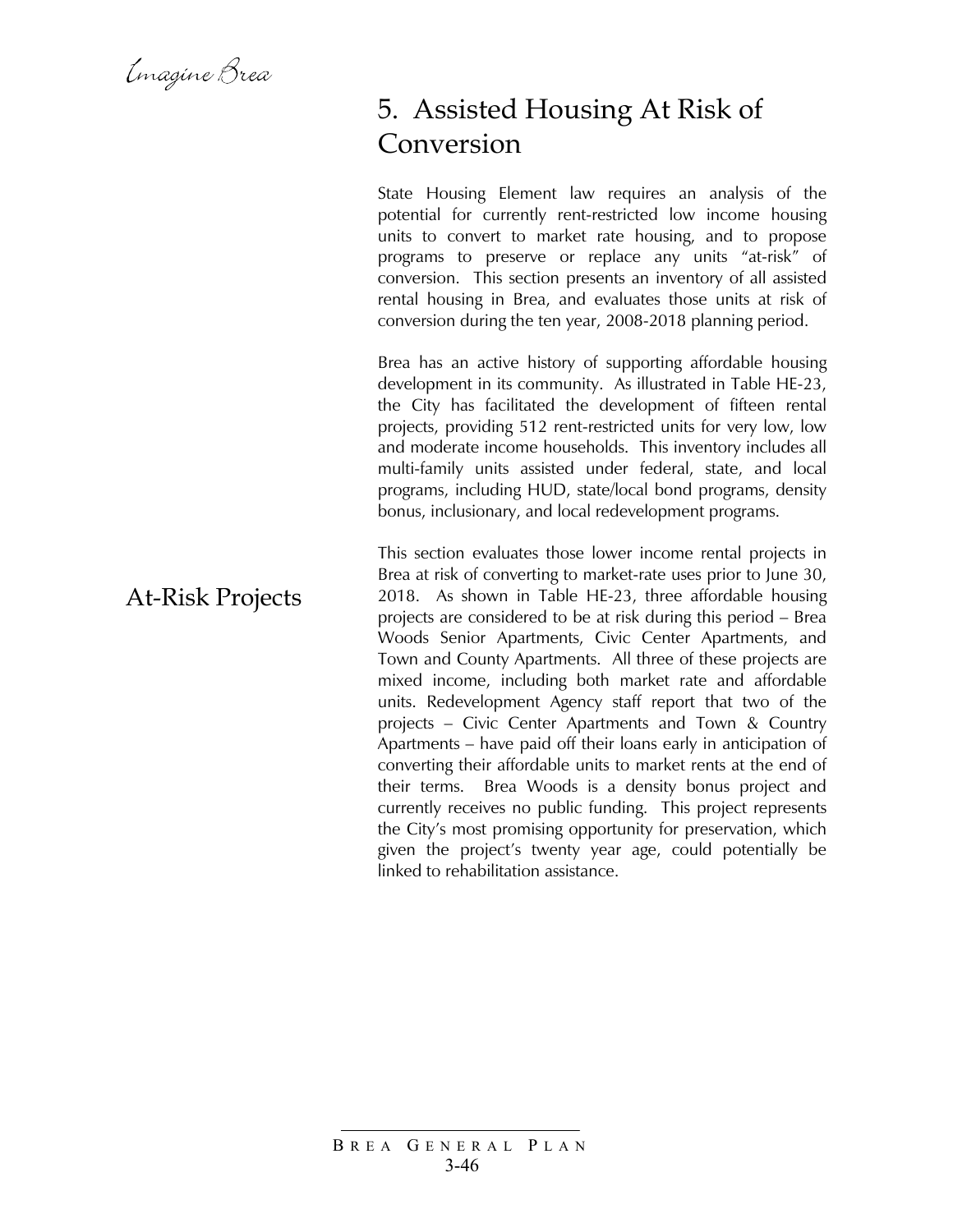## 5. Assisted Housing At Risk of Conversion

State Housing Element law requires an analysis of the potential for currently rent-restricted low income housing units to convert to market rate housing, and to propose programs to preserve or replace any units "at-risk" of conversion. This section presents an inventory of all assisted rental housing in Brea, and evaluates those units at risk of conversion during the ten year, 2008-2018 planning period.

Brea has an active history of supporting affordable housing development in its community. As illustrated in Table HE-23, the City has facilitated the development of fifteen rental projects, providing 512 rent-restricted units for very low, low and moderate income households. This inventory includes all multi-family units assisted under federal, state, and local programs, including HUD, state/local bond programs, density bonus, inclusionary, and local redevelopment programs.

### At-Risk Projects

This section evaluates those lower income rental projects in Brea at risk of converting to market-rate uses prior to June 30, 2018. As shown in Table HE-23, three affordable housing projects are considered to be at risk during this period – Brea Woods Senior Apartments, Civic Center Apartments, and Town and County Apartments. All three of these projects are mixed income, including both market rate and affordable units. Redevelopment Agency staff report that two of the projects – Civic Center Apartments and Town & Country Apartments – have paid off their loans early in anticipation of converting their affordable units to market rents at the end of their terms. Brea Woods is a density bonus project and currently receives no public funding. This project represents the City's most promising opportunity for preservation, which given the project's twenty year age, could potentially be linked to rehabilitation assistance.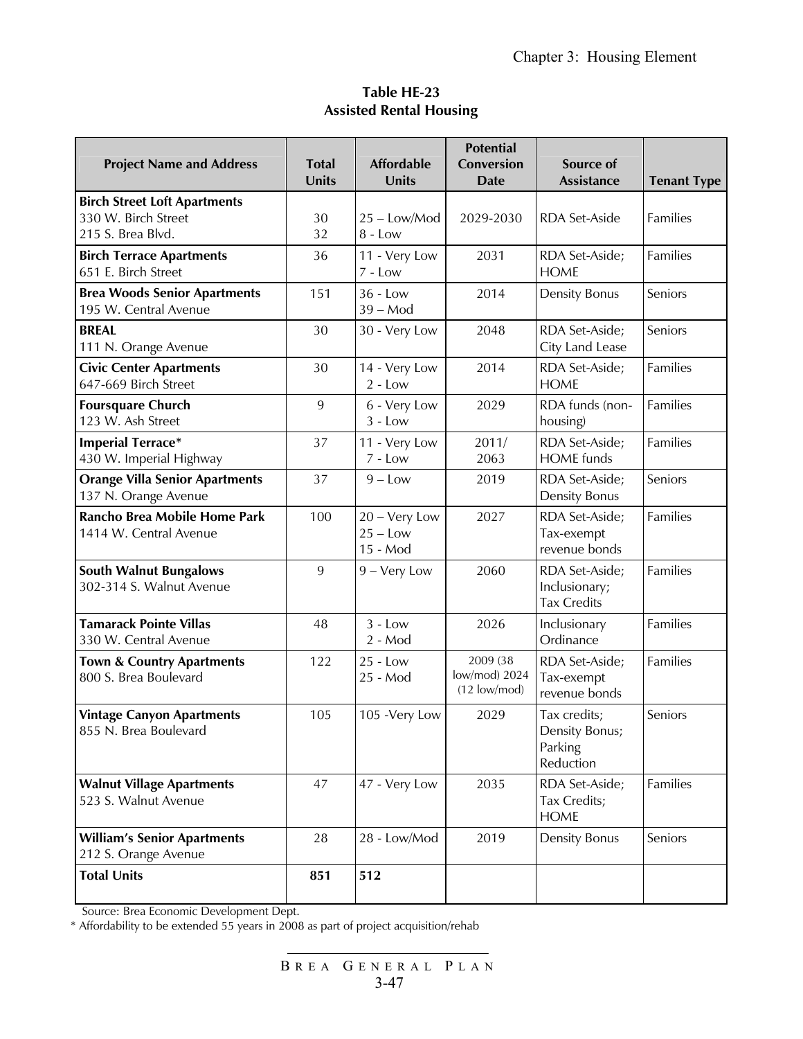**Table HE-23**
**Assisted Rental Housing**

| Project Name and Address | Total Units | Affordable Units | Potential Conversion Date | Source of Assistance | Tenant Type |
|---|---|---|---|---|---|
| **Birch Street Loft Apartments**<br>330 W. Birch Street<br>215 S. Brea Blvd. | 30<br>32 | 25 – Low/Mod<br>8 - Low | 2029-2030 | RDA Set-Aside | Families |
| **Birch Terrace Apartments**<br>651 E. Birch Street | 36 | 11 - Very Low<br>7 - Low | 2031 | RDA Set-Aside; HOME | Families |
| **Brea Woods Senior Apartments**<br>195 W. Central Avenue | 151 | 36 - Low<br>39 – Mod | 2014 | Density Bonus | Seniors |
| **BREAL**<br>111 N. Orange Avenue | 30 | 30 - Very Low | 2048 | RDA Set-Aside; City Land Lease | Seniors |
| **Civic Center Apartments**<br>647-669 Birch Street | 30 | 14 - Very Low<br>2 - Low | 2014 | RDA Set-Aside; HOME | Families |
| **Foursquare Church**<br>123 W. Ash Street | 9 | 6 - Very Low<br>3 - Low | 2029 | RDA funds (non-housing) | Families |
| **Imperial Terrace***<br>430 W. Imperial Highway | 37 | 11 - Very Low<br>7 - Low | 2011/<br>2063 | RDA Set-Aside; HOME funds | Families |
| **Orange Villa Senior Apartments**<br>137 N. Orange Avenue | 37 | 9 – Low | 2019 | RDA Set-Aside; Density Bonus | Seniors |
| **Rancho Brea Mobile Home Park**<br>1414 W. Central Avenue | 100 | 20 – Very Low<br>25 – Low<br>15 - Mod | 2027 | RDA Set-Aside; Tax-exempt revenue bonds | Families |
| **South Walnut Bungalows**<br>302-314 S. Walnut Avenue | 9 | 9 – Very Low | 2060 | RDA Set-Aside; Inclusionary; Tax Credits | Families |
| **Tamarack Pointe Villas**<br>330 W. Central Avenue | 48 | 3 - Low<br>2 - Mod | 2026 | Inclusionary Ordinance | Families |
| **Town & Country Apartments**<br>800 S. Brea Boulevard | 122 | 25 - Low<br>25 - Mod | 2009 (38 low/mod) 2024 (12 low/mod) | RDA Set-Aside; Tax-exempt revenue bonds | Families |
| **Vintage Canyon Apartments**<br>855 N. Brea Boulevard | 105 | 105 -Very Low | 2029 | Tax credits; Density Bonus; Parking Reduction | Seniors |
| **Walnut Village Apartments**<br>523 S. Walnut Avenue | 47 | 47 - Very Low | 2035 | RDA Set-Aside; Tax Credits; HOME | Families |
| **William's Senior Apartments**<br>212 S. Orange Avenue | 28 | 28 - Low/Mod | 2019 | Density Bonus | Seniors |
| **Total Units** | **851** | **512** | | | |

Source: Brea Economic Development Dept.

* Affordability to be extended 55 years in 2008 as part of project acquisition/rehab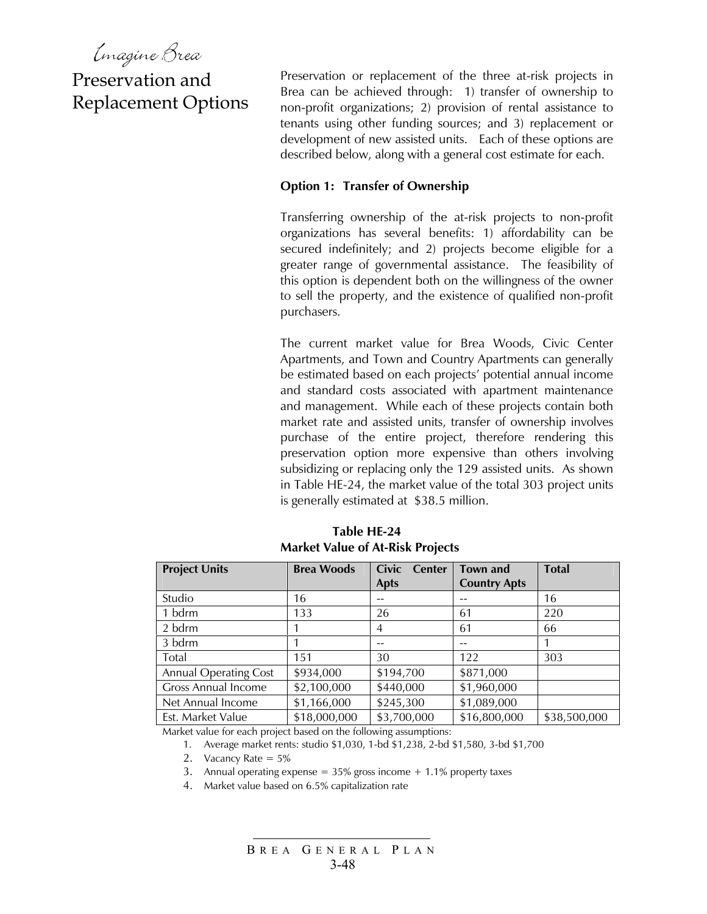## Preservation and Replacement Options

Preservation or replacement of the three at-risk projects in Brea can be achieved through: 1) transfer of ownership to non-profit organizations; 2) provision of rental assistance to tenants using other funding sources; and 3) replacement or development of new assisted units. Each of these options are described below, along with a general cost estimate for each.

**Option 1: Transfer of Ownership**

Transferring ownership of the at-risk projects to non-profit organizations has several benefits: 1) affordability can be secured indefinitely; and 2) projects become eligible for a greater range of governmental assistance. The feasibility of this option is dependent both on the willingness of the owner to sell the property, and the existence of qualified non-profit purchasers.

The current market value for Brea Woods, Civic Center Apartments, and Town and Country Apartments can generally be estimated based on each projects' potential annual income and standard costs associated with apartment maintenance and management. While each of these projects contain both market rate and assisted units, transfer of ownership involves purchase of the entire project, therefore rendering this preservation option more expensive than others involving subsidizing or replacing only the 129 assisted units. As shown in Table HE-24, the market value of the total 303 project units is generally estimated at $38.5 million.

**Table HE-24**
**Market Value of At-Risk Projects**

| Project Units | Brea Woods | Civic Center Apts | Town and Country Apts | Total |
|---|---|---|---|---|
| Studio | 16 | -- | -- | 16 |
| 1 bdrm | 133 | 26 | 61 | 220 |
| 2 bdrm | 1 | 4 | 61 | 66 |
| 3 bdrm | 1 | -- | -- | 1 |
| Total | 151 | 30 | 122 | 303 |
| Annual Operating Cost | $934,000 | $194,700 | $871,000 | |
| Gross Annual Income | $2,100,000 | $440,000 | $1,960,000 | |
| Net Annual Income | $1,166,000 | $245,300 | $1,089,000 | |
| Est. Market Value | $18,000,000 | $3,700,000 | $16,800,000 | $38,500,000 |

Market value for each project based on the following assumptions:

1. Average market rents: studio $1,030, 1-bd $1,238, 2-bd $1,580, 3-bd $1,700
2. Vacancy Rate = 5%
3. Annual operating expense = 35% gross income + 1.1% property taxes
4. Market value based on 6.5% capitalization rate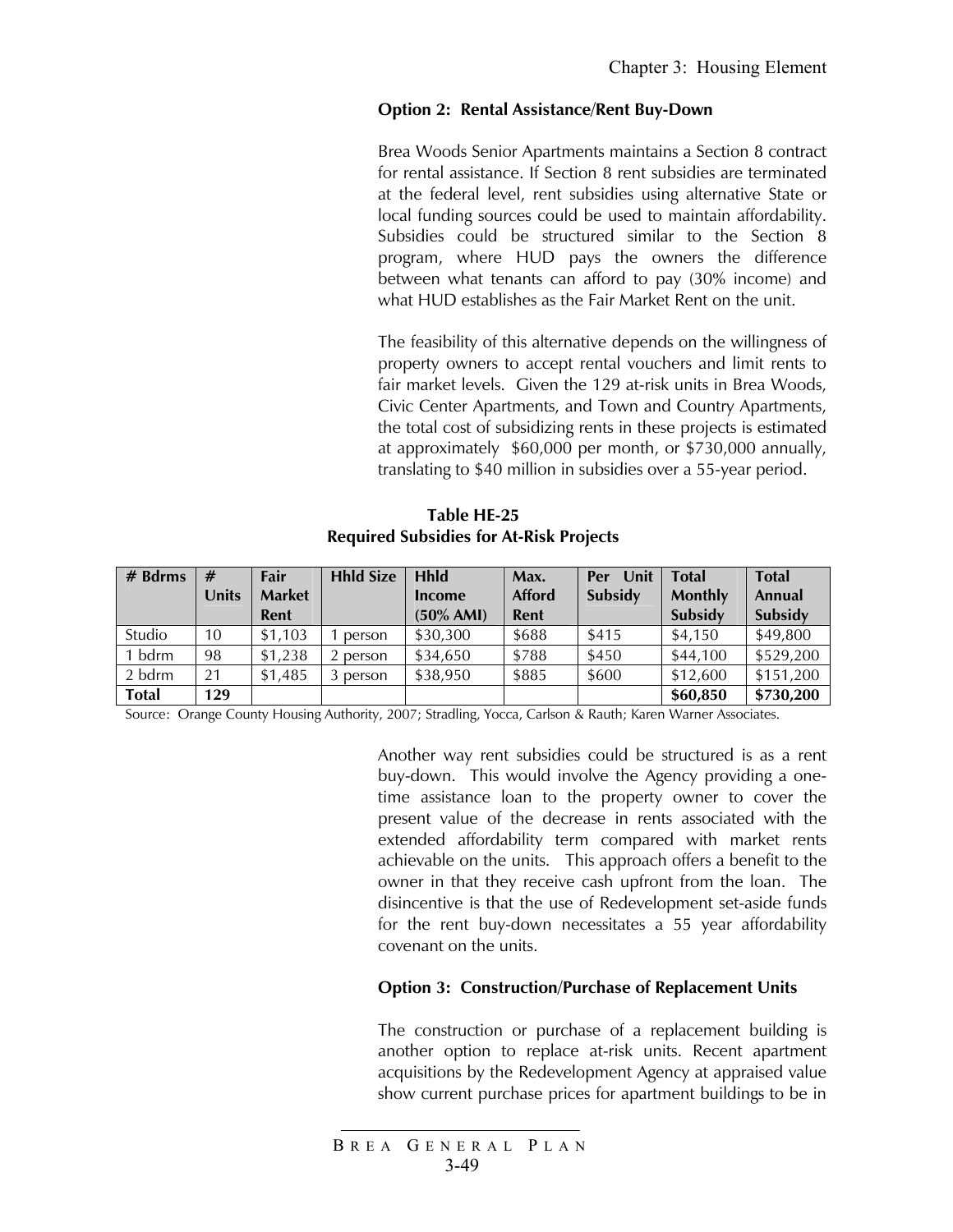### Option 2: Rental Assistance/Rent Buy-Down

Brea Woods Senior Apartments maintains a Section 8 contract for rental assistance. If Section 8 rent subsidies are terminated at the federal level, rent subsidies using alternative State or local funding sources could be used to maintain affordability. Subsidies could be structured similar to the Section 8 program, where HUD pays the owners the difference between what tenants can afford to pay (30% income) and what HUD establishes as the Fair Market Rent on the unit.

The feasibility of this alternative depends on the willingness of property owners to accept rental vouchers and limit rents to fair market levels. Given the 129 at-risk units in Brea Woods, Civic Center Apartments, and Town and Country Apartments, the total cost of subsidizing rents in these projects is estimated at approximately $60,000 per month, or $730,000 annually, translating to $40 million in subsidies over a 55-year period.

**Table HE-25**
**Required Subsidies for At-Risk Projects**

| # Bdrms | # Units | Fair Market Rent | Hhld Size | Hhld Income (50% AMI) | Max. Afford Rent | Per Unit Subsidy | Total Monthly Subsidy | Total Annual Subsidy |
|---|---|---|---|---|---|---|---|---|
| Studio | 10 | $1,103 | 1 person | $30,300 | $688 | $415 | $4,150 | $49,800 |
| 1 bdrm | 98 | $1,238 | 2 person | $34,650 | $788 | $450 | $44,100 | $529,200 |
| 2 bdrm | 21 | $1,485 | 3 person | $38,950 | $885 | $600 | $12,600 | $151,200 |
| **Total** | **129** | | | | | | **$60,850** | **$730,200** |

Source: Orange County Housing Authority, 2007; Stradling, Yocca, Carlson & Rauth; Karen Warner Associates.

Another way rent subsidies could be structured is as a rent buy-down. This would involve the Agency providing a one-time assistance loan to the property owner to cover the present value of the decrease in rents associated with the extended affordability term compared with market rents achievable on the units. This approach offers a benefit to the owner in that they receive cash upfront from the loan. The disincentive is that the use of Redevelopment set-aside funds for the rent buy-down necessitates a 55 year affordability covenant on the units.

### Option 3: Construction/Purchase of Replacement Units

The construction or purchase of a replacement building is another option to replace at-risk units. Recent apartment acquisitions by the Redevelopment Agency at appraised value show current purchase prices for apartment buildings to be in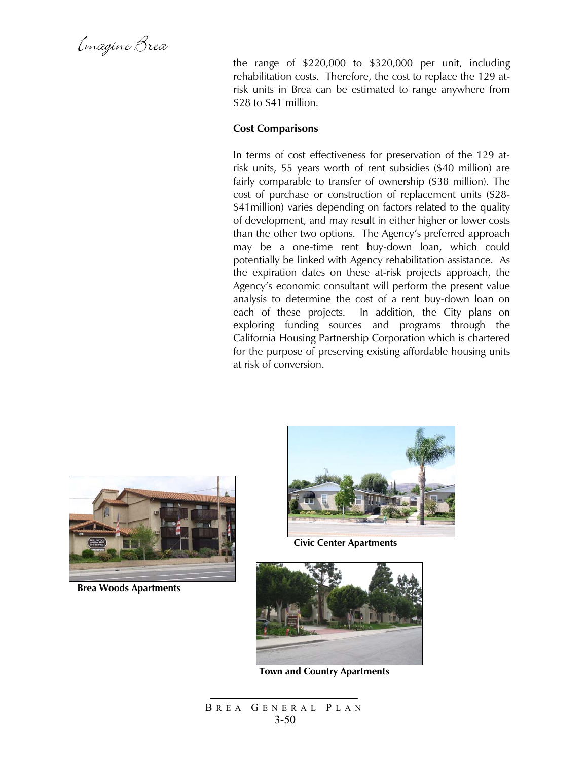the range of $220,000 to $320,000 per unit, including rehabilitation costs. Therefore, the cost to replace the 129 at-risk units in Brea can be estimated to range anywhere from $28 to $41 million.

**Cost Comparisons**

In terms of cost effectiveness for preservation of the 129 at-risk units, 55 years worth of rent subsidies ($40 million) are fairly comparable to transfer of ownership ($38 million). The cost of purchase or construction of replacement units ($28-$41million) varies depending on factors related to the quality of development, and may result in either higher or lower costs than the other two options. The Agency's preferred approach may be a one-time rent buy-down loan, which could potentially be linked with Agency rehabilitation assistance. As the expiration dates on these at-risk projects approach, the Agency's economic consultant will perform the present value analysis to determine the cost of a rent buy-down loan on each of these projects. In addition, the City plans on exploring funding sources and programs through the California Housing Partnership Corporation which is chartered for the purpose of preserving existing affordable housing units at risk of conversion.

**Civic Center Apartments**

**Brea Woods Apartments**

**Town and Country Apartments**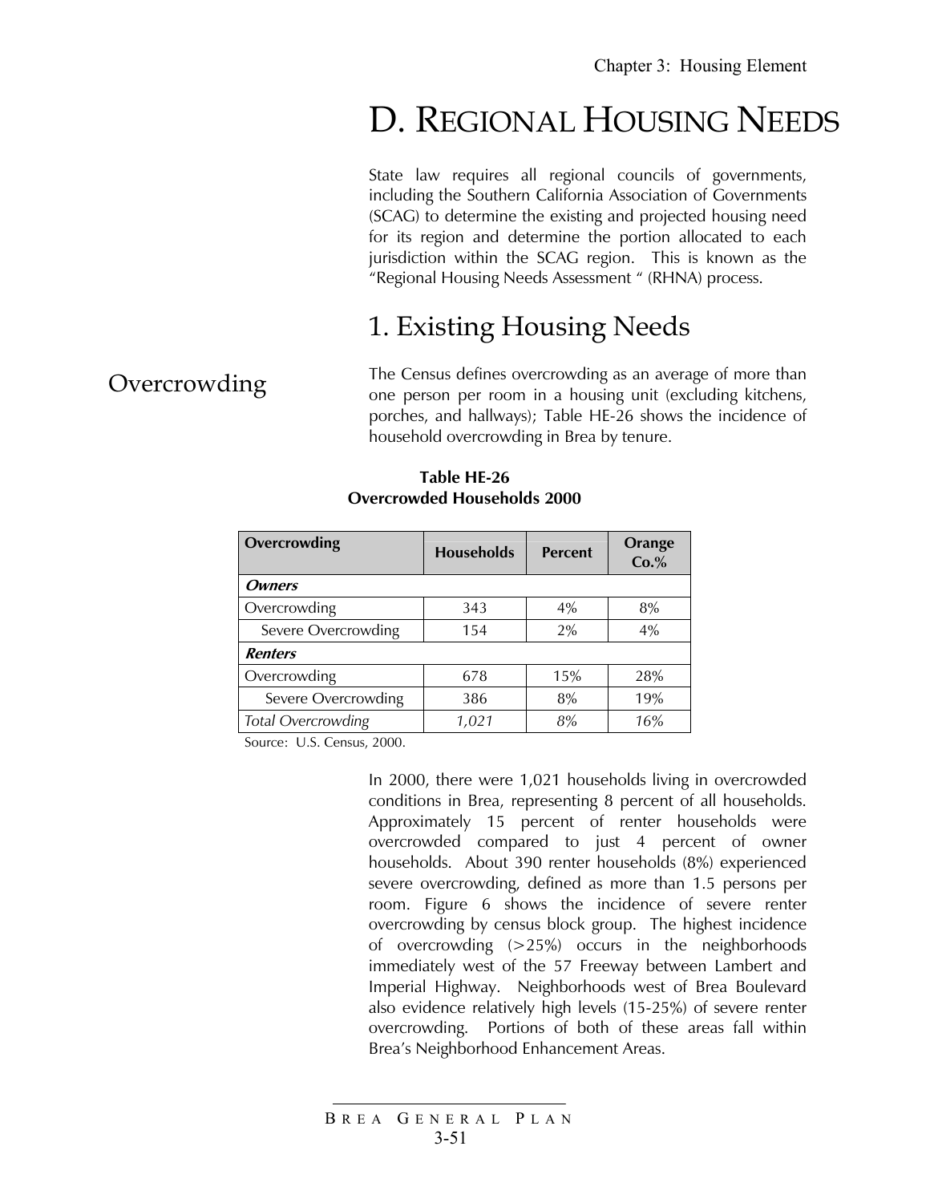# D. REGIONAL HOUSING NEEDS

State law requires all regional councils of governments, including the Southern California Association of Governments (SCAG) to determine the existing and projected housing need for its region and determine the portion allocated to each jurisdiction within the SCAG region. This is known as the "Regional Housing Needs Assessment " (RHNA) process.

## 1. Existing Housing Needs

### Overcrowding

The Census defines overcrowding as an average of more than one person per room in a housing unit (excluding kitchens, porches, and hallways); Table HE-26 shows the incidence of household overcrowding in Brea by tenure.

**Table HE-26**
**Overcrowded Households 2000**

| Overcrowding | Households | Percent | Orange Co.% |
|---|---|---|---|
| ***Owners*** | | | |
| Overcrowding | 343 | 4% | 8% |
| Severe Overcrowding | 154 | 2% | 4% |
| ***Renters*** | | | |
| Overcrowding | 678 | 15% | 28% |
| Severe Overcrowding | 386 | 8% | 19% |
| *Total Overcrowding* | *1,021* | *8%* | *16%* |

Source: U.S. Census, 2000.

In 2000, there were 1,021 households living in overcrowded conditions in Brea, representing 8 percent of all households. Approximately 15 percent of renter households were overcrowded compared to just 4 percent of owner households. About 390 renter households (8%) experienced severe overcrowding, defined as more than 1.5 persons per room. Figure 6 shows the incidence of severe renter overcrowding by census block group. The highest incidence of overcrowding (>25%) occurs in the neighborhoods immediately west of the 57 Freeway between Lambert and Imperial Highway. Neighborhoods west of Brea Boulevard also evidence relatively high levels (15-25%) of severe renter overcrowding. Portions of both of these areas fall within Brea's Neighborhood Enhancement Areas.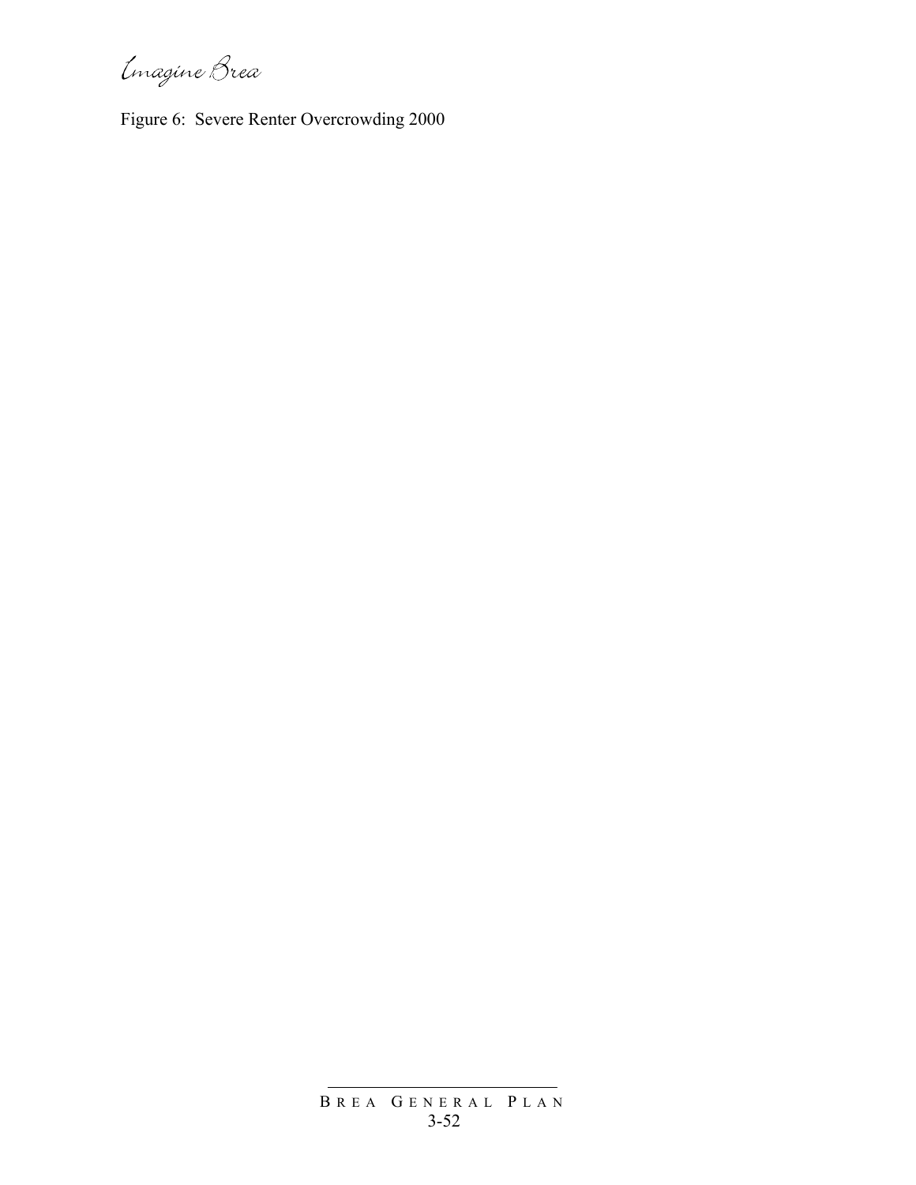Figure 6: Severe Renter Overcrowding 2000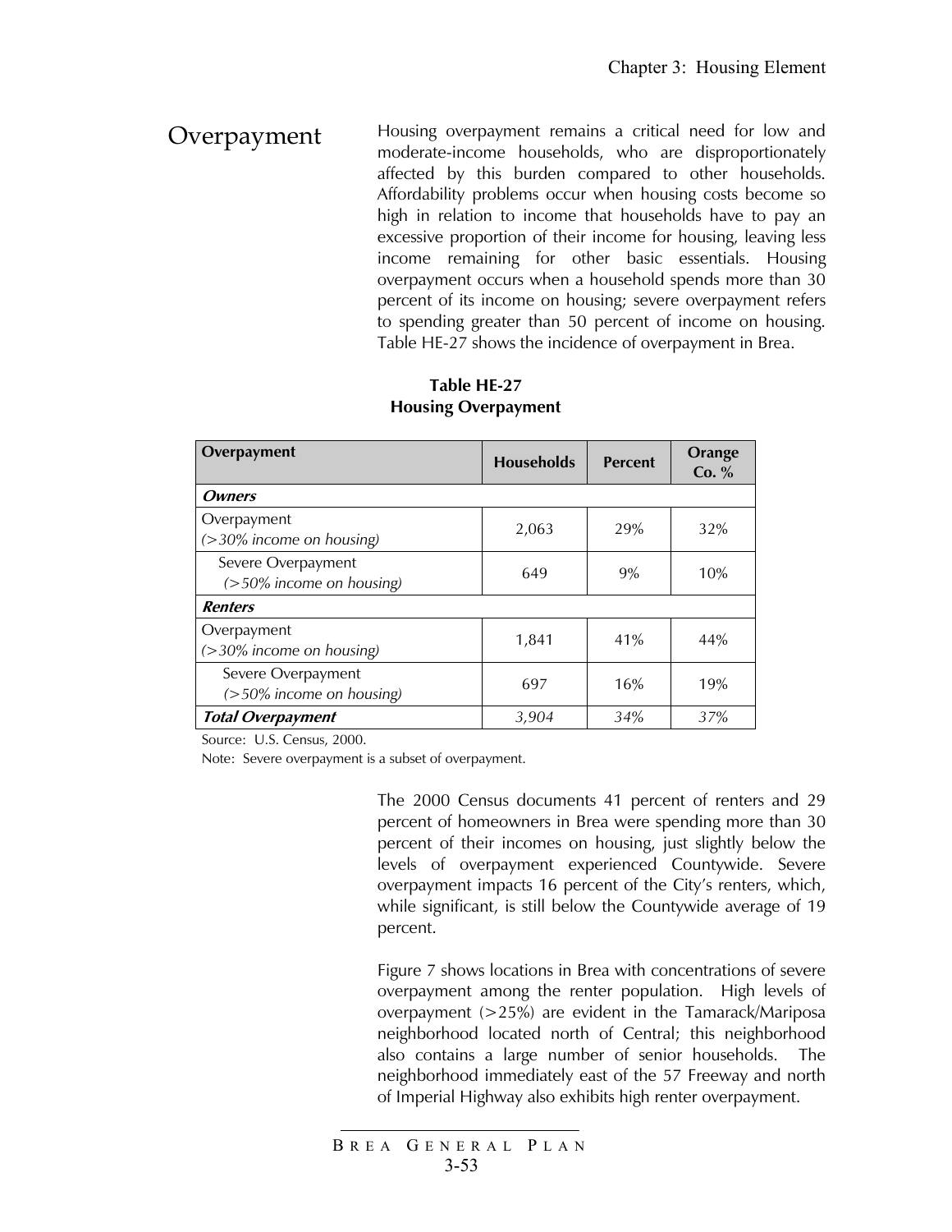## Overpayment

Housing overpayment remains a critical need for low and moderate-income households, who are disproportionately affected by this burden compared to other households. Affordability problems occur when housing costs become so high in relation to income that households have to pay an excessive proportion of their income for housing, leaving less income remaining for other basic essentials. Housing overpayment occurs when a household spends more than 30 percent of its income on housing; severe overpayment refers to spending greater than 50 percent of income on housing. Table HE-27 shows the incidence of overpayment in Brea.

**Table HE-27**
**Housing Overpayment**

| Overpayment | Households | Percent | Orange Co. % |
|---|---|---|---|
| ***Owners*** | | | |
| Overpayment *(>30% income on housing)* | 2,063 | 29% | 32% |
| Severe Overpayment *(>50% income on housing)* | 649 | 9% | 10% |
| ***Renters*** | | | |
| Overpayment *(>30% income on housing)* | 1,841 | 41% | 44% |
| Severe Overpayment *(>50% income on housing)* | 697 | 16% | 19% |
| ***Total Overpayment*** | *3,904* | *34%* | *37%* |

Source: U.S. Census, 2000.

Note: Severe overpayment is a subset of overpayment.

The 2000 Census documents 41 percent of renters and 29 percent of homeowners in Brea were spending more than 30 percent of their incomes on housing, just slightly below the levels of overpayment experienced Countywide. Severe overpayment impacts 16 percent of the City's renters, which, while significant, is still below the Countywide average of 19 percent.

Figure 7 shows locations in Brea with concentrations of severe overpayment among the renter population. High levels of overpayment (>25%) are evident in the Tamarack/Mariposa neighborhood located north of Central; this neighborhood also contains a large number of senior households. The neighborhood immediately east of the 57 Freeway and north of Imperial Highway also exhibits high renter overpayment.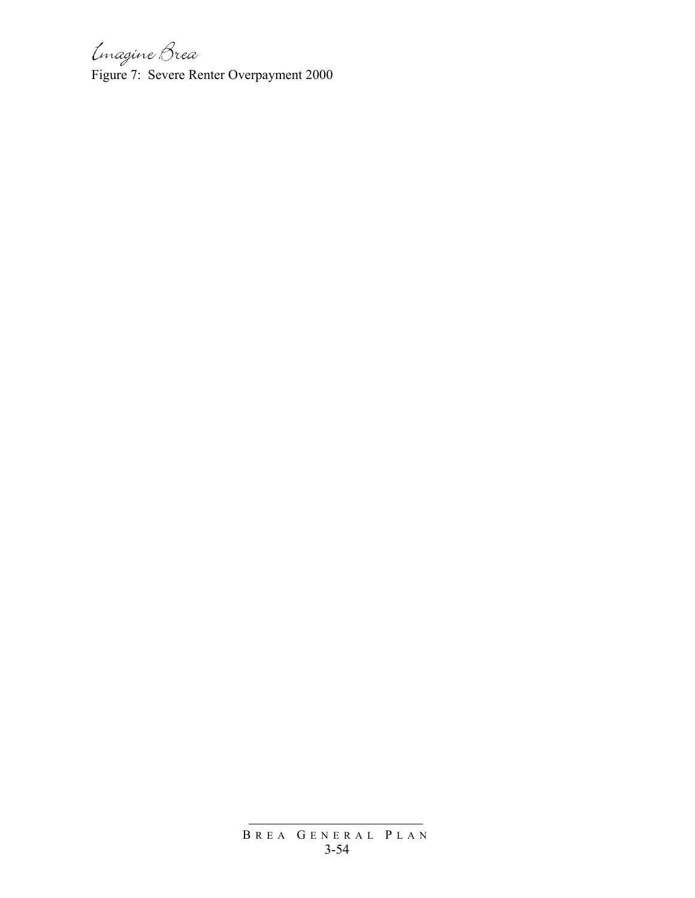Figure 7: Severe Renter Overpayment 2000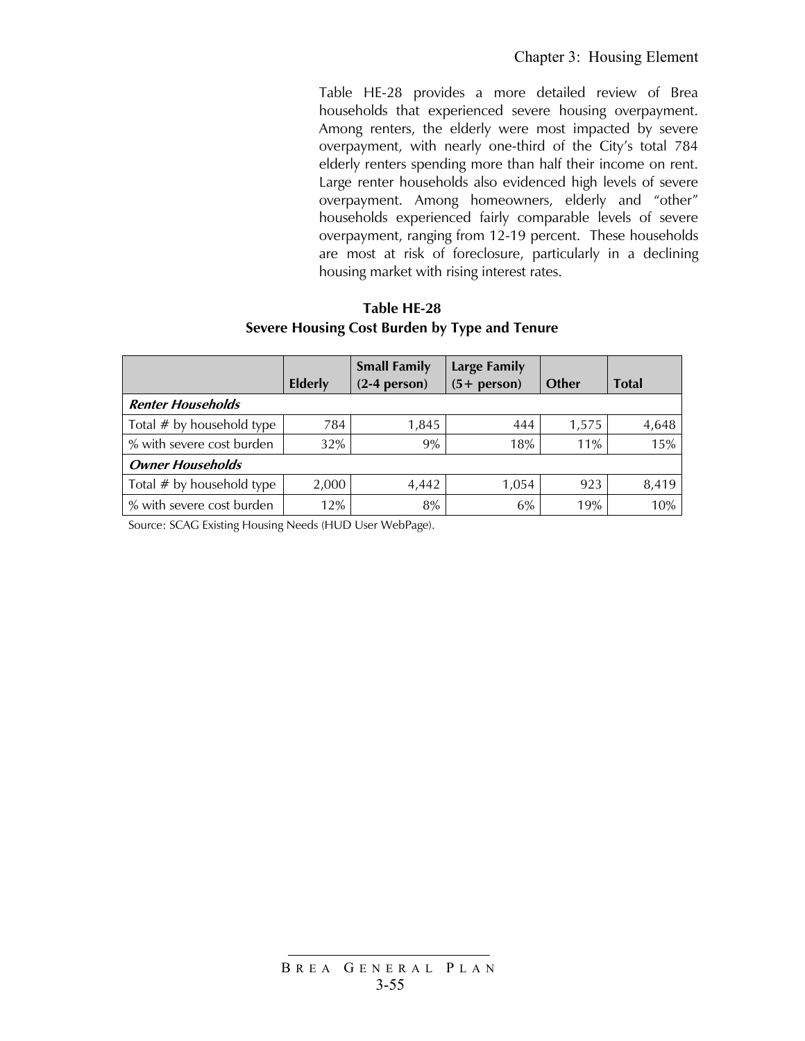Table HE-28 provides a more detailed review of Brea households that experienced severe housing overpayment. Among renters, the elderly were most impacted by severe overpayment, with nearly one-third of the City's total 784 elderly renters spending more than half their income on rent. Large renter households also evidenced high levels of severe overpayment. Among homeowners, elderly and "other" households experienced fairly comparable levels of severe overpayment, ranging from 12-19 percent. These households are most at risk of foreclosure, particularly in a declining housing market with rising interest rates.

**Table HE-28**
**Severe Housing Cost Burden by Type and Tenure**

| | Elderly | Small Family (2-4 person) | Large Family (5+ person) | Other | Total |
|---|---|---|---|---|---|
| ***Renter Households*** | | | | | |
| Total # by household type | 784 | 1,845 | 444 | 1,575 | 4,648 |
| % with severe cost burden | 32% | 9% | 18% | 11% | 15% |
| ***Owner Households*** | | | | | |
| Total # by household type | 2,000 | 4,442 | 1,054 | 923 | 8,419 |
| % with severe cost burden | 12% | 8% | 6% | 19% | 10% |

Source: SCAG Existing Housing Needs (HUD User WebPage).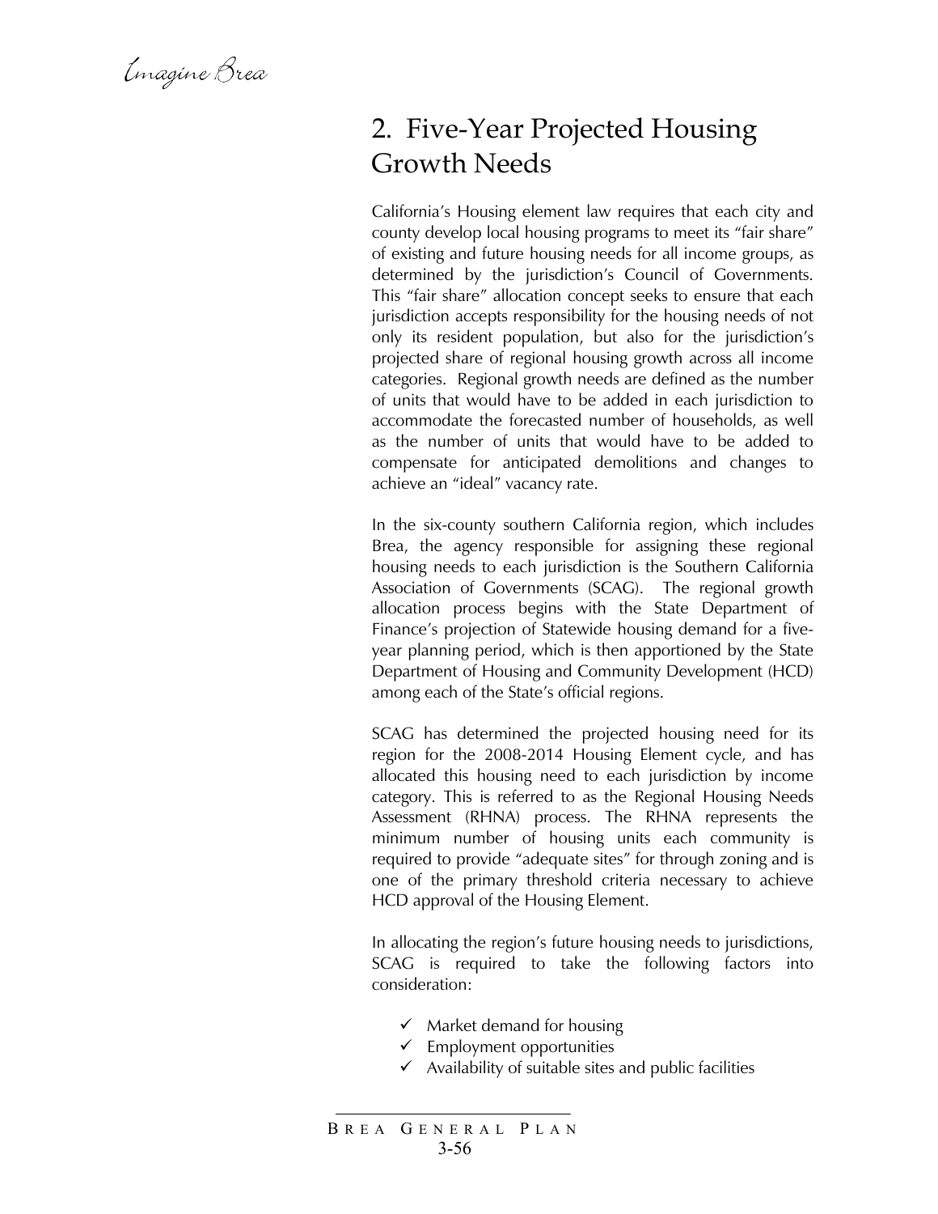## 2. Five-Year Projected Housing Growth Needs

California's Housing element law requires that each city and county develop local housing programs to meet its "fair share" of existing and future housing needs for all income groups, as determined by the jurisdiction's Council of Governments. This "fair share" allocation concept seeks to ensure that each jurisdiction accepts responsibility for the housing needs of not only its resident population, but also for the jurisdiction's projected share of regional housing growth across all income categories. Regional growth needs are defined as the number of units that would have to be added in each jurisdiction to accommodate the forecasted number of households, as well as the number of units that would have to be added to compensate for anticipated demolitions and changes to achieve an "ideal" vacancy rate.

In the six-county southern California region, which includes Brea, the agency responsible for assigning these regional housing needs to each jurisdiction is the Southern California Association of Governments (SCAG). The regional growth allocation process begins with the State Department of Finance's projection of Statewide housing demand for a five-year planning period, which is then apportioned by the State Department of Housing and Community Development (HCD) among each of the State's official regions.

SCAG has determined the projected housing need for its region for the 2008-2014 Housing Element cycle, and has allocated this housing need to each jurisdiction by income category. This is referred to as the Regional Housing Needs Assessment (RHNA) process. The RHNA represents the minimum number of housing units each community is required to provide "adequate sites" for through zoning and is one of the primary threshold criteria necessary to achieve HCD approval of the Housing Element.

In allocating the region's future housing needs to jurisdictions, SCAG is required to take the following factors into consideration:

- ✓ Market demand for housing
- ✓ Employment opportunities
- ✓ Availability of suitable sites and public facilities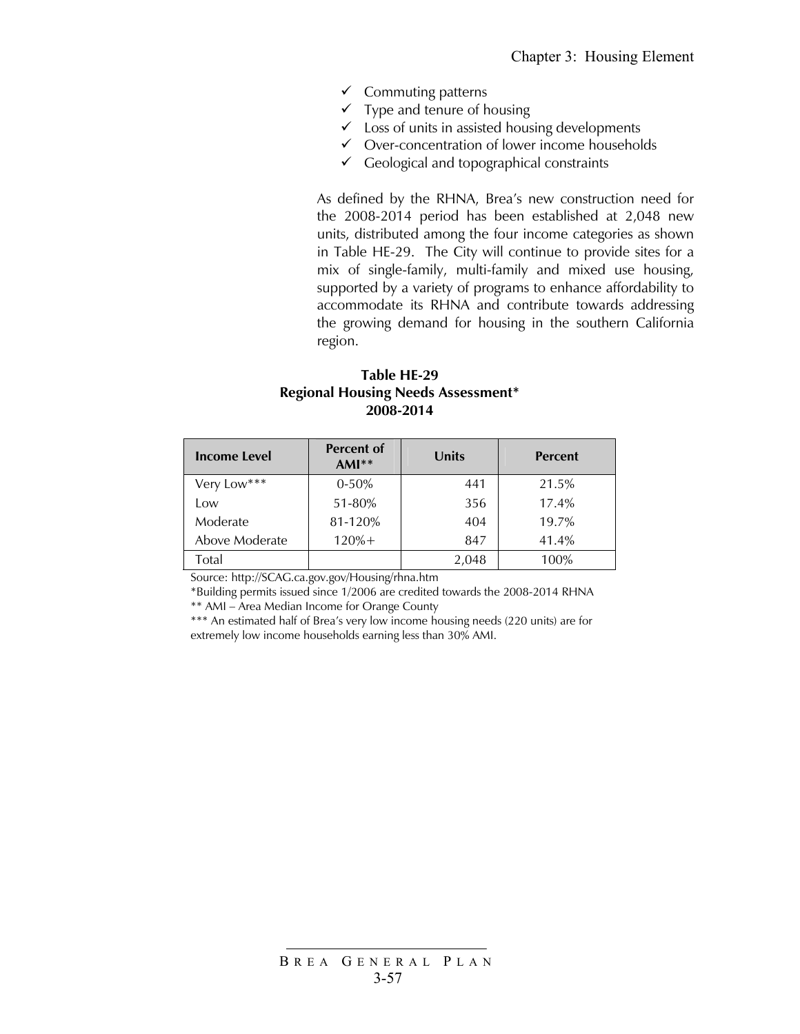- ✓ Commuting patterns
- ✓ Type and tenure of housing
- ✓ Loss of units in assisted housing developments
- ✓ Over-concentration of lower income households
- ✓ Geological and topographical constraints

As defined by the RHNA, Brea's new construction need for the 2008-2014 period has been established at 2,048 new units, distributed among the four income categories as shown in Table HE-29. The City will continue to provide sites for a mix of single-family, multi-family and mixed use housing, supported by a variety of programs to enhance affordability to accommodate its RHNA and contribute towards addressing the growing demand for housing in the southern California region.

**Table HE-29**
**Regional Housing Needs Assessment***
**2008-2014**

| Income Level | Percent of AMI** | Units | Percent |
|---|---|---|---|
| Very Low*** | 0-50% | 441 | 21.5% |
| Low | 51-80% | 356 | 17.4% |
| Moderate | 81-120% | 404 | 19.7% |
| Above Moderate | 120%+ | 847 | 41.4% |
| Total | | 2,048 | 100% |

Source: http://SCAG.ca.gov.gov/Housing/rhna.htm
*Building permits issued since 1/2006 are credited towards the 2008-2014 RHNA
** AMI – Area Median Income for Orange County
*** An estimated half of Brea's very low income housing needs (220 units) are for extremely low income households earning less than 30% AMI.